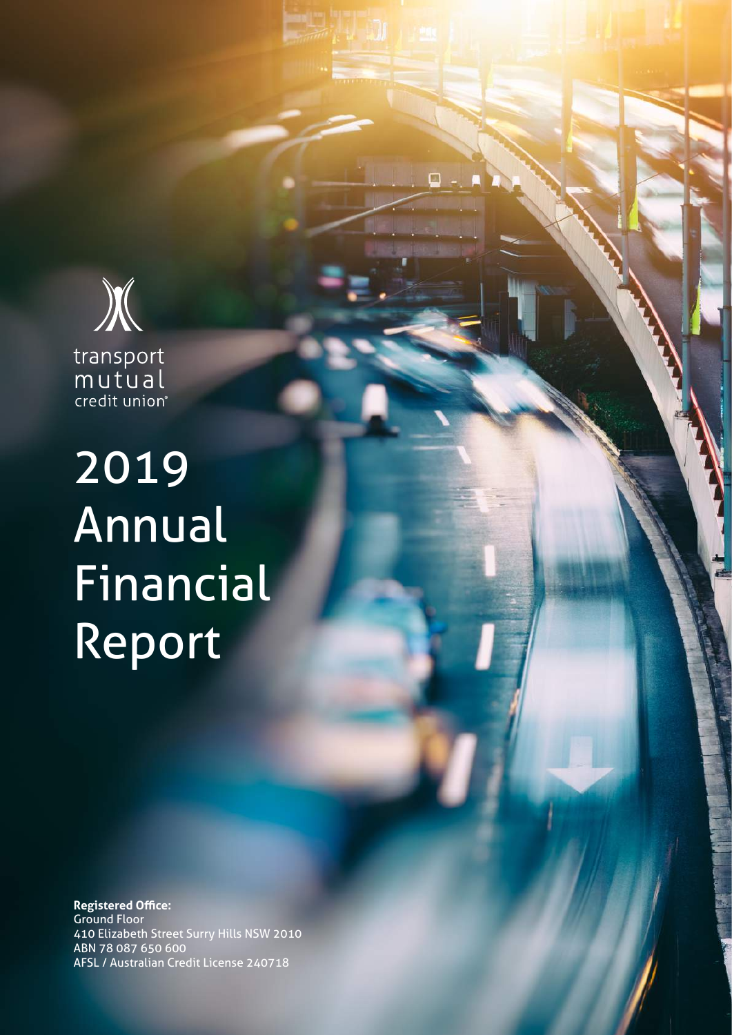transport mutual credit union®

# 2019 Annual Financial Report

**Registered Office:**
Ground Floor
410 Elizabeth Street Surry Hills NSW 2010
ABN 78 087 650 600
AFSL / Australian Credit License 240718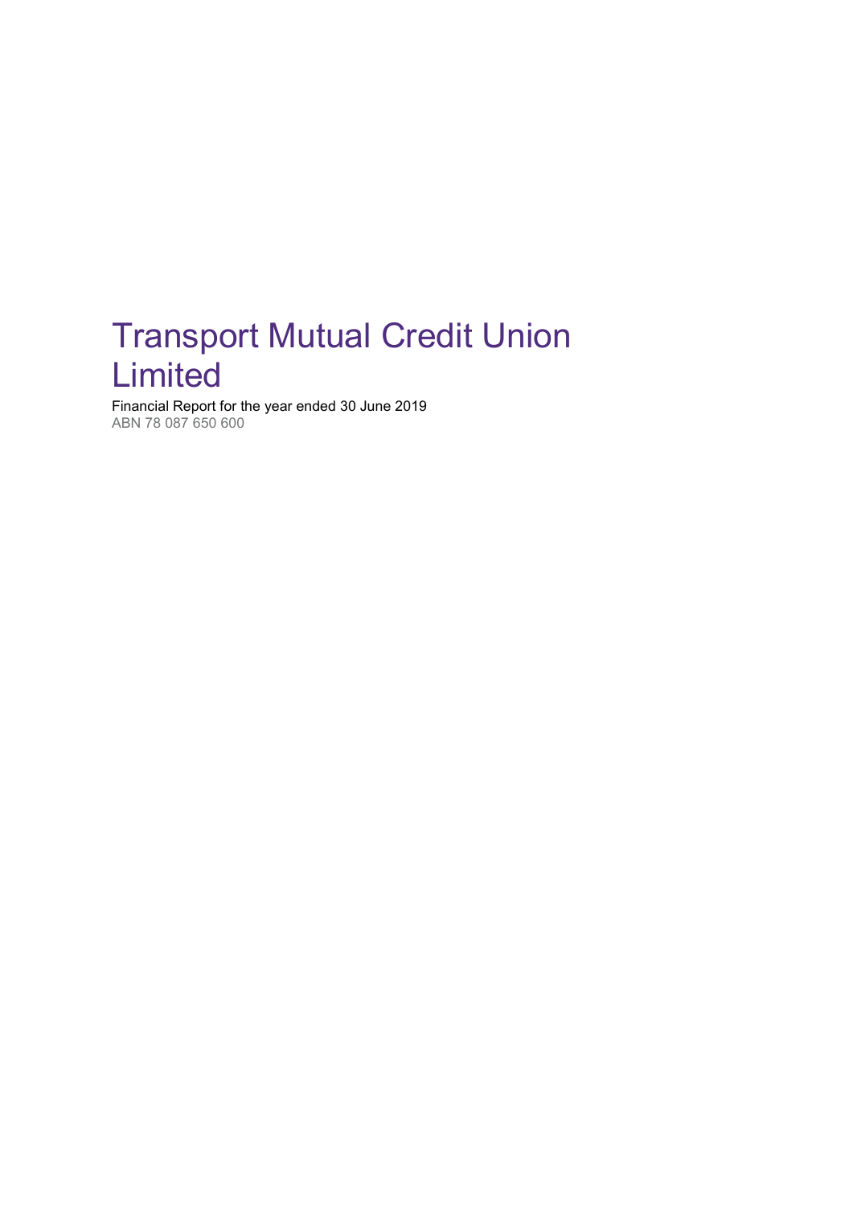# Transport Mutual Credit Union Limited

Financial Report for the year ended 30 June 2019

ABN 78 087 650 600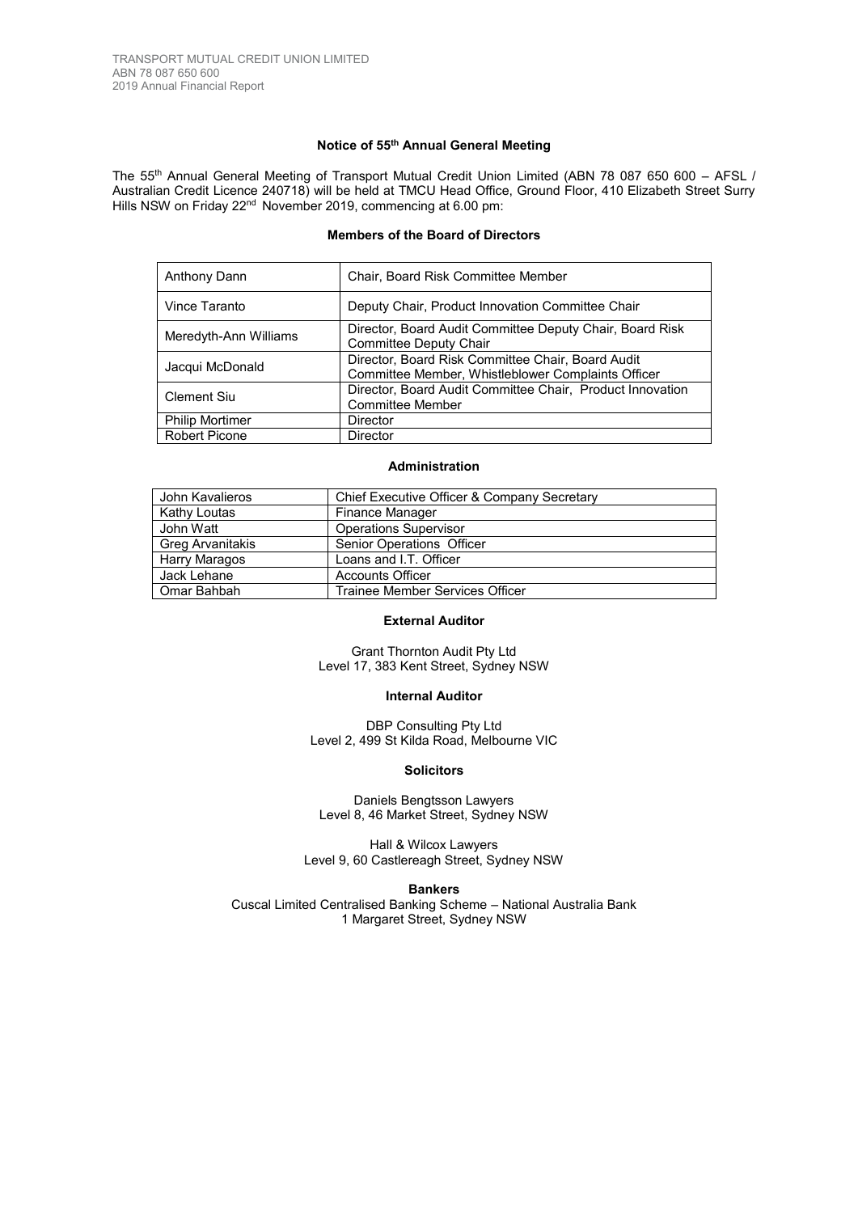### Notice of 55th Annual General Meeting

The 55th Annual General Meeting of Transport Mutual Credit Union Limited (ABN 78 087 650 600 – AFSL / Australian Credit Licence 240718) will be held at TMCU Head Office, Ground Floor, 410 Elizabeth Street Surry Hills NSW on Friday 22nd November 2019, commencing at 6.00 pm:

### Members of the Board of Directors

| | |
|---|---|
| Anthony Dann | Chair, Board Risk Committee Member |
| Vince Taranto | Deputy Chair, Product Innovation Committee Chair |
| Meredyth-Ann Williams | Director, Board Audit Committee Deputy Chair, Board Risk Committee Deputy Chair |
| Jacqui McDonald | Director, Board Risk Committee Chair, Board Audit Committee Member, Whistleblower Complaints Officer |
| Clement Siu | Director, Board Audit Committee Chair, Product Innovation Committee Member |
| Philip Mortimer | Director |
| Robert Picone | Director |

### Administration

| | |
|---|---|
| John Kavalieros | Chief Executive Officer & Company Secretary |
| Kathy Loutas | Finance Manager |
| John Watt | Operations Supervisor |
| Greg Arvanitakis | Senior Operations Officer |
| Harry Maragos | Loans and I.T. Officer |
| Jack Lehane | Accounts Officer |
| Omar Bahbah | Trainee Member Services Officer |

### External Auditor

Grant Thornton Audit Pty Ltd
Level 17, 383 Kent Street, Sydney NSW

### Internal Auditor

DBP Consulting Pty Ltd
Level 2, 499 St Kilda Road, Melbourne VIC

### Solicitors

Daniels Bengtsson Lawyers
Level 8, 46 Market Street, Sydney NSW

Hall & Wilcox Lawyers
Level 9, 60 Castlereagh Street, Sydney NSW

### Bankers

Cuscal Limited Centralised Banking Scheme – National Australia Bank
1 Margaret Street, Sydney NSW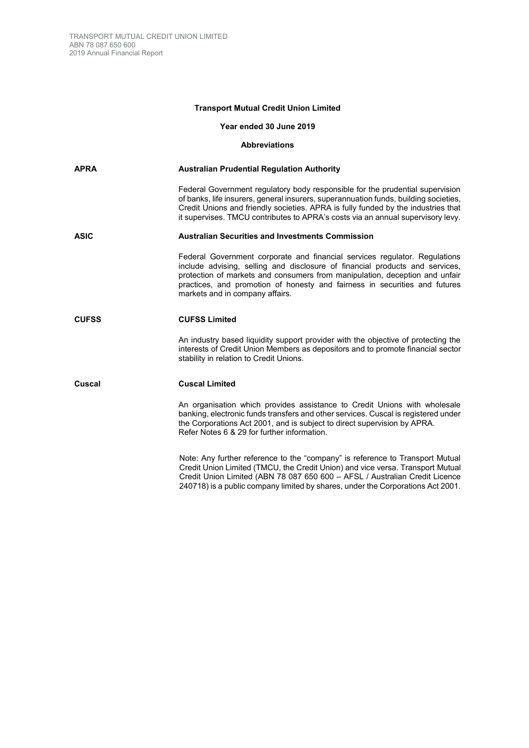**Transport Mutual Credit Union Limited**

**Year ended 30 June 2019**

**Abbreviations**

**APRA** — **Australian Prudential Regulation Authority**

Federal Government regulatory body responsible for the prudential supervision of banks, life insurers, general insurers, superannuation funds, building societies, Credit Unions and friendly societies. APRA is fully funded by the industries that it supervises. TMCU contributes to APRA's costs via an annual supervisory levy.

**ASIC** — **Australian Securities and Investments Commission**

Federal Government corporate and financial services regulator. Regulations include advising, selling and disclosure of financial products and services, protection of markets and consumers from manipulation, deception and unfair practices, and promotion of honesty and fairness in securities and futures markets and in company affairs.

**CUFSS** — **CUFSS Limited**

An industry based liquidity support provider with the objective of protecting the interests of Credit Union Members as depositors and to promote financial sector stability in relation to Credit Unions.

**Cuscal** — **Cuscal Limited**

An organisation which provides assistance to Credit Unions with wholesale banking, electronic funds transfers and other services. Cuscal is registered under the Corporations Act 2001, and is subject to direct supervision by APRA. Refer Notes 6 & 29 for further information.

Note: Any further reference to the "company" is reference to Transport Mutual Credit Union Limited (TMCU, the Credit Union) and vice versa. Transport Mutual Credit Union Limited (ABN 78 087 650 600 – AFSL / Australian Credit Licence 240718) is a public company limited by shares, under the Corporations Act 2001.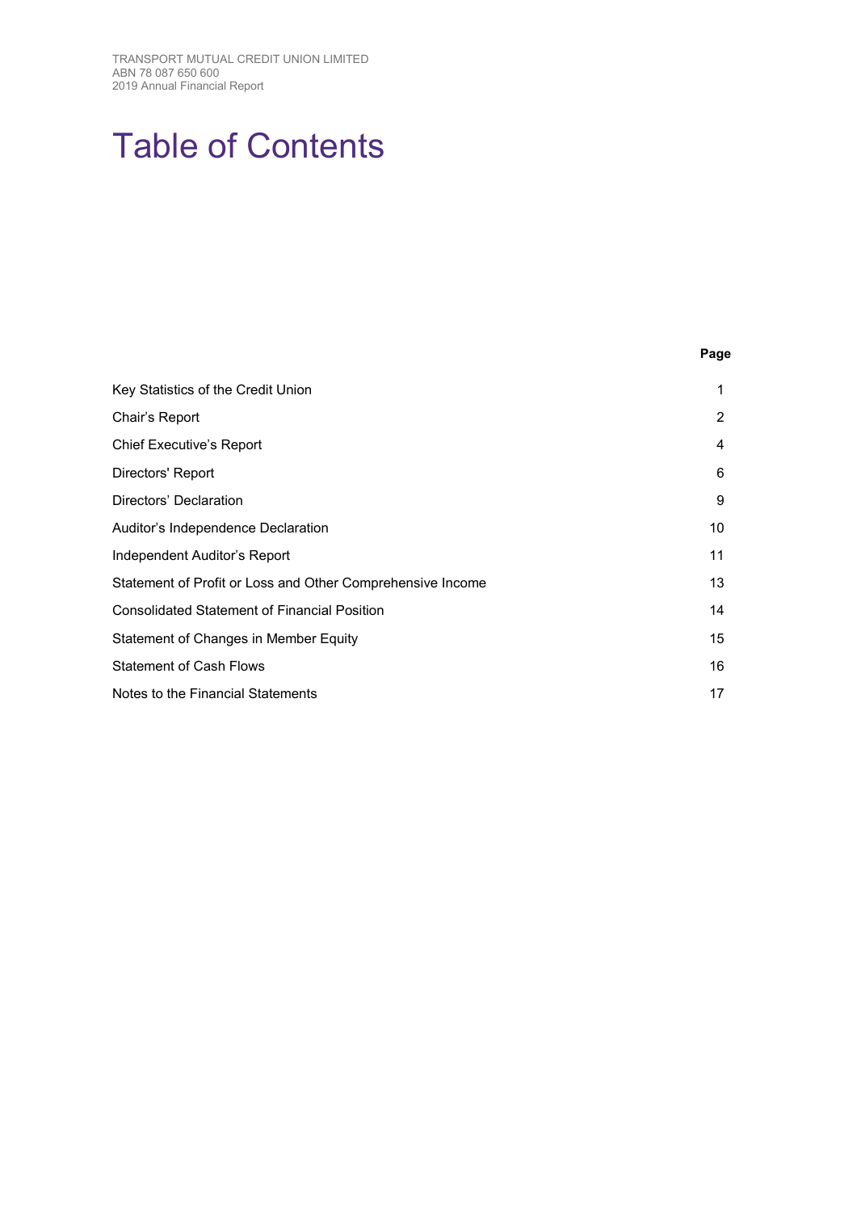# Table of Contents

| | Page |
|---|---|
| Key Statistics of the Credit Union | 1 |
| Chair's Report | 2 |
| Chief Executive's Report | 4 |
| Directors' Report | 6 |
| Directors' Declaration | 9 |
| Auditor's Independence Declaration | 10 |
| Independent Auditor's Report | 11 |
| Statement of Profit or Loss and Other Comprehensive Income | 13 |
| Consolidated Statement of Financial Position | 14 |
| Statement of Changes in Member Equity | 15 |
| Statement of Cash Flows | 16 |
| Notes to the Financial Statements | 17 |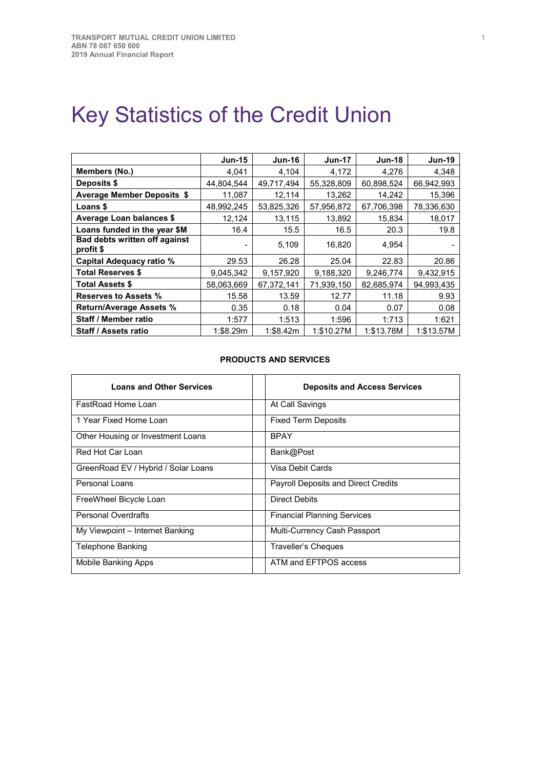# Key Statistics of the Credit Union

| | Jun-15 | Jun-16 | Jun-17 | Jun-18 | Jun-19 |
|---|---|---|---|---|---|
| **Members (No.)** | 4,041 | 4,104 | 4,172 | 4,276 | 4,348 |
| **Deposits $** | 44,804,544 | 49,717,494 | 55,328,809 | 60,898,524 | 66,942,993 |
| **Average Member Deposits $** | 11,087 | 12,114 | 13,262 | 14,242 | 15,396 |
| **Loans $** | 48,992,245 | 53,825,326 | 57,956,872 | 67,706,398 | 78,336,630 |
| **Average Loan balances $** | 12,124 | 13,115 | 13,892 | 15,834 | 18,017 |
| **Loans funded in the year $M** | 16.4 | 15.5 | 16.5 | 20.3 | 19.8 |
| **Bad debts written off against profit $** | - | 5,109 | 16,820 | 4,954 | - |
| **Capital Adequacy ratio %** | 29.53 | 26.28 | 25.04 | 22.83 | 20.86 |
| **Total Reserves $** | 9,045,342 | 9,157,920 | 9,188,320 | 9,246,774 | 9,432,915 |
| **Total Assets $** | 58,063,669 | 67,372,141 | 71,939,150 | 82,685,974 | 94,993,435 |
| **Reserves to Assets %** | 15.58 | 13.59 | 12.77 | 11.18 | 9.93 |
| **Return/Average Assets %** | 0.35 | 0.18 | 0.04 | 0.07 | 0.08 |
| **Staff / Member ratio** | 1:577 | 1:513 | 1:596 | 1:713 | 1:621 |
| **Staff / Assets ratio** | 1:$8.29m | 1:$8.42m | 1:$10.27M | 1:$13.78M | 1:$13.57M |

**PRODUCTS AND SERVICES**

| Loans and Other Services | | Deposits and Access Services |
|---|---|---|
| FastRoad Home Loan | | At Call Savings |
| 1 Year Fixed Home Loan | | Fixed Term Deposits |
| Other Housing or Investment Loans | | BPAY |
| Red Hot Car Loan | | Bank@Post |
| GreenRoad EV / Hybrid / Solar Loans | | Visa Debit Cards |
| Personal Loans | | Payroll Deposits and Direct Credits |
| FreeWheel Bicycle Loan | | Direct Debits |
| Personal Overdrafts | | Financial Planning Services |
| My Viewpoint – Internet Banking | | Multi-Currency Cash Passport |
| Telephone Banking | | Traveller's Cheques |
| Mobile Banking Apps | | ATM and EFTPOS access |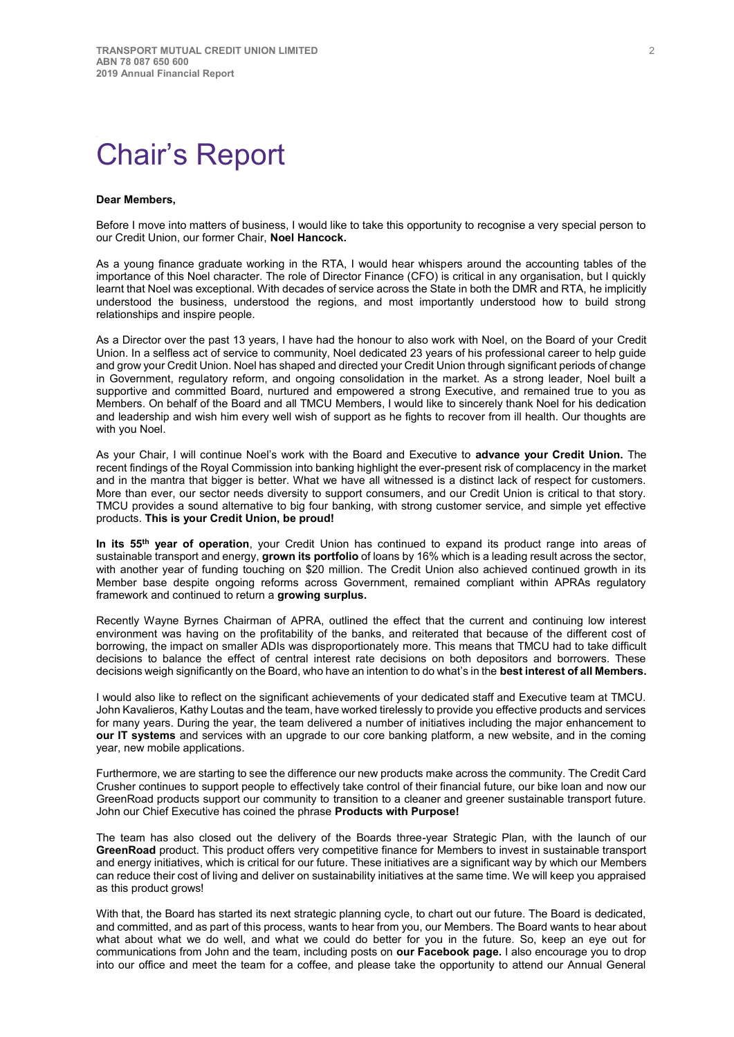# Chair's Report

**Dear Members,**

Before I move into matters of business, I would like to take this opportunity to recognise a very special person to our Credit Union, our former Chair, **Noel Hancock.**

As a young finance graduate working in the RTA, I would hear whispers around the accounting tables of the importance of this Noel character. The role of Director Finance (CFO) is critical in any organisation, but I quickly learnt that Noel was exceptional. With decades of service across the State in both the DMR and RTA, he implicitly understood the business, understood the regions, and most importantly understood how to build strong relationships and inspire people.

As a Director over the past 13 years, I have had the honour to also work with Noel, on the Board of your Credit Union. In a selfless act of service to community, Noel dedicated 23 years of his professional career to help guide and grow your Credit Union. Noel has shaped and directed your Credit Union through significant periods of change in Government, regulatory reform, and ongoing consolidation in the market. As a strong leader, Noel built a supportive and committed Board, nurtured and empowered a strong Executive, and remained true to you as Members. On behalf of the Board and all TMCU Members, I would like to sincerely thank Noel for his dedication and leadership and wish him every well wish of support as he fights to recover from ill health. Our thoughts are with you Noel.

As your Chair, I will continue Noel's work with the Board and Executive to **advance your Credit Union.** The recent findings of the Royal Commission into banking highlight the ever-present risk of complacency in the market and in the mantra that bigger is better. What we have all witnessed is a distinct lack of respect for customers. More than ever, our sector needs diversity to support consumers, and our Credit Union is critical to that story. TMCU provides a sound alternative to big four banking, with strong customer service, and simple yet effective products. **This is your Credit Union, be proud!**

**In its 55th year of operation**, your Credit Union has continued to expand its product range into areas of sustainable transport and energy, **grown its portfolio** of loans by 16% which is a leading result across the sector, with another year of funding touching on $20 million. The Credit Union also achieved continued growth in its Member base despite ongoing reforms across Government, remained compliant within APRAs regulatory framework and continued to return a **growing surplus.**

Recently Wayne Byrnes Chairman of APRA, outlined the effect that the current and continuing low interest environment was having on the profitability of the banks, and reiterated that because of the different cost of borrowing, the impact on smaller ADIs was disproportionately more. This means that TMCU had to take difficult decisions to balance the effect of central interest rate decisions on both depositors and borrowers. These decisions weigh significantly on the Board, who have an intention to do what's in the **best interest of all Members.**

I would also like to reflect on the significant achievements of your dedicated staff and Executive team at TMCU. John Kavalieros, Kathy Loutas and the team, have worked tirelessly to provide you effective products and services for many years. During the year, the team delivered a number of initiatives including the major enhancement to **our IT systems** and services with an upgrade to our core banking platform, a new website, and in the coming year, new mobile applications.

Furthermore, we are starting to see the difference our new products make across the community. The Credit Card Crusher continues to support people to effectively take control of their financial future, our bike loan and now our GreenRoad products support our community to transition to a cleaner and greener sustainable transport future. John our Chief Executive has coined the phrase **Products with Purpose!**

The team has also closed out the delivery of the Boards three-year Strategic Plan, with the launch of our **GreenRoad** product. This product offers very competitive finance for Members to invest in sustainable transport and energy initiatives, which is critical for our future. These initiatives are a significant way by which our Members can reduce their cost of living and deliver on sustainability initiatives at the same time. We will keep you appraised as this product grows!

With that, the Board has started its next strategic planning cycle, to chart out our future. The Board is dedicated, and committed, and as part of this process, wants to hear from you, our Members. The Board wants to hear about what about what we do well, and what we could do better for you in the future. So, keep an eye out for communications from John and the team, including posts on **our Facebook page.** I also encourage you to drop into our office and meet the team for a coffee, and please take the opportunity to attend our Annual General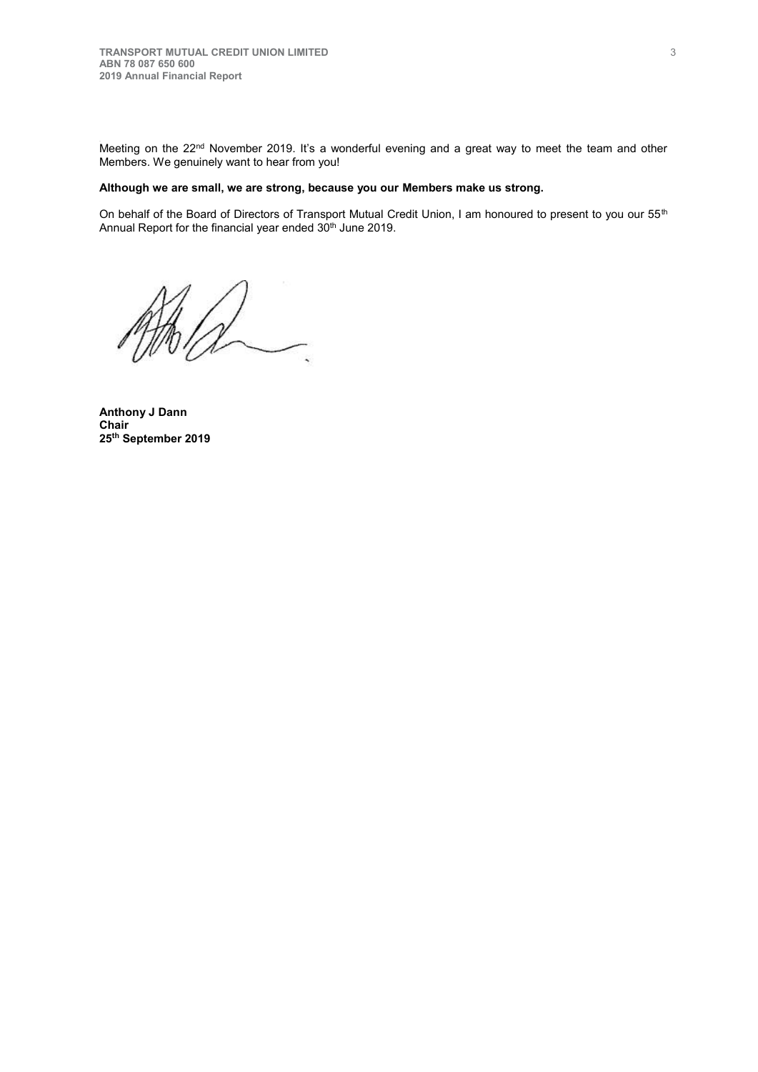Meeting on the 22nd November 2019. It's a wonderful evening and a great way to meet the team and other Members. We genuinely want to hear from you!

**Although we are small, we are strong, because you our Members make us strong.**

On behalf of the Board of Directors of Transport Mutual Credit Union, I am honoured to present to you our 55th Annual Report for the financial year ended 30th June 2019.

**Anthony J Dann**
**Chair**
**25th September 2019**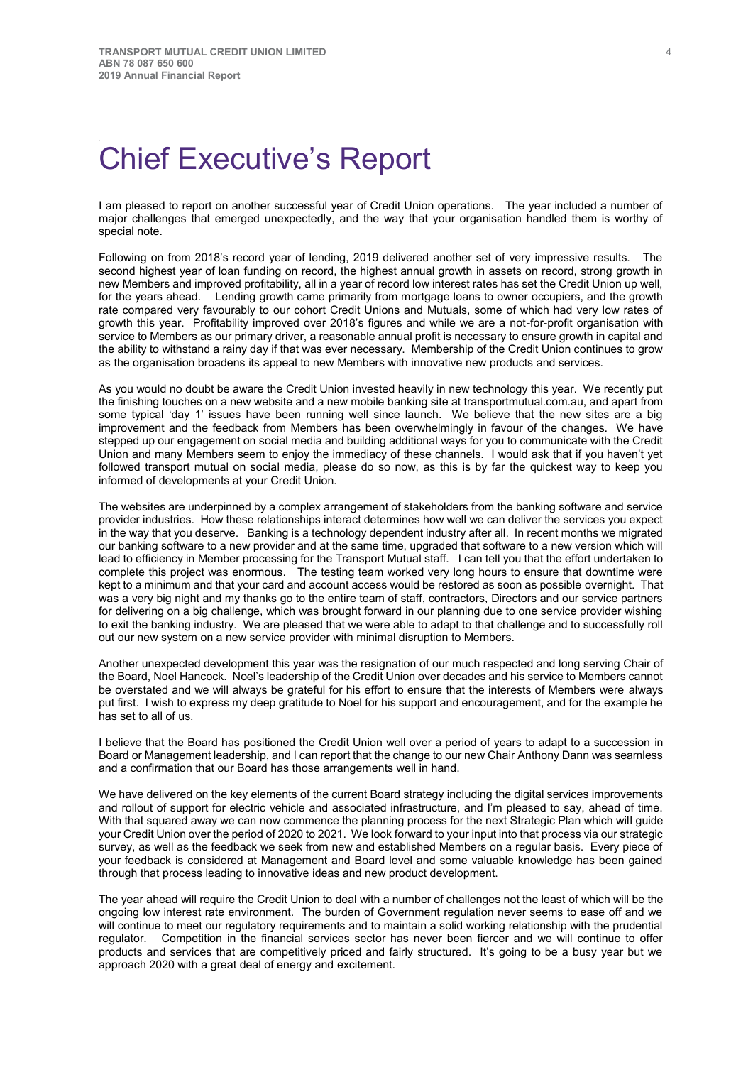# Chief Executive's Report

I am pleased to report on another successful year of Credit Union operations. The year included a number of major challenges that emerged unexpectedly, and the way that your organisation handled them is worthy of special note.

Following on from 2018's record year of lending, 2019 delivered another set of very impressive results. The second highest year of loan funding on record, the highest annual growth in assets on record, strong growth in new Members and improved profitability, all in a year of record low interest rates has set the Credit Union up well, for the years ahead. Lending growth came primarily from mortgage loans to owner occupiers, and the growth rate compared very favourably to our cohort Credit Unions and Mutuals, some of which had very low rates of growth this year. Profitability improved over 2018's figures and while we are a not-for-profit organisation with service to Members as our primary driver, a reasonable annual profit is necessary to ensure growth in capital and the ability to withstand a rainy day if that was ever necessary. Membership of the Credit Union continues to grow as the organisation broadens its appeal to new Members with innovative new products and services.

As you would no doubt be aware the Credit Union invested heavily in new technology this year. We recently put the finishing touches on a new website and a new mobile banking site at transportmutual.com.au, and apart from some typical 'day 1' issues have been running well since launch. We believe that the new sites are a big improvement and the feedback from Members has been overwhelmingly in favour of the changes. We have stepped up our engagement on social media and building additional ways for you to communicate with the Credit Union and many Members seem to enjoy the immediacy of these channels. I would ask that if you haven't yet followed transport mutual on social media, please do so now, as this is by far the quickest way to keep you informed of developments at your Credit Union.

The websites are underpinned by a complex arrangement of stakeholders from the banking software and service provider industries. How these relationships interact determines how well we can deliver the services you expect in the way that you deserve. Banking is a technology dependent industry after all. In recent months we migrated our banking software to a new provider and at the same time, upgraded that software to a new version which will lead to efficiency in Member processing for the Transport Mutual staff. I can tell you that the effort undertaken to complete this project was enormous. The testing team worked very long hours to ensure that downtime were kept to a minimum and that your card and account access would be restored as soon as possible overnight. That was a very big night and my thanks go to the entire team of staff, contractors, Directors and our service partners for delivering on a big challenge, which was brought forward in our planning due to one service provider wishing to exit the banking industry. We are pleased that we were able to adapt to that challenge and to successfully roll out our new system on a new service provider with minimal disruption to Members.

Another unexpected development this year was the resignation of our much respected and long serving Chair of the Board, Noel Hancock. Noel's leadership of the Credit Union over decades and his service to Members cannot be overstated and we will always be grateful for his effort to ensure that the interests of Members were always put first. I wish to express my deep gratitude to Noel for his support and encouragement, and for the example he has set to all of us.

I believe that the Board has positioned the Credit Union well over a period of years to adapt to a succession in Board or Management leadership, and I can report that the change to our new Chair Anthony Dann was seamless and a confirmation that our Board has those arrangements well in hand.

We have delivered on the key elements of the current Board strategy including the digital services improvements and rollout of support for electric vehicle and associated infrastructure, and I'm pleased to say, ahead of time. With that squared away we can now commence the planning process for the next Strategic Plan which will guide your Credit Union over the period of 2020 to 2021. We look forward to your input into that process via our strategic survey, as well as the feedback we seek from new and established Members on a regular basis. Every piece of your feedback is considered at Management and Board level and some valuable knowledge has been gained through that process leading to innovative ideas and new product development.

The year ahead will require the Credit Union to deal with a number of challenges not the least of which will be the ongoing low interest rate environment. The burden of Government regulation never seems to ease off and we will continue to meet our regulatory requirements and to maintain a solid working relationship with the prudential regulator. Competition in the financial services sector has never been fiercer and we will continue to offer products and services that are competitively priced and fairly structured. It's going to be a busy year but we approach 2020 with a great deal of energy and excitement.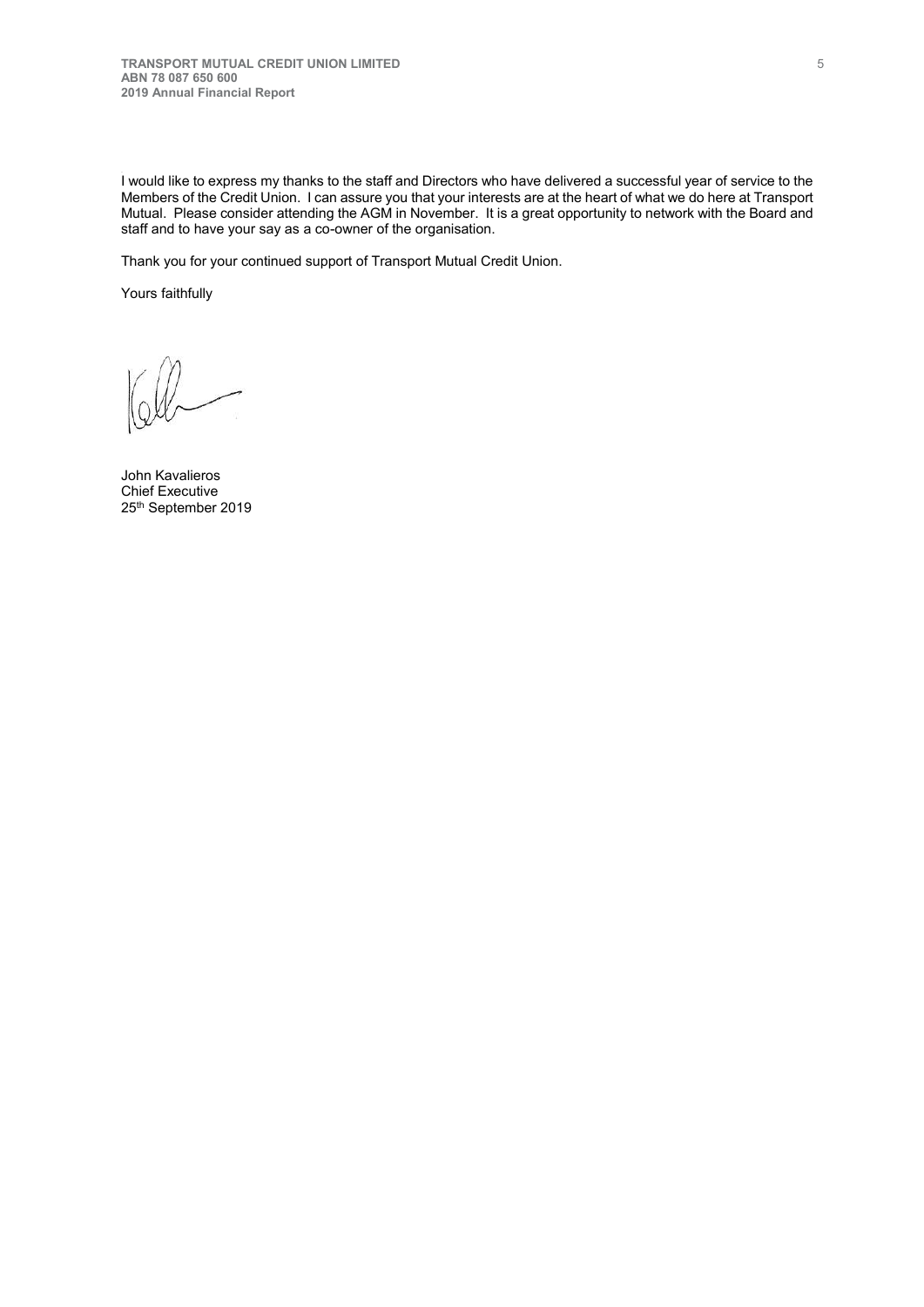I would like to express my thanks to the staff and Directors who have delivered a successful year of service to the Members of the Credit Union. I can assure you that your interests are at the heart of what we do here at Transport Mutual. Please consider attending the AGM in November. It is a great opportunity to network with the Board and staff and to have your say as a co-owner of the organisation.

Thank you for your continued support of Transport Mutual Credit Union.

Yours faithfully

John Kavalieros
Chief Executive
25th September 2019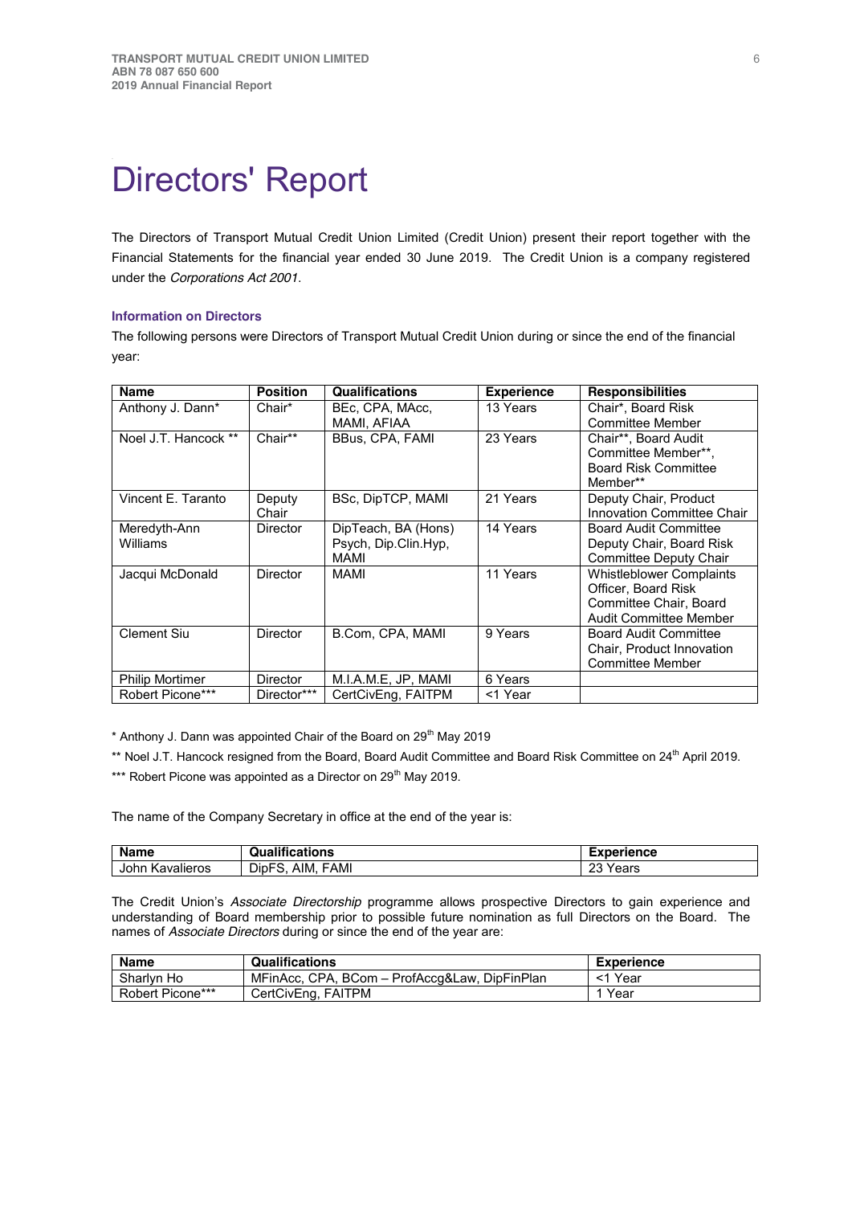# Directors' Report

The Directors of Transport Mutual Credit Union Limited (Credit Union) present their report together with the Financial Statements for the financial year ended 30 June 2019. The Credit Union is a company registered under the *Corporations Act 2001*.

### Information on Directors

The following persons were Directors of Transport Mutual Credit Union during or since the end of the financial year:

| Name | Position | Qualifications | Experience | Responsibilities |
|---|---|---|---|---|
| Anthony J. Dann* | Chair* | BEc, CPA, MAcc, MAMI, AFIAA | 13 Years | Chair*, Board Risk Committee Member |
| Noel J.T. Hancock ** | Chair** | BBus, CPA, FAMI | 23 Years | Chair**, Board Audit Committee Member**, Board Risk Committee Member** |
| Vincent E. Taranto | Deputy Chair | BSc, DipTCP, MAMI | 21 Years | Deputy Chair, Product Innovation Committee Chair |
| Meredyth-Ann Williams | Director | DipTeach, BA (Hons) Psych, Dip.Clin.Hyp, MAMI | 14 Years | Board Audit Committee Deputy Chair, Board Risk Committee Deputy Chair |
| Jacqui McDonald | Director | MAMI | 11 Years | Whistleblower Complaints Officer, Board Risk Committee Chair, Board Audit Committee Member |
| Clement Siu | Director | B.Com, CPA, MAMI | 9 Years | Board Audit Committee Chair, Product Innovation Committee Member |
| Philip Mortimer | Director | M.I.A.M.E, JP, MAMI | 6 Years | |
| Robert Picone*** | Director*** | CertCivEng, FAITPM | <1 Year | |

\* Anthony J. Dann was appointed Chair of the Board on 29th May 2019

** Noel J.T. Hancock resigned from the Board, Board Audit Committee and Board Risk Committee on 24th April 2019.

*** Robert Picone was appointed as a Director on 29th May 2019.

The name of the Company Secretary in office at the end of the year is:

| Name | Qualifications | Experience |
|---|---|---|
| John Kavalieros | DipFS, AIM, FAMI | 23 Years |

The Credit Union's *Associate Directorship* programme allows prospective Directors to gain experience and understanding of Board membership prior to possible future nomination as full Directors on the Board. The names of *Associate Directors* during or since the end of the year are:

| Name | Qualifications | Experience |
|---|---|---|
| Sharlyn Ho | MFinAcc, CPA, BCom – ProfAccg&Law, DipFinPlan | <1 Year |
| Robert Picone*** | CertCivEng, FAITPM | 1 Year |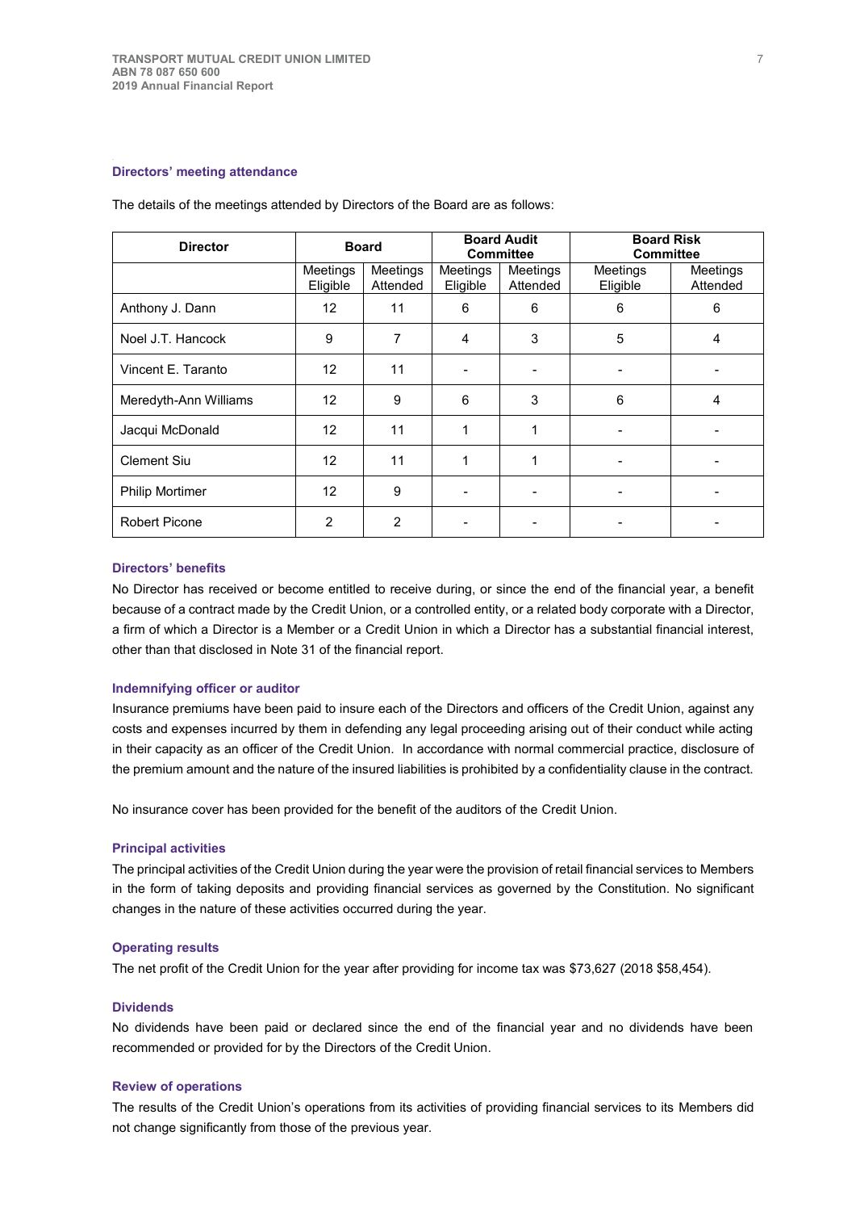### Directors' meeting attendance

The details of the meetings attended by Directors of the Board are as follows:

| Director | Board | | Board Audit Committee | | Board Risk Committee | |
|---|---|---|---|---|---|---|
| | Meetings Eligible | Meetings Attended | Meetings Eligible | Meetings Attended | Meetings Eligible | Meetings Attended |
| Anthony J. Dann | 12 | 11 | 6 | 6 | 6 | 6 |
| Noel J.T. Hancock | 9 | 7 | 4 | 3 | 5 | 4 |
| Vincent E. Taranto | 12 | 11 | - | - | - | - |
| Meredyth-Ann Williams | 12 | 9 | 6 | 3 | 6 | 4 |
| Jacqui McDonald | 12 | 11 | 1 | 1 | - | - |
| Clement Siu | 12 | 11 | 1 | 1 | - | - |
| Philip Mortimer | 12 | 9 | - | - | - | - |
| Robert Picone | 2 | 2 | - | - | - | - |

### Directors' benefits

No Director has received or become entitled to receive during, or since the end of the financial year, a benefit because of a contract made by the Credit Union, or a controlled entity, or a related body corporate with a Director, a firm of which a Director is a Member or a Credit Union in which a Director has a substantial financial interest, other than that disclosed in Note 31 of the financial report.

### Indemnifying officer or auditor

Insurance premiums have been paid to insure each of the Directors and officers of the Credit Union, against any costs and expenses incurred by them in defending any legal proceeding arising out of their conduct while acting in their capacity as an officer of the Credit Union. In accordance with normal commercial practice, disclosure of the premium amount and the nature of the insured liabilities is prohibited by a confidentiality clause in the contract.

No insurance cover has been provided for the benefit of the auditors of the Credit Union.

### Principal activities

The principal activities of the Credit Union during the year were the provision of retail financial services to Members in the form of taking deposits and providing financial services as governed by the Constitution. No significant changes in the nature of these activities occurred during the year.

### Operating results

The net profit of the Credit Union for the year after providing for income tax was $73,627 (2018 $58,454).

### Dividends

No dividends have been paid or declared since the end of the financial year and no dividends have been recommended or provided for by the Directors of the Credit Union.

### Review of operations

The results of the Credit Union's operations from its activities of providing financial services to its Members did not change significantly from those of the previous year.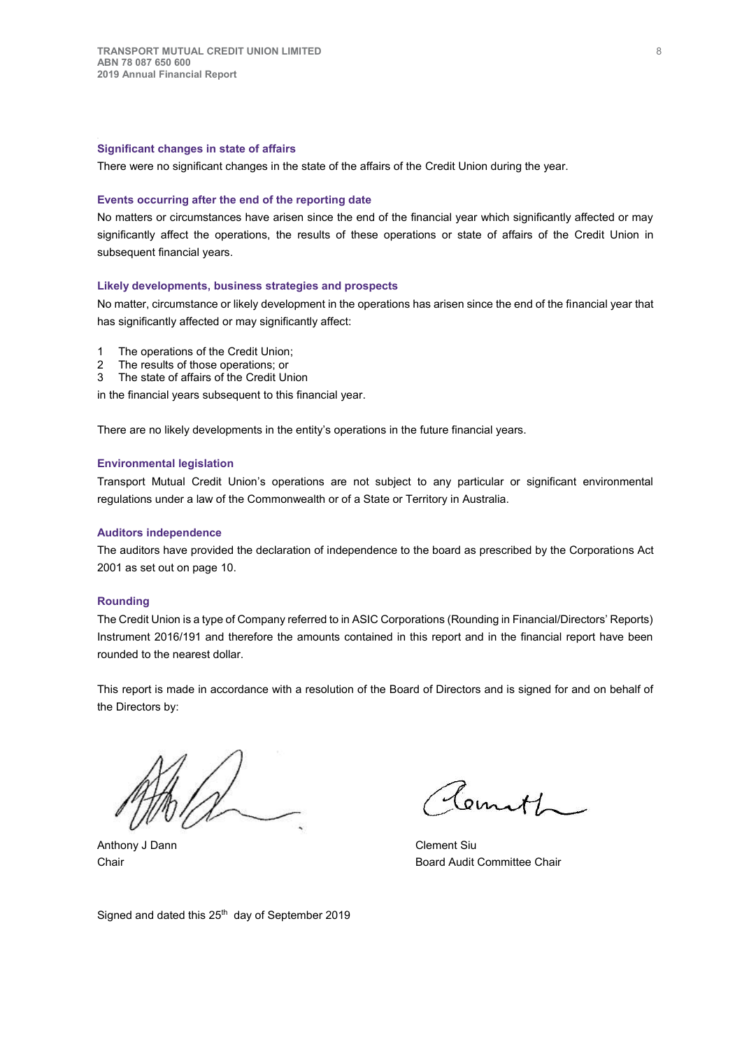### Significant changes in state of affairs

There were no significant changes in the state of the affairs of the Credit Union during the year.

### Events occurring after the end of the reporting date

No matters or circumstances have arisen since the end of the financial year which significantly affected or may significantly affect the operations, the results of these operations or state of affairs of the Credit Union in subsequent financial years.

### Likely developments, business strategies and prospects

No matter, circumstance or likely development in the operations has arisen since the end of the financial year that has significantly affected or may significantly affect:

1. The operations of the Credit Union;
2. The results of those operations; or
3. The state of affairs of the Credit Union

in the financial years subsequent to this financial year.

There are no likely developments in the entity's operations in the future financial years.

### Environmental legislation

Transport Mutual Credit Union's operations are not subject to any particular or significant environmental regulations under a law of the Commonwealth or of a State or Territory in Australia.

### Auditors independence

The auditors have provided the declaration of independence to the board as prescribed by the Corporations Act 2001 as set out on page 10.

### Rounding

The Credit Union is a type of Company referred to in ASIC Corporations (Rounding in Financial/Directors' Reports) Instrument 2016/191 and therefore the amounts contained in this report and in the financial report have been rounded to the nearest dollar.

This report is made in accordance with a resolution of the Board of Directors and is signed for and on behalf of the Directors by:

Anthony J Dann
Chair

Clement Siu
Board Audit Committee Chair

Signed and dated this 25th day of September 2019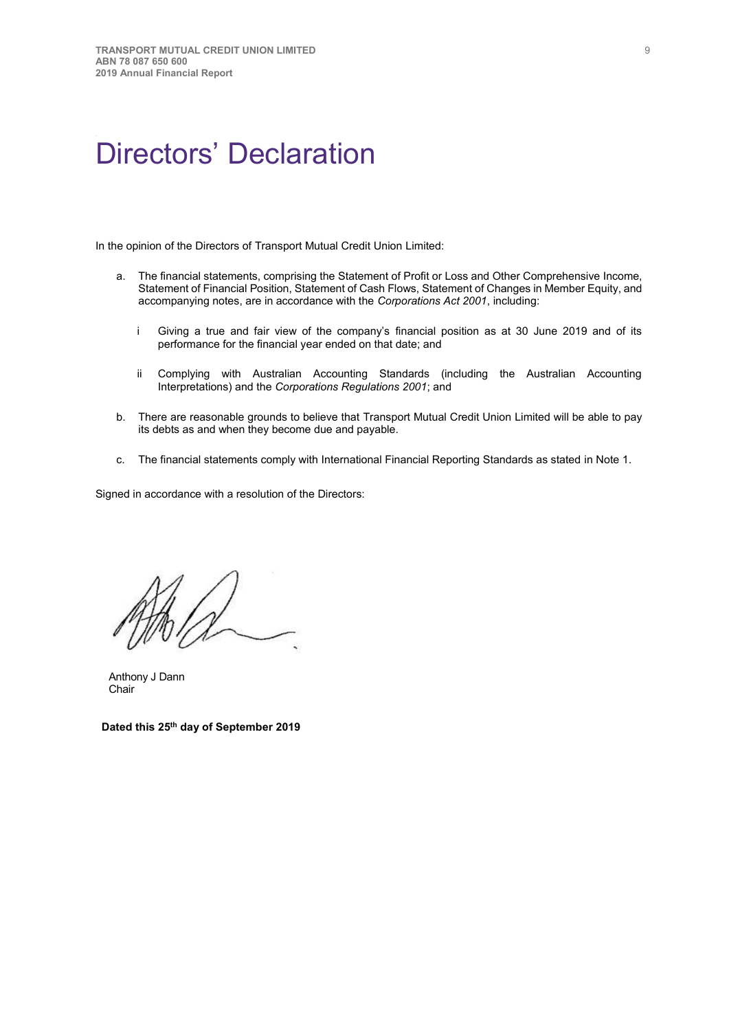# Directors' Declaration

In the opinion of the Directors of Transport Mutual Credit Union Limited:

a. The financial statements, comprising the Statement of Profit or Loss and Other Comprehensive Income, Statement of Financial Position, Statement of Cash Flows, Statement of Changes in Member Equity, and accompanying notes, are in accordance with the *Corporations Act 2001*, including:

   i Giving a true and fair view of the company's financial position as at 30 June 2019 and of its performance for the financial year ended on that date; and

   ii Complying with Australian Accounting Standards (including the Australian Accounting Interpretations) and the *Corporations Regulations 2001*; and

b. There are reasonable grounds to believe that Transport Mutual Credit Union Limited will be able to pay its debts as and when they become due and payable.

c. The financial statements comply with International Financial Reporting Standards as stated in Note 1.

Signed in accordance with a resolution of the Directors:

Anthony J Dann
Chair

**Dated this 25th day of September 2019**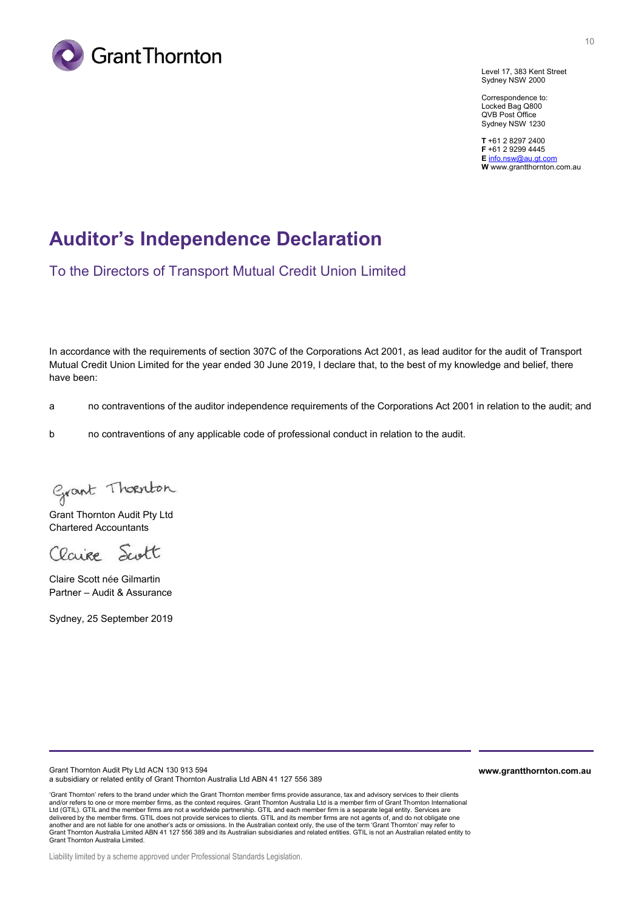Grant Thornton

Level 17, 383 Kent Street
Sydney NSW 2000

Correspondence to:
Locked Bag Q800
QVB Post Office
Sydney NSW 1230

**T** +61 2 8297 2400
**F** +61 2 9299 4445
**E** info.nsw@au.gt.com
**W** www.grantthornton.com.au

# Auditor's Independence Declaration

## To the Directors of Transport Mutual Credit Union Limited

In accordance with the requirements of section 307C of the Corporations Act 2001, as lead auditor for the audit of Transport Mutual Credit Union Limited for the year ended 30 June 2019, I declare that, to the best of my knowledge and belief, there have been:

a no contraventions of the auditor independence requirements of the Corporations Act 2001 in relation to the audit; and

b no contraventions of any applicable code of professional conduct in relation to the audit.

Grant Thornton

Grant Thornton Audit Pty Ltd
Chartered Accountants

Claire Scott

Claire Scott née Gilmartin
Partner – Audit & Assurance

Sydney, 25 September 2019

Grant Thornton Audit Pty Ltd ACN 130 913 594
a subsidiary or related entity of Grant Thornton Australia Ltd ABN 41 127 556 389

**www.grantthornton.com.au**

'Grant Thornton' refers to the brand under which the Grant Thornton member firms provide assurance, tax and advisory services to their clients and/or refers to one or more member firms, as the context requires. Grant Thornton Australia Ltd is a member firm of Grant Thornton International Ltd (GTIL). GTIL and the member firms are not a worldwide partnership. GTIL and each member firm is a separate legal entity. Services are delivered by the member firms. GTIL does not provide services to clients. GTIL and its member firms are not agents of, and do not obligate one another and are not liable for one another's acts or omissions. In the Australian context only, the use of the term 'Grant Thornton' may refer to Grant Thornton Australia Limited ABN 41 127 556 389 and its Australian subsidiaries and related entities. GTIL is not an Australian related entity to Grant Thornton Australia Limited.

Liability limited by a scheme approved under Professional Standards Legislation.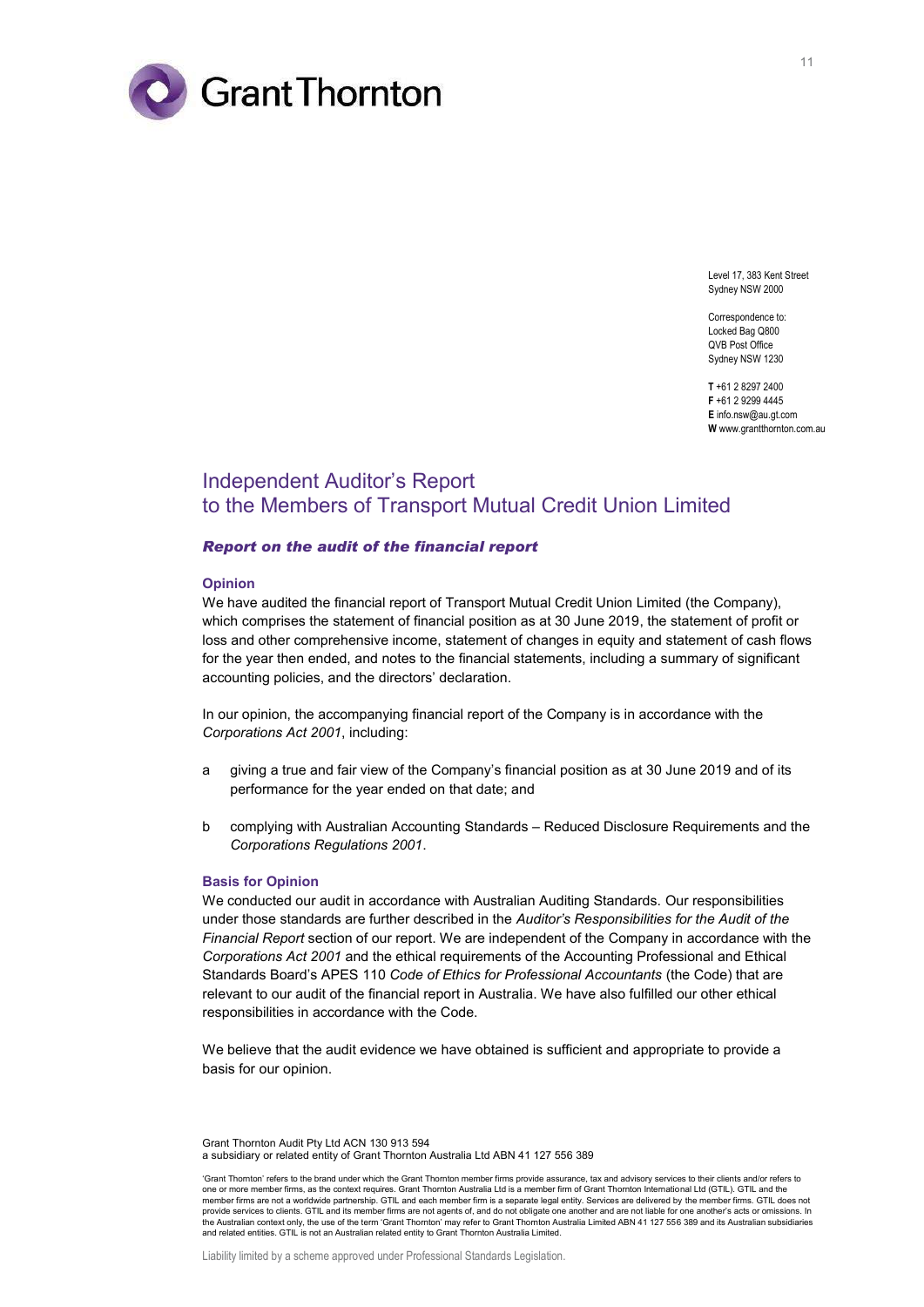Grant Thornton

Level 17, 383 Kent Street
Sydney NSW 2000

Correspondence to:
Locked Bag Q800
QVB Post Office
Sydney NSW 1230

**T** +61 2 8297 2400
**F** +61 2 9299 4445
**E** info.nsw@au.gt.com
**W** www.grantthornton.com.au

# Independent Auditor's Report to the Members of Transport Mutual Credit Union Limited

## *Report on the audit of the financial report*

### Opinion

We have audited the financial report of Transport Mutual Credit Union Limited (the Company), which comprises the statement of financial position as at 30 June 2019, the statement of profit or loss and other comprehensive income, statement of changes in equity and statement of cash flows for the year then ended, and notes to the financial statements, including a summary of significant accounting policies, and the directors' declaration.

In our opinion, the accompanying financial report of the Company is in accordance with the *Corporations Act 2001*, including:

a giving a true and fair view of the Company's financial position as at 30 June 2019 and of its performance for the year ended on that date; and

b complying with Australian Accounting Standards – Reduced Disclosure Requirements and the *Corporations Regulations 2001*.

### Basis for Opinion

We conducted our audit in accordance with Australian Auditing Standards. Our responsibilities under those standards are further described in the *Auditor's Responsibilities for the Audit of the Financial Report* section of our report. We are independent of the Company in accordance with the *Corporations Act 2001* and the ethical requirements of the Accounting Professional and Ethical Standards Board's APES 110 *Code of Ethics for Professional Accountants* (the Code) that are relevant to our audit of the financial report in Australia. We have also fulfilled our other ethical responsibilities in accordance with the Code.

We believe that the audit evidence we have obtained is sufficient and appropriate to provide a basis for our opinion.

Grant Thornton Audit Pty Ltd ACN 130 913 594
a subsidiary or related entity of Grant Thornton Australia Ltd ABN 41 127 556 389

'Grant Thornton' refers to the brand under which the Grant Thornton member firms provide assurance, tax and advisory services to their clients and/or refers to one or more member firms, as the context requires. Grant Thornton Australia Ltd is a member firm of Grant Thornton International Ltd (GTIL). GTIL and the member firms are not a worldwide partnership. GTIL and each member firm is a separate legal entity. Services are delivered by the member firms. GTIL does not provide services to clients. GTIL and its member firms are not agents of, and do not obligate one another and are not liable for one another's acts or omissions. In the Australian context only, the use of the term 'Grant Thornton' may refer to Grant Thornton Australia Limited ABN 41 127 556 389 and its Australian subsidiaries and related entities. GTIL is not an Australian related entity to Grant Thornton Australia Limited.

Liability limited by a scheme approved under Professional Standards Legislation.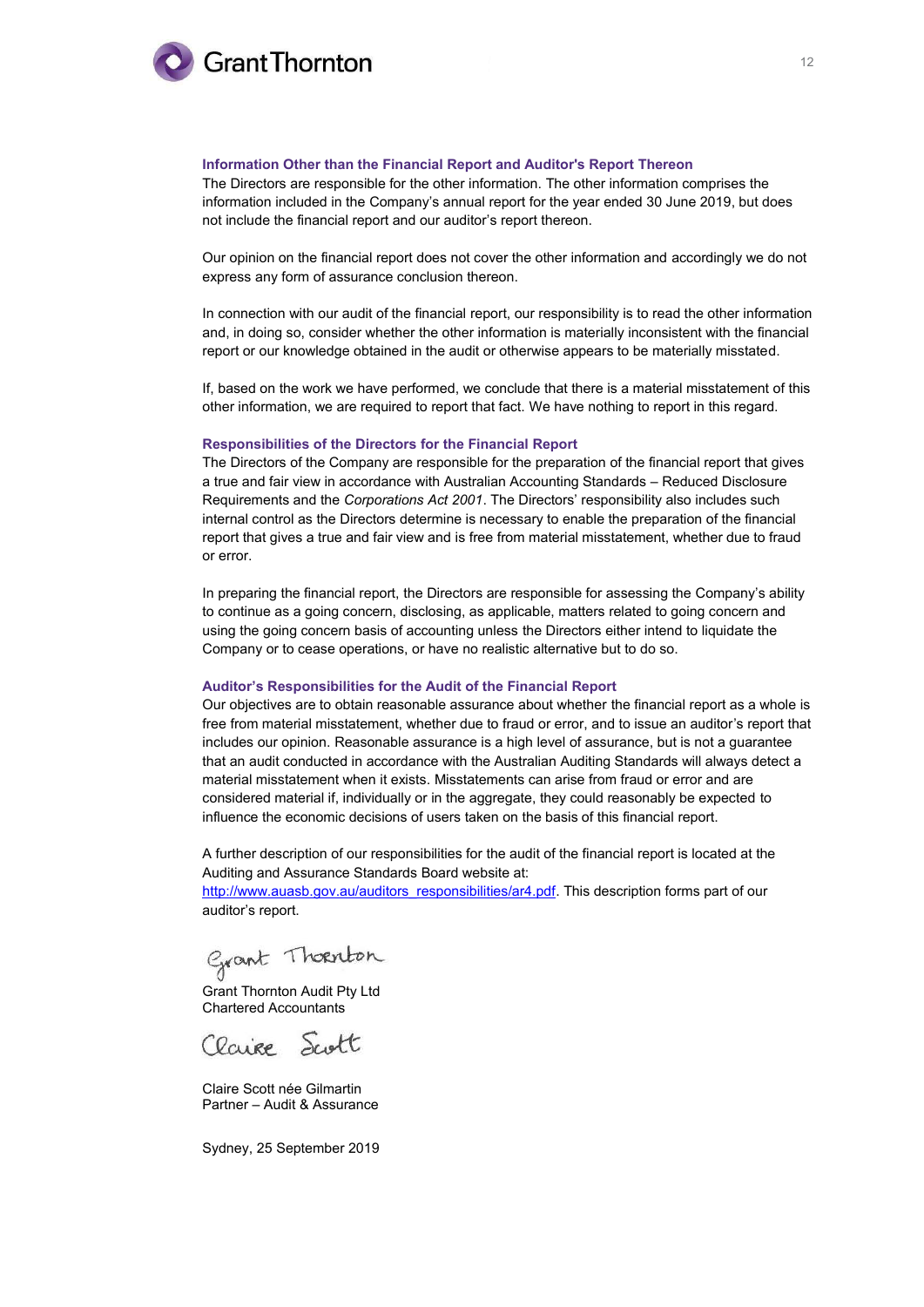### Information Other than the Financial Report and Auditor's Report Thereon

The Directors are responsible for the other information. The other information comprises the information included in the Company's annual report for the year ended 30 June 2019, but does not include the financial report and our auditor's report thereon.

Our opinion on the financial report does not cover the other information and accordingly we do not express any form of assurance conclusion thereon.

In connection with our audit of the financial report, our responsibility is to read the other information and, in doing so, consider whether the other information is materially inconsistent with the financial report or our knowledge obtained in the audit or otherwise appears to be materially misstated.

If, based on the work we have performed, we conclude that there is a material misstatement of this other information, we are required to report that fact. We have nothing to report in this regard.

### Responsibilities of the Directors for the Financial Report

The Directors of the Company are responsible for the preparation of the financial report that gives a true and fair view in accordance with Australian Accounting Standards – Reduced Disclosure Requirements and the *Corporations Act 2001*. The Directors' responsibility also includes such internal control as the Directors determine is necessary to enable the preparation of the financial report that gives a true and fair view and is free from material misstatement, whether due to fraud or error.

In preparing the financial report, the Directors are responsible for assessing the Company's ability to continue as a going concern, disclosing, as applicable, matters related to going concern and using the going concern basis of accounting unless the Directors either intend to liquidate the Company or to cease operations, or have no realistic alternative but to do so.

### Auditor's Responsibilities for the Audit of the Financial Report

Our objectives are to obtain reasonable assurance about whether the financial report as a whole is free from material misstatement, whether due to fraud or error, and to issue an auditor's report that includes our opinion. Reasonable assurance is a high level of assurance, but is not a guarantee that an audit conducted in accordance with the Australian Auditing Standards will always detect a material misstatement when it exists. Misstatements can arise from fraud or error and are considered material if, individually or in the aggregate, they could reasonably be expected to influence the economic decisions of users taken on the basis of this financial report.

A further description of our responsibilities for the audit of the financial report is located at the Auditing and Assurance Standards Board website at: http://www.auasb.gov.au/auditors_responsibilities/ar4.pdf. This description forms part of our auditor's report.

Grant Thornton

Grant Thornton Audit Pty Ltd
Chartered Accountants

Claire Scott

Claire Scott née Gilmartin
Partner – Audit & Assurance

Sydney, 25 September 2019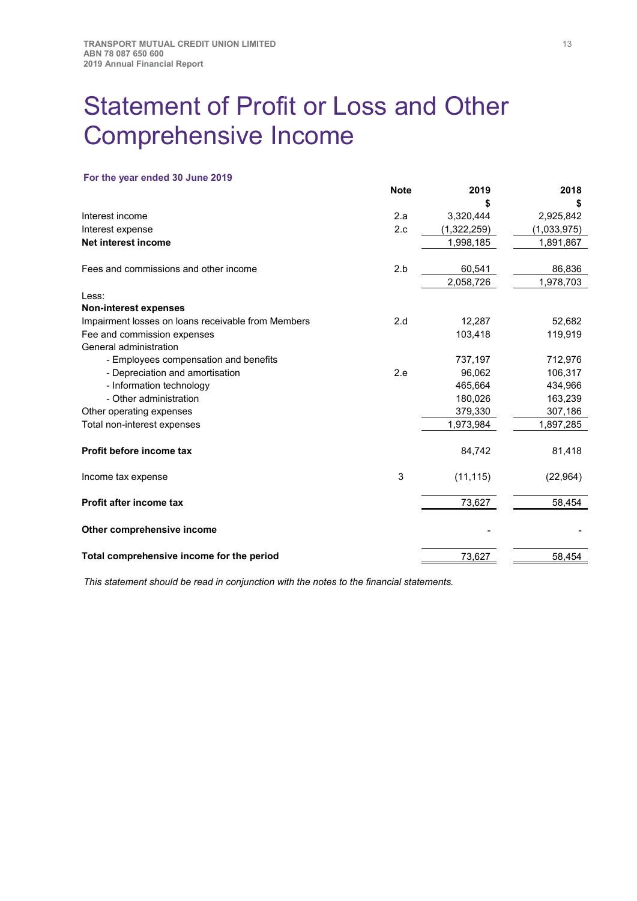# Statement of Profit or Loss and Other Comprehensive Income

**For the year ended 30 June 2019**

| | Note | 2019<br>$ | 2018<br>$ |
|---|---|---|---|
| Interest income | 2.a | 3,320,444 | 2,925,842 |
| Interest expense | 2.c | (1,322,259) | (1,033,975) |
| **Net interest income** | | 1,998,185 | 1,891,867 |
| | | | |
| Fees and commissions and other income | 2.b | 60,541 | 86,836 |
| | | 2,058,726 | 1,978,703 |
| Less: | | | |
| **Non-interest expenses** | | | |
| Impairment losses on loans receivable from Members | 2.d | 12,287 | 52,682 |
| Fee and commission expenses | | 103,418 | 119,919 |
| General administration | | | |
| - Employees compensation and benefits | | 737,197 | 712,976 |
| - Depreciation and amortisation | 2.e | 96,062 | 106,317 |
| - Information technology | | 465,664 | 434,966 |
| - Other administration | | 180,026 | 163,239 |
| Other operating expenses | | 379,330 | 307,186 |
| Total non-interest expenses | | 1,973,984 | 1,897,285 |
| | | | |
| **Profit before income tax** | | 84,742 | 81,418 |
| | | | |
| Income tax expense | 3 | (11,115) | (22,964) |
| | | | |
| **Profit after income tax** | | 73,627 | 58,454 |
| | | | |
| **Other comprehensive income** | | - | - |
| | | | |
| **Total comprehensive income for the period** | | 73,627 | 58,454 |

*This statement should be read in conjunction with the notes to the financial statements.*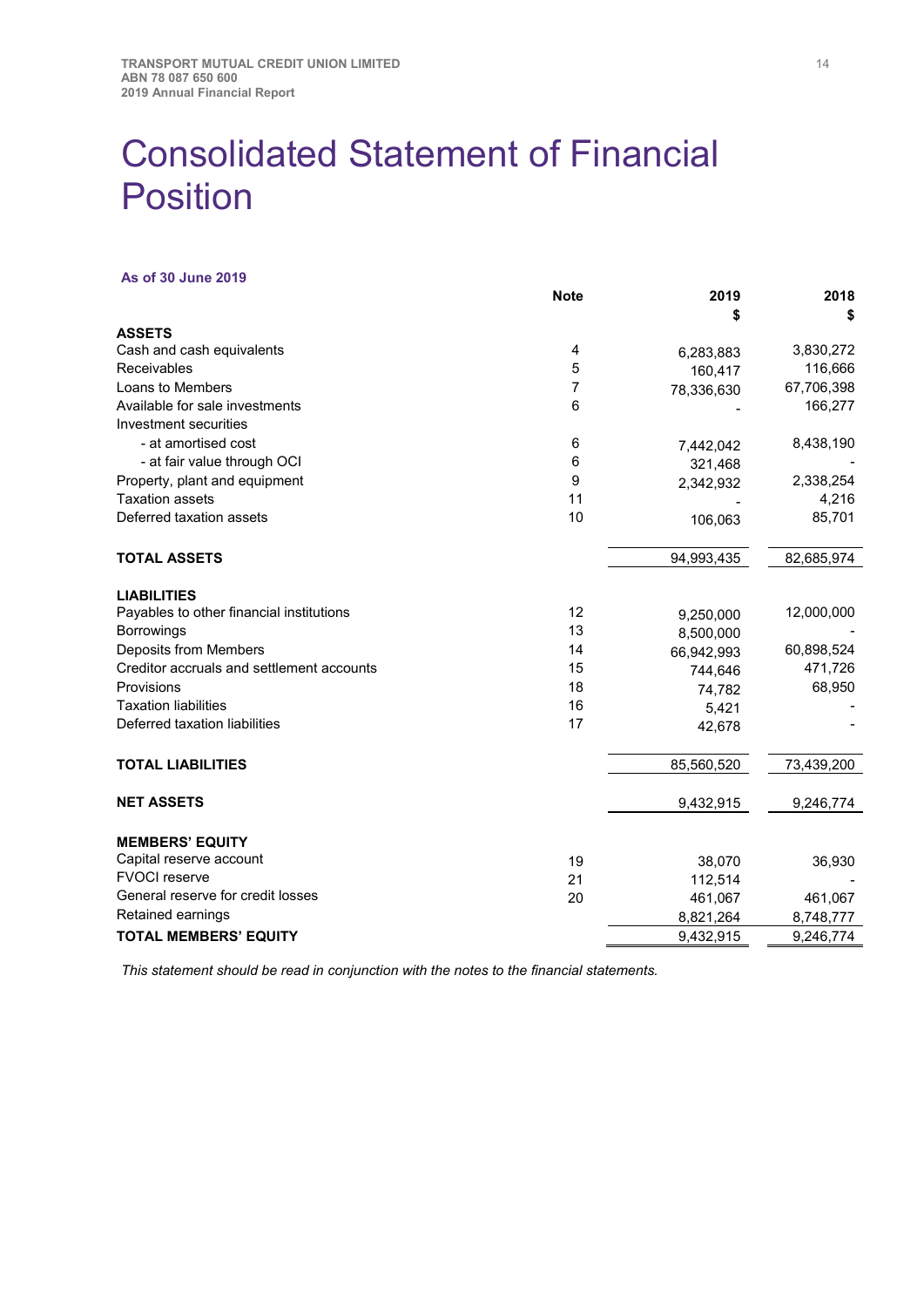# Consolidated Statement of Financial Position

**As of 30 June 2019**

| | Note | 2019<br>$ | 2018<br>$ |
|---|---|---|---|
| **ASSETS** | | | |
| Cash and cash equivalents | 4 | 6,283,883 | 3,830,272 |
| Receivables | 5 | 160,417 | 116,666 |
| Loans to Members | 7 | 78,336,630 | 67,706,398 |
| Available for sale investments | 6 | - | 166,277 |
| Investment securities | | | |
| - at amortised cost | 6 | 7,442,042 | 8,438,190 |
| - at fair value through OCI | 6 | 321,468 | - |
| Property, plant and equipment | 9 | 2,342,932 | 2,338,254 |
| Taxation assets | 11 | - | 4,216 |
| Deferred taxation assets | 10 | 106,063 | 85,701 |
| **TOTAL ASSETS** | | 94,993,435 | 82,685,974 |
| **LIABILITIES** | | | |
| Payables to other financial institutions | 12 | 9,250,000 | 12,000,000 |
| Borrowings | 13 | 8,500,000 | - |
| Deposits from Members | 14 | 66,942,993 | 60,898,524 |
| Creditor accruals and settlement accounts | 15 | 744,646 | 471,726 |
| Provisions | 18 | 74,782 | 68,950 |
| Taxation liabilities | 16 | 5,421 | - |
| Deferred taxation liabilities | 17 | 42,678 | - |
| **TOTAL LIABILITIES** | | 85,560,520 | 73,439,200 |
| **NET ASSETS** | | 9,432,915 | 9,246,774 |
| **MEMBERS' EQUITY** | | | |
| Capital reserve account | 19 | 38,070 | 36,930 |
| FVOCI reserve | 21 | 112,514 | - |
| General reserve for credit losses | 20 | 461,067 | 461,067 |
| Retained earnings | | 8,821,264 | 8,748,777 |
| **TOTAL MEMBERS' EQUITY** | | 9,432,915 | 9,246,774 |

*This statement should be read in conjunction with the notes to the financial statements.*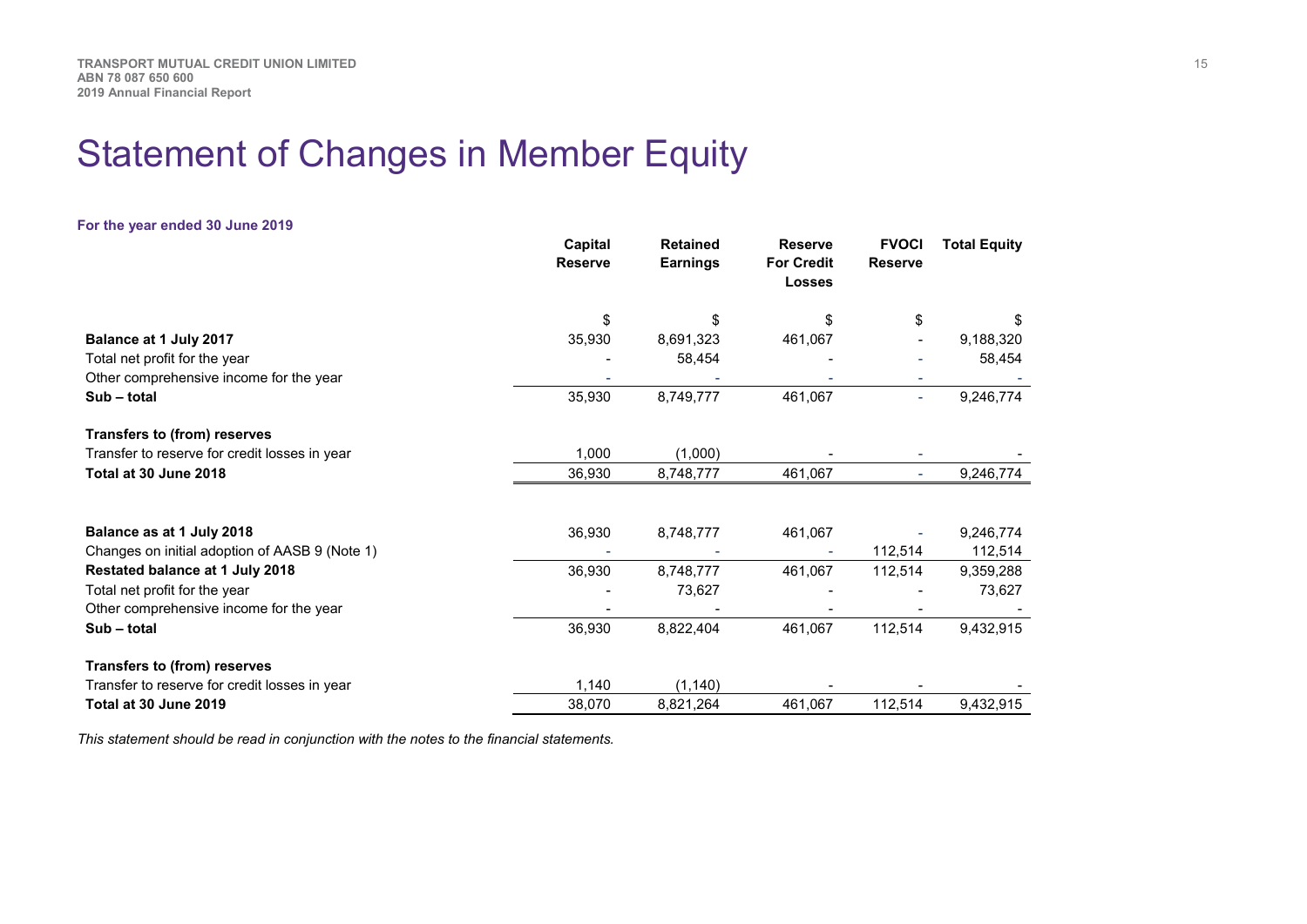# Statement of Changes in Member Equity

**For the year ended 30 June 2019**

| | Capital Reserve | Retained Earnings | Reserve For Credit Losses | FVOCI Reserve | Total Equity |
|---|---|---|---|---|---|
| | $ | $ | $ | $ | $ |
| **Balance at 1 July 2017** | 35,930 | 8,691,323 | 461,067 | - | 9,188,320 |
| Total net profit for the year | - | 58,454 | - | - | 58,454 |
| Other comprehensive income for the year | - | - | - | - | - |
| **Sub – total** | 35,930 | 8,749,777 | 461,067 | - | 9,246,774 |
| **Transfers to (from) reserves** | | | | | |
| Transfer to reserve for credit losses in year | 1,000 | (1,000) | - | - | - |
| **Total at 30 June 2018** | 36,930 | 8,748,777 | 461,067 | - | 9,246,774 |
| | | | | | |
| **Balance as at 1 July 2018** | 36,930 | 8,748,777 | 461,067 | - | 9,246,774 |
| Changes on initial adoption of AASB 9 (Note 1) | - | - | - | 112,514 | 112,514 |
| **Restated balance at 1 July 2018** | 36,930 | 8,748,777 | 461,067 | 112,514 | 9,359,288 |
| Total net profit for the year | - | 73,627 | - | - | 73,627 |
| Other comprehensive income for the year | - | - | - | - | - |
| **Sub – total** | 36,930 | 8,822,404 | 461,067 | 112,514 | 9,432,915 |
| **Transfers to (from) reserves** | | | | | |
| Transfer to reserve for credit losses in year | 1,140 | (1,140) | - | - | - |
| **Total at 30 June 2019** | 38,070 | 8,821,264 | 461,067 | 112,514 | 9,432,915 |

*This statement should be read in conjunction with the notes to the financial statements.*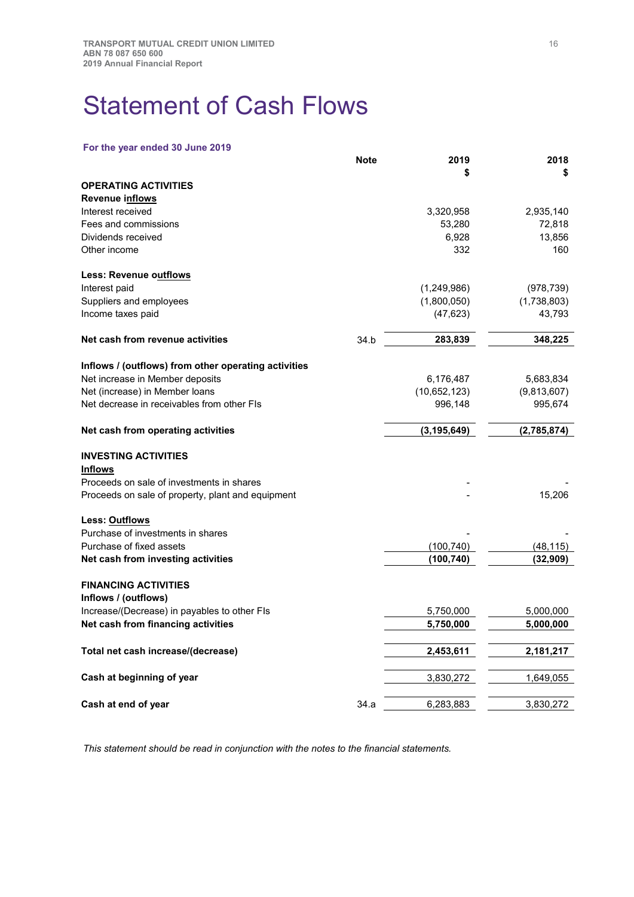# Statement of Cash Flows

**For the year ended 30 June 2019**

| | Note | 2019 $ | 2018 $ |
|---|---|---|---|
| **OPERATING ACTIVITIES** | | | |
| **Revenue inflows** | | | |
| Interest received | | 3,320,958 | 2,935,140 |
| Fees and commissions | | 53,280 | 72,818 |
| Dividends received | | 6,928 | 13,856 |
| Other income | | 332 | 160 |
| **Less: Revenue outflows** | | | |
| Interest paid | | (1,249,986) | (978,739) |
| Suppliers and employees | | (1,800,050) | (1,738,803) |
| Income taxes paid | | (47,623) | 43,793 |
| **Net cash from revenue activities** | 34.b | **283,839** | **348,225** |
| **Inflows / (outflows) from other operating activities** | | | |
| Net increase in Member deposits | | 6,176,487 | 5,683,834 |
| Net (increase) in Member loans | | (10,652,123) | (9,813,607) |
| Net decrease in receivables from other FIs | | 996,148 | 995,674 |
| **Net cash from operating activities** | | **(3,195,649)** | **(2,785,874)** |
| **INVESTING ACTIVITIES** | | | |
| **Inflows** | | | |
| Proceeds on sale of investments in shares | | - | - |
| Proceeds on sale of property, plant and equipment | | - | 15,206 |
| **Less: Outflows** | | | |
| Purchase of investments in shares | | - | - |
| Purchase of fixed assets | | (100,740) | (48,115) |
| **Net cash from investing activities** | | **(100,740)** | **(32,909)** |
| **FINANCING ACTIVITIES** | | | |
| **Inflows / (outflows)** | | | |
| Increase/(Decrease) in payables to other FIs | | 5,750,000 | 5,000,000 |
| **Net cash from financing activities** | | **5,750,000** | **5,000,000** |
| **Total net cash increase/(decrease)** | | **2,453,611** | **2,181,217** |
| **Cash at beginning of year** | | 3,830,272 | 1,649,055 |
| **Cash at end of year** | 34.a | 6,283,883 | 3,830,272 |

*This statement should be read in conjunction with the notes to the financial statements.*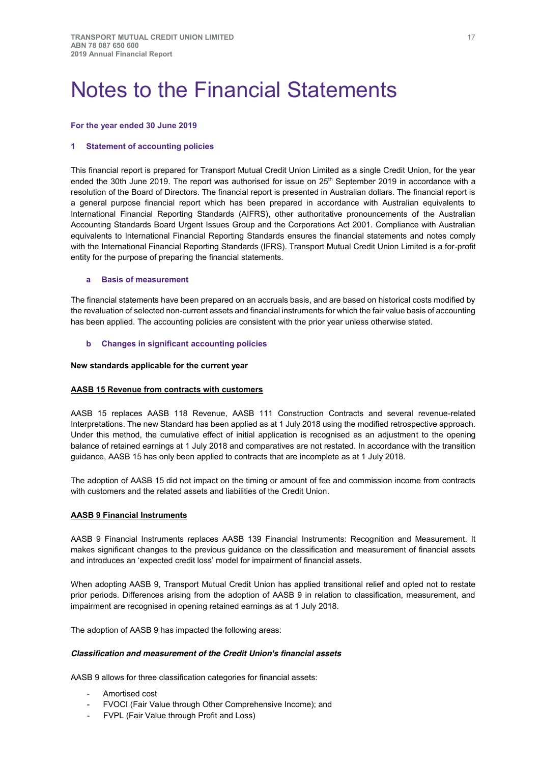# Notes to the Financial Statements

**For the year ended 30 June 2019**

## 1 Statement of accounting policies

This financial report is prepared for Transport Mutual Credit Union Limited as a single Credit Union, for the year ended the 30th June 2019. The report was authorised for issue on 25th September 2019 in accordance with a resolution of the Board of Directors. The financial report is presented in Australian dollars. The financial report is a general purpose financial report which has been prepared in accordance with Australian equivalents to International Financial Reporting Standards (AIFRS), other authoritative pronouncements of the Australian Accounting Standards Board Urgent Issues Group and the Corporations Act 2001. Compliance with Australian equivalents to International Financial Reporting Standards ensures the financial statements and notes comply with the International Financial Reporting Standards (IFRS). Transport Mutual Credit Union Limited is a for-profit entity for the purpose of preparing the financial statements.

### a Basis of measurement

The financial statements have been prepared on an accruals basis, and are based on historical costs modified by the revaluation of selected non-current assets and financial instruments for which the fair value basis of accounting has been applied. The accounting policies are consistent with the prior year unless otherwise stated.

### b Changes in significant accounting policies

**New standards applicable for the current year**

**AASB 15 Revenue from contracts with customers**

AASB 15 replaces AASB 118 Revenue, AASB 111 Construction Contracts and several revenue-related Interpretations. The new Standard has been applied as at 1 July 2018 using the modified retrospective approach. Under this method, the cumulative effect of initial application is recognised as an adjustment to the opening balance of retained earnings at 1 July 2018 and comparatives are not restated. In accordance with the transition guidance, AASB 15 has only been applied to contracts that are incomplete as at 1 July 2018.

The adoption of AASB 15 did not impact on the timing or amount of fee and commission income from contracts with customers and the related assets and liabilities of the Credit Union.

**AASB 9 Financial Instruments**

AASB 9 Financial Instruments replaces AASB 139 Financial Instruments: Recognition and Measurement. It makes significant changes to the previous guidance on the classification and measurement of financial assets and introduces an 'expected credit loss' model for impairment of financial assets.

When adopting AASB 9, Transport Mutual Credit Union has applied transitional relief and opted not to restate prior periods. Differences arising from the adoption of AASB 9 in relation to classification, measurement, and impairment are recognised in opening retained earnings as at 1 July 2018.

The adoption of AASB 9 has impacted the following areas:

***Classification and measurement of the Credit Union's financial assets***

AASB 9 allows for three classification categories for financial assets:

- Amortised cost
- FVOCI (Fair Value through Other Comprehensive Income); and
- FVPL (Fair Value through Profit and Loss)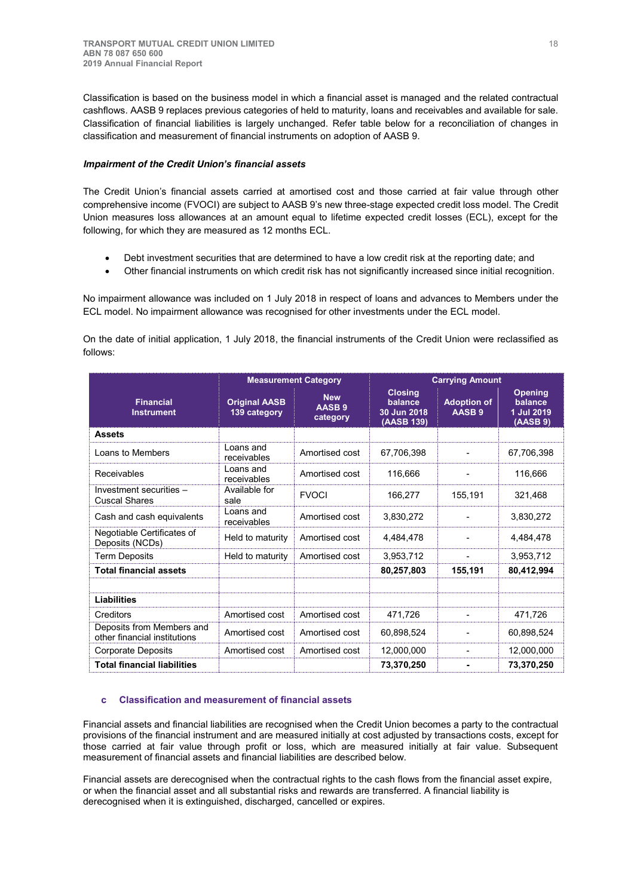Classification is based on the business model in which a financial asset is managed and the related contractual cashflows. AASB 9 replaces previous categories of held to maturity, loans and receivables and available for sale. Classification of financial liabilities is largely unchanged. Refer table below for a reconciliation of changes in classification and measurement of financial instruments on adoption of AASB 9.

***Impairment of the Credit Union's financial assets***

The Credit Union's financial assets carried at amortised cost and those carried at fair value through other comprehensive income (FVOCI) are subject to AASB 9's new three-stage expected credit loss model. The Credit Union measures loss allowances at an amount equal to lifetime expected credit losses (ECL), except for the following, for which they are measured as 12 months ECL.

- Debt investment securities that are determined to have a low credit risk at the reporting date; and
- Other financial instruments on which credit risk has not significantly increased since initial recognition.

No impairment allowance was included on 1 July 2018 in respect of loans and advances to Members under the ECL model. No impairment allowance was recognised for other investments under the ECL model.

On the date of initial application, 1 July 2018, the financial instruments of the Credit Union were reclassified as follows:

| Financial Instrument | Measurement Category | | Carrying Amount | | |
|---|---|---|---|---|---|
| | Original AASB 139 category | New AASB 9 category | Closing balance 30 Jun 2018 (AASB 139) | Adoption of AASB 9 | Opening balance 1 Jul 2019 (AASB 9) |
| **Assets** | | | | | |
| Loans to Members | Loans and receivables | Amortised cost | 67,706,398 | - | 67,706,398 |
| Receivables | Loans and receivables | Amortised cost | 116,666 | - | 116,666 |
| Investment securities – Cuscal Shares | Available for sale | FVOCI | 166,277 | 155,191 | 321,468 |
| Cash and cash equivalents | Loans and receivables | Amortised cost | 3,830,272 | - | 3,830,272 |
| Negotiable Certificates of Deposits (NCDs) | Held to maturity | Amortised cost | 4,484,478 | - | 4,484,478 |
| Term Deposits | Held to maturity | Amortised cost | 3,953,712 | - | 3,953,712 |
| **Total financial assets** | | | **80,257,803** | **155,191** | **80,412,994** |
| | | | | | |
| **Liabilities** | | | | | |
| Creditors | Amortised cost | Amortised cost | 471,726 | - | 471,726 |
| Deposits from Members and other financial institutions | Amortised cost | Amortised cost | 60,898,524 | - | 60,898,524 |
| Corporate Deposits | Amortised cost | Amortised cost | 12,000,000 | - | 12,000,000 |
| **Total financial liabilities** | | | **73,370,250** | **-** | **73,370,250** |

### c Classification and measurement of financial assets

Financial assets and financial liabilities are recognised when the Credit Union becomes a party to the contractual provisions of the financial instrument and are measured initially at cost adjusted by transactions costs, except for those carried at fair value through profit or loss, which are measured initially at fair value. Subsequent measurement of financial assets and financial liabilities are described below.

Financial assets are derecognised when the contractual rights to the cash flows from the financial asset expire, or when the financial asset and all substantial risks and rewards are transferred. A financial liability is derecognised when it is extinguished, discharged, cancelled or expires.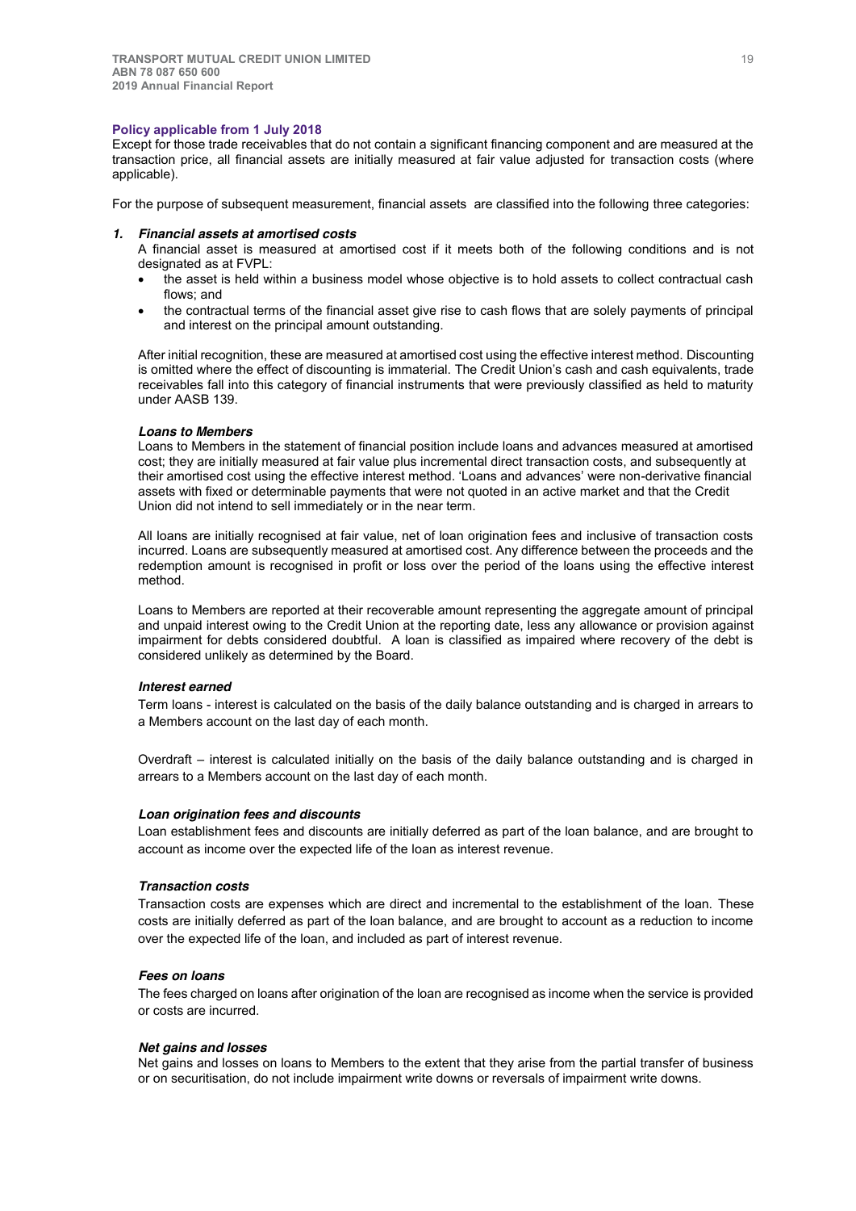**Policy applicable from 1 July 2018**

Except for those trade receivables that do not contain a significant financing component and are measured at the transaction price, all financial assets are initially measured at fair value adjusted for transaction costs (where applicable).

For the purpose of subsequent measurement, financial assets are classified into the following three categories:

***1. Financial assets at amortised costs***

A financial asset is measured at amortised cost if it meets both of the following conditions and is not designated as at FVPL:

- the asset is held within a business model whose objective is to hold assets to collect contractual cash flows; and
- the contractual terms of the financial asset give rise to cash flows that are solely payments of principal and interest on the principal amount outstanding.

After initial recognition, these are measured at amortised cost using the effective interest method. Discounting is omitted where the effect of discounting is immaterial. The Credit Union's cash and cash equivalents, trade receivables fall into this category of financial instruments that were previously classified as held to maturity under AASB 139.

***Loans to Members***

Loans to Members in the statement of financial position include loans and advances measured at amortised cost; they are initially measured at fair value plus incremental direct transaction costs, and subsequently at their amortised cost using the effective interest method. 'Loans and advances' were non-derivative financial assets with fixed or determinable payments that were not quoted in an active market and that the Credit Union did not intend to sell immediately or in the near term.

All loans are initially recognised at fair value, net of loan origination fees and inclusive of transaction costs incurred. Loans are subsequently measured at amortised cost. Any difference between the proceeds and the redemption amount is recognised in profit or loss over the period of the loans using the effective interest method.

Loans to Members are reported at their recoverable amount representing the aggregate amount of principal and unpaid interest owing to the Credit Union at the reporting date, less any allowance or provision against impairment for debts considered doubtful. A loan is classified as impaired where recovery of the debt is considered unlikely as determined by the Board.

***Interest earned***

Term loans - interest is calculated on the basis of the daily balance outstanding and is charged in arrears to a Members account on the last day of each month.

Overdraft – interest is calculated initially on the basis of the daily balance outstanding and is charged in arrears to a Members account on the last day of each month.

***Loan origination fees and discounts***

Loan establishment fees and discounts are initially deferred as part of the loan balance, and are brought to account as income over the expected life of the loan as interest revenue.

***Transaction costs***

Transaction costs are expenses which are direct and incremental to the establishment of the loan. These costs are initially deferred as part of the loan balance, and are brought to account as a reduction to income over the expected life of the loan, and included as part of interest revenue.

***Fees on loans***

The fees charged on loans after origination of the loan are recognised as income when the service is provided or costs are incurred.

***Net gains and losses***

Net gains and losses on loans to Members to the extent that they arise from the partial transfer of business or on securitisation, do not include impairment write downs or reversals of impairment write downs.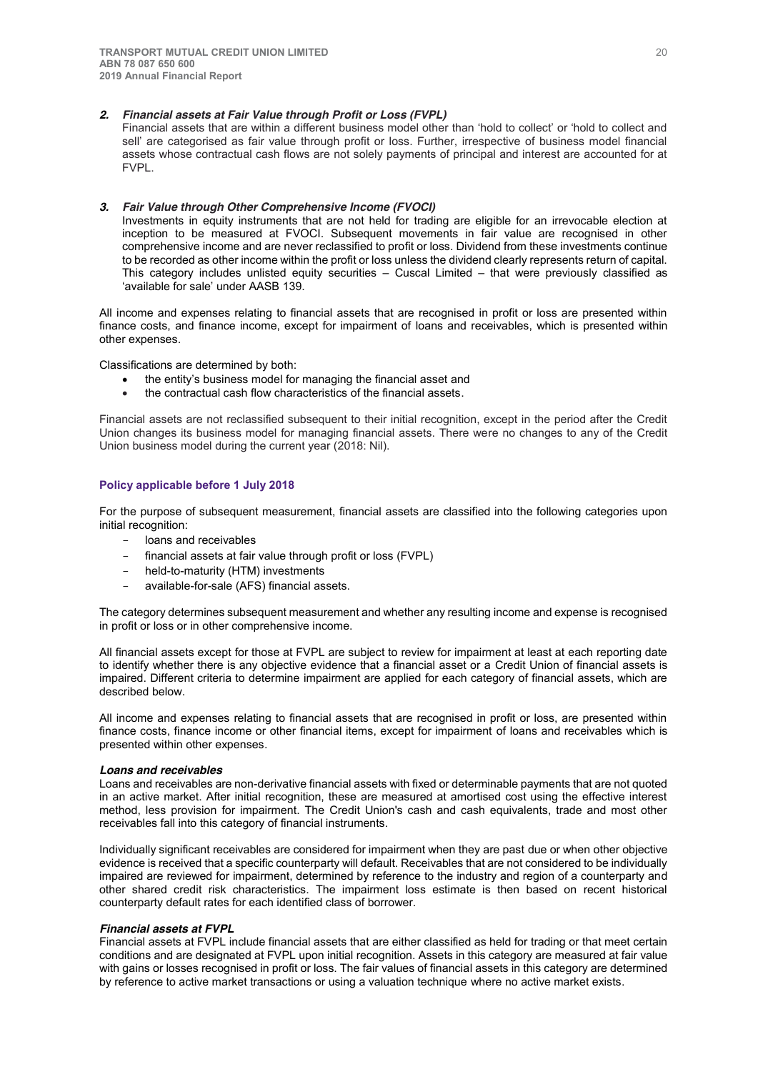### 2. *Financial assets at Fair Value through Profit or Loss (FVPL)*

Financial assets that are within a different business model other than 'hold to collect' or 'hold to collect and sell' are categorised as fair value through profit or loss. Further, irrespective of business model financial assets whose contractual cash flows are not solely payments of principal and interest are accounted for at FVPL.

### 3. *Fair Value through Other Comprehensive Income (FVOCI)*

Investments in equity instruments that are not held for trading are eligible for an irrevocable election at inception to be measured at FVOCI. Subsequent movements in fair value are recognised in other comprehensive income and are never reclassified to profit or loss. Dividend from these investments continue to be recorded as other income within the profit or loss unless the dividend clearly represents return of capital. This category includes unlisted equity securities – Cuscal Limited – that were previously classified as 'available for sale' under AASB 139.

All income and expenses relating to financial assets that are recognised in profit or loss are presented within finance costs, and finance income, except for impairment of loans and receivables, which is presented within other expenses.

Classifications are determined by both:

- the entity's business model for managing the financial asset and
- the contractual cash flow characteristics of the financial assets.

Financial assets are not reclassified subsequent to their initial recognition, except in the period after the Credit Union changes its business model for managing financial assets. There were no changes to any of the Credit Union business model during the current year (2018: Nil).

**Policy applicable before 1 July 2018**

For the purpose of subsequent measurement, financial assets are classified into the following categories upon initial recognition:

- loans and receivables
- financial assets at fair value through profit or loss (FVPL)
- held-to-maturity (HTM) investments
- available-for-sale (AFS) financial assets.

The category determines subsequent measurement and whether any resulting income and expense is recognised in profit or loss or in other comprehensive income.

All financial assets except for those at FVPL are subject to review for impairment at least at each reporting date to identify whether there is any objective evidence that a financial asset or a Credit Union of financial assets is impaired. Different criteria to determine impairment are applied for each category of financial assets, which are described below.

All income and expenses relating to financial assets that are recognised in profit or loss, are presented within finance costs, finance income or other financial items, except for impairment of loans and receivables which is presented within other expenses.

***Loans and receivables***

Loans and receivables are non-derivative financial assets with fixed or determinable payments that are not quoted in an active market. After initial recognition, these are measured at amortised cost using the effective interest method, less provision for impairment. The Credit Union's cash and cash equivalents, trade and most other receivables fall into this category of financial instruments.

Individually significant receivables are considered for impairment when they are past due or when other objective evidence is received that a specific counterparty will default. Receivables that are not considered to be individually impaired are reviewed for impairment, determined by reference to the industry and region of a counterparty and other shared credit risk characteristics. The impairment loss estimate is then based on recent historical counterparty default rates for each identified class of borrower.

***Financial assets at FVPL***

Financial assets at FVPL include financial assets that are either classified as held for trading or that meet certain conditions and are designated at FVPL upon initial recognition. Assets in this category are measured at fair value with gains or losses recognised in profit or loss. The fair values of financial assets in this category are determined by reference to active market transactions or using a valuation technique where no active market exists.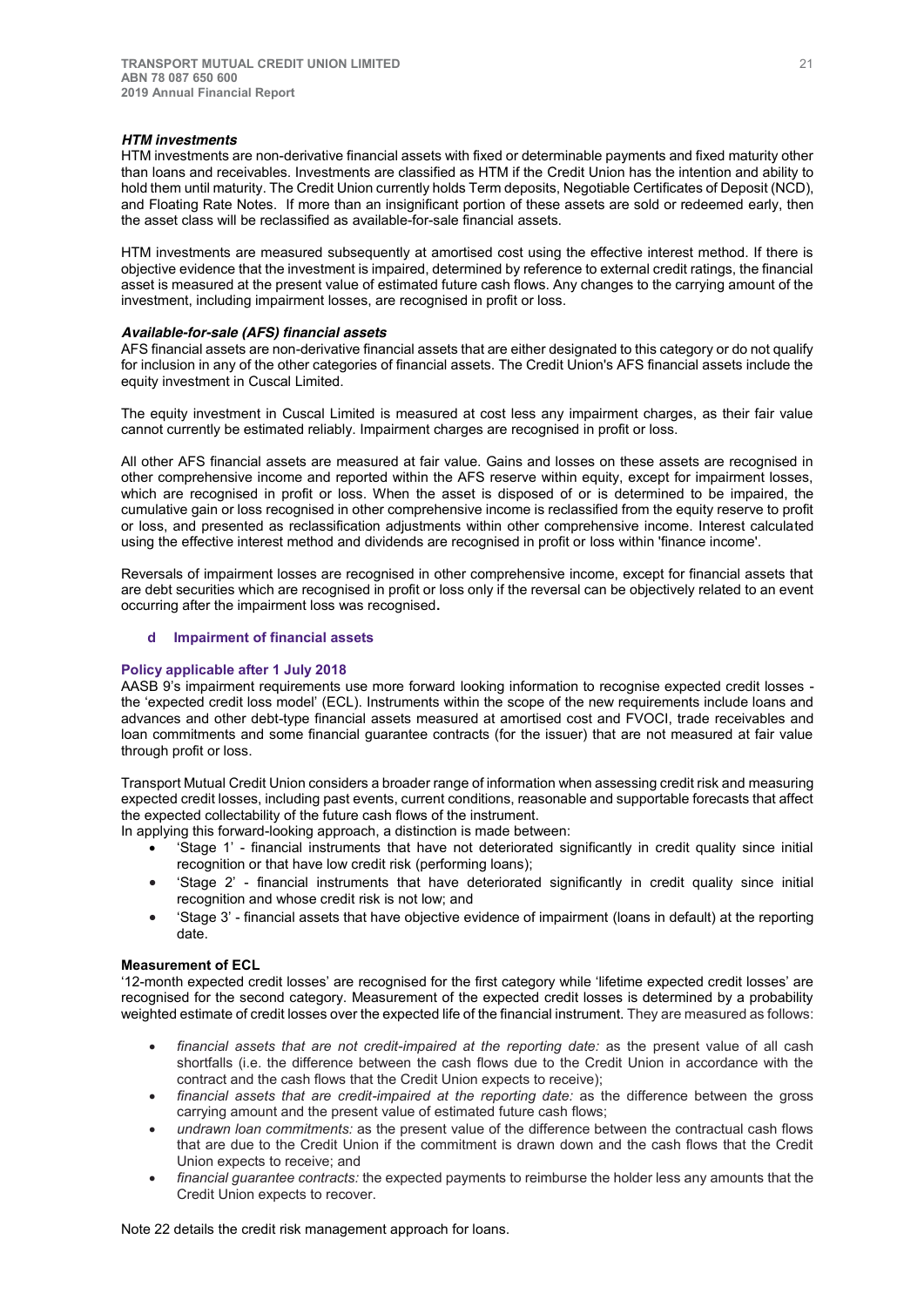***HTM investments***

HTM investments are non-derivative financial assets with fixed or determinable payments and fixed maturity other than loans and receivables. Investments are classified as HTM if the Credit Union has the intention and ability to hold them until maturity. The Credit Union currently holds Term deposits, Negotiable Certificates of Deposit (NCD), and Floating Rate Notes. If more than an insignificant portion of these assets are sold or redeemed early, then the asset class will be reclassified as available-for-sale financial assets.

HTM investments are measured subsequently at amortised cost using the effective interest method. If there is objective evidence that the investment is impaired, determined by reference to external credit ratings, the financial asset is measured at the present value of estimated future cash flows. Any changes to the carrying amount of the investment, including impairment losses, are recognised in profit or loss.

***Available-for-sale (AFS) financial assets***

AFS financial assets are non-derivative financial assets that are either designated to this category or do not qualify for inclusion in any of the other categories of financial assets. The Credit Union's AFS financial assets include the equity investment in Cuscal Limited.

The equity investment in Cuscal Limited is measured at cost less any impairment charges, as their fair value cannot currently be estimated reliably. Impairment charges are recognised in profit or loss.

All other AFS financial assets are measured at fair value. Gains and losses on these assets are recognised in other comprehensive income and reported within the AFS reserve within equity, except for impairment losses, which are recognised in profit or loss. When the asset is disposed of or is determined to be impaired, the cumulative gain or loss recognised in other comprehensive income is reclassified from the equity reserve to profit or loss, and presented as reclassification adjustments within other comprehensive income. Interest calculated using the effective interest method and dividends are recognised in profit or loss within 'finance income'.

Reversals of impairment losses are recognised in other comprehensive income, except for financial assets that are debt securities which are recognised in profit or loss only if the reversal can be objectively related to an event occurring after the impairment loss was recognised.

### d Impairment of financial assets

**Policy applicable after 1 July 2018**

AASB 9's impairment requirements use more forward looking information to recognise expected credit losses - the 'expected credit loss model' (ECL). Instruments within the scope of the new requirements include loans and advances and other debt-type financial assets measured at amortised cost and FVOCI, trade receivables and loan commitments and some financial guarantee contracts (for the issuer) that are not measured at fair value through profit or loss.

Transport Mutual Credit Union considers a broader range of information when assessing credit risk and measuring expected credit losses, including past events, current conditions, reasonable and supportable forecasts that affect the expected collectability of the future cash flows of the instrument.

In applying this forward-looking approach, a distinction is made between:

- 'Stage 1' - financial instruments that have not deteriorated significantly in credit quality since initial recognition or that have low credit risk (performing loans);
- 'Stage 2' - financial instruments that have deteriorated significantly in credit quality since initial recognition and whose credit risk is not low; and
- 'Stage 3' - financial assets that have objective evidence of impairment (loans in default) at the reporting date.

**Measurement of ECL**

'12-month expected credit losses' are recognised for the first category while 'lifetime expected credit losses' are recognised for the second category. Measurement of the expected credit losses is determined by a probability weighted estimate of credit losses over the expected life of the financial instrument. They are measured as follows:

- *financial assets that are not credit-impaired at the reporting date:* as the present value of all cash shortfalls (i.e. the difference between the cash flows due to the Credit Union in accordance with the contract and the cash flows that the Credit Union expects to receive);
- *financial assets that are credit-impaired at the reporting date:* as the difference between the gross carrying amount and the present value of estimated future cash flows;
- *undrawn loan commitments:* as the present value of the difference between the contractual cash flows that are due to the Credit Union if the commitment is drawn down and the cash flows that the Credit Union expects to receive; and
- *financial guarantee contracts:* the expected payments to reimburse the holder less any amounts that the Credit Union expects to recover.

Note 22 details the credit risk management approach for loans.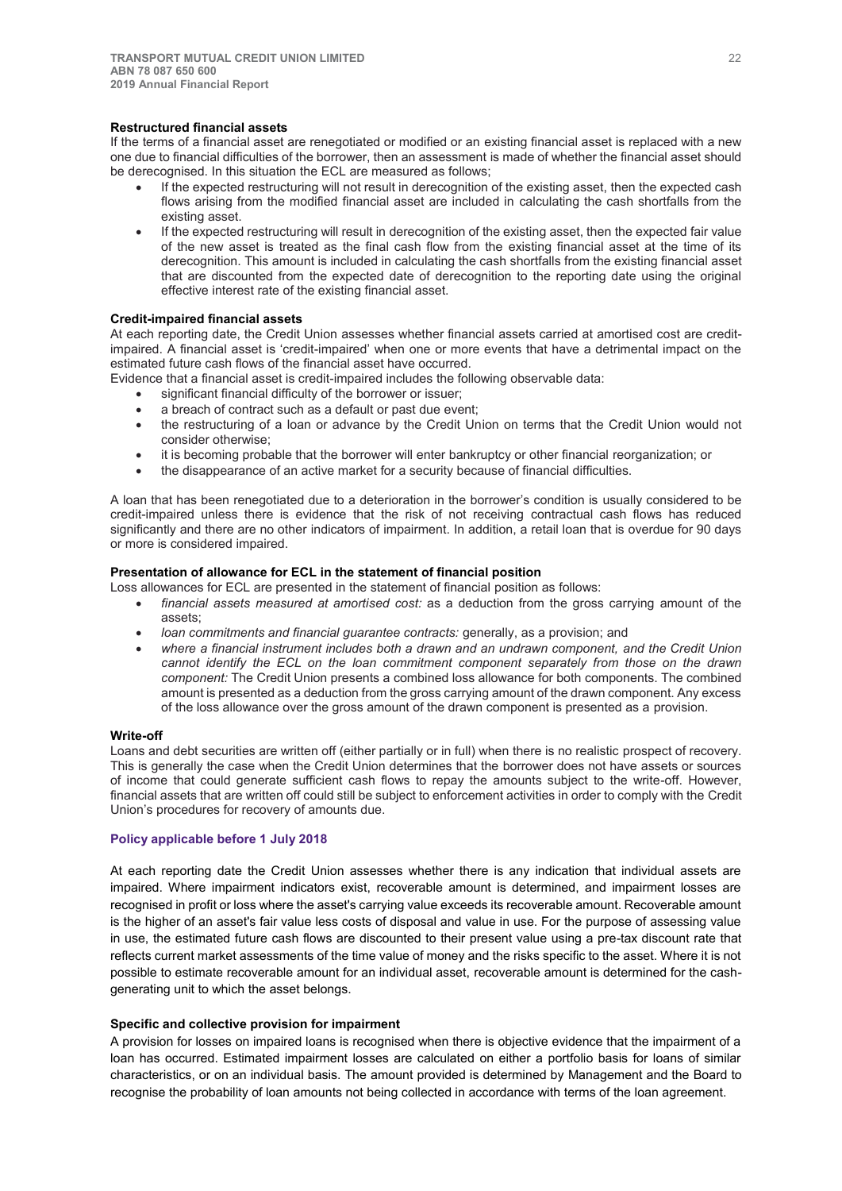#### Restructured financial assets

If the terms of a financial asset are renegotiated or modified or an existing financial asset is replaced with a new one due to financial difficulties of the borrower, then an assessment is made of whether the financial asset should be derecognised. In this situation the ECL are measured as follows;

- If the expected restructuring will not result in derecognition of the existing asset, then the expected cash flows arising from the modified financial asset are included in calculating the cash shortfalls from the existing asset.
- If the expected restructuring will result in derecognition of the existing asset, then the expected fair value of the new asset is treated as the final cash flow from the existing financial asset at the time of its derecognition. This amount is included in calculating the cash shortfalls from the existing financial asset that are discounted from the expected date of derecognition to the reporting date using the original effective interest rate of the existing financial asset.

#### Credit-impaired financial assets

At each reporting date, the Credit Union assesses whether financial assets carried at amortised cost are credit-impaired. A financial asset is 'credit-impaired' when one or more events that have a detrimental impact on the estimated future cash flows of the financial asset have occurred.

Evidence that a financial asset is credit-impaired includes the following observable data:

- significant financial difficulty of the borrower or issuer;
- a breach of contract such as a default or past due event;
- the restructuring of a loan or advance by the Credit Union on terms that the Credit Union would not consider otherwise;
- it is becoming probable that the borrower will enter bankruptcy or other financial reorganization; or
- the disappearance of an active market for a security because of financial difficulties.

A loan that has been renegotiated due to a deterioration in the borrower's condition is usually considered to be credit-impaired unless there is evidence that the risk of not receiving contractual cash flows has reduced significantly and there are no other indicators of impairment. In addition, a retail loan that is overdue for 90 days or more is considered impaired.

#### Presentation of allowance for ECL in the statement of financial position

Loss allowances for ECL are presented in the statement of financial position as follows:

- *financial assets measured at amortised cost:* as a deduction from the gross carrying amount of the assets;
- *loan commitments and financial guarantee contracts:* generally, as a provision; and
- *where a financial instrument includes both a drawn and an undrawn component, and the Credit Union cannot identify the ECL on the loan commitment component separately from those on the drawn component:* The Credit Union presents a combined loss allowance for both components. The combined amount is presented as a deduction from the gross carrying amount of the drawn component. Any excess of the loss allowance over the gross amount of the drawn component is presented as a provision.

#### Write-off

Loans and debt securities are written off (either partially or in full) when there is no realistic prospect of recovery. This is generally the case when the Credit Union determines that the borrower does not have assets or sources of income that could generate sufficient cash flows to repay the amounts subject to the write-off. However, financial assets that are written off could still be subject to enforcement activities in order to comply with the Credit Union's procedures for recovery of amounts due.

#### Policy applicable before 1 July 2018

At each reporting date the Credit Union assesses whether there is any indication that individual assets are impaired. Where impairment indicators exist, recoverable amount is determined, and impairment losses are recognised in profit or loss where the asset's carrying value exceeds its recoverable amount. Recoverable amount is the higher of an asset's fair value less costs of disposal and value in use. For the purpose of assessing value in use, the estimated future cash flows are discounted to their present value using a pre-tax discount rate that reflects current market assessments of the time value of money and the risks specific to the asset. Where it is not possible to estimate recoverable amount for an individual asset, recoverable amount is determined for the cash-generating unit to which the asset belongs.

#### Specific and collective provision for impairment

A provision for losses on impaired loans is recognised when there is objective evidence that the impairment of a loan has occurred. Estimated impairment losses are calculated on either a portfolio basis for loans of similar characteristics, or on an individual basis. The amount provided is determined by Management and the Board to recognise the probability of loan amounts not being collected in accordance with terms of the loan agreement.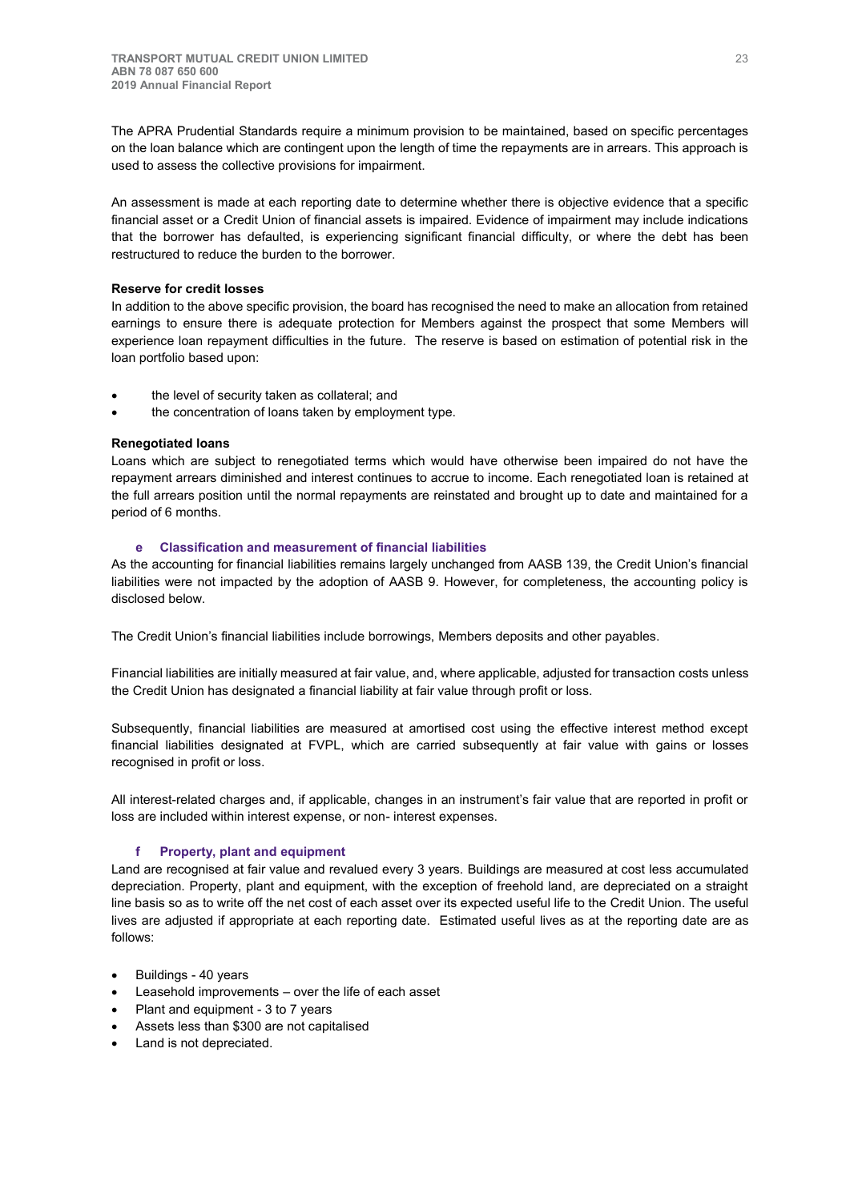The APRA Prudential Standards require a minimum provision to be maintained, based on specific percentages on the loan balance which are contingent upon the length of time the repayments are in arrears. This approach is used to assess the collective provisions for impairment.

An assessment is made at each reporting date to determine whether there is objective evidence that a specific financial asset or a Credit Union of financial assets is impaired. Evidence of impairment may include indications that the borrower has defaulted, is experiencing significant financial difficulty, or where the debt has been restructured to reduce the burden to the borrower.

**Reserve for credit losses**

In addition to the above specific provision, the board has recognised the need to make an allocation from retained earnings to ensure there is adequate protection for Members against the prospect that some Members will experience loan repayment difficulties in the future. The reserve is based on estimation of potential risk in the loan portfolio based upon:

- the level of security taken as collateral; and
- the concentration of loans taken by employment type.

**Renegotiated loans**

Loans which are subject to renegotiated terms which would have otherwise been impaired do not have the repayment arrears diminished and interest continues to accrue to income. Each renegotiated loan is retained at the full arrears position until the normal repayments are reinstated and brought up to date and maintained for a period of 6 months.

### e Classification and measurement of financial liabilities

As the accounting for financial liabilities remains largely unchanged from AASB 139, the Credit Union's financial liabilities were not impacted by the adoption of AASB 9. However, for completeness, the accounting policy is disclosed below.

The Credit Union's financial liabilities include borrowings, Members deposits and other payables.

Financial liabilities are initially measured at fair value, and, where applicable, adjusted for transaction costs unless the Credit Union has designated a financial liability at fair value through profit or loss.

Subsequently, financial liabilities are measured at amortised cost using the effective interest method except financial liabilities designated at FVPL, which are carried subsequently at fair value with gains or losses recognised in profit or loss.

All interest-related charges and, if applicable, changes in an instrument's fair value that are reported in profit or loss are included within interest expense, or non- interest expenses.

### f Property, plant and equipment

Land are recognised at fair value and revalued every 3 years. Buildings are measured at cost less accumulated depreciation. Property, plant and equipment, with the exception of freehold land, are depreciated on a straight line basis so as to write off the net cost of each asset over its expected useful life to the Credit Union. The useful lives are adjusted if appropriate at each reporting date. Estimated useful lives as at the reporting date are as follows:

- Buildings - 40 years
- Leasehold improvements – over the life of each asset
- Plant and equipment - 3 to 7 years
- Assets less than $300 are not capitalised
- Land is not depreciated.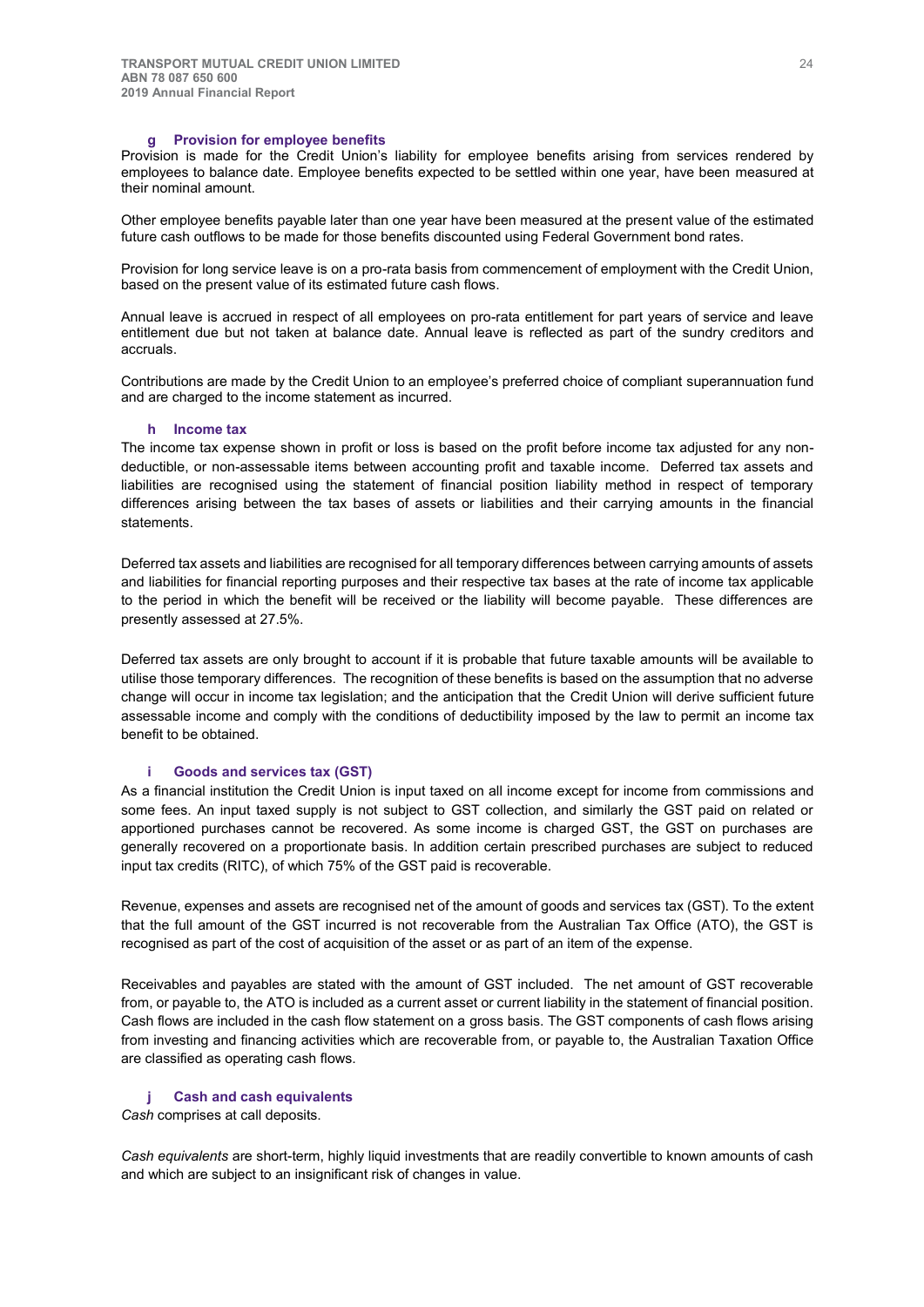### g Provision for employee benefits

Provision is made for the Credit Union's liability for employee benefits arising from services rendered by employees to balance date. Employee benefits expected to be settled within one year, have been measured at their nominal amount.

Other employee benefits payable later than one year have been measured at the present value of the estimated future cash outflows to be made for those benefits discounted using Federal Government bond rates.

Provision for long service leave is on a pro-rata basis from commencement of employment with the Credit Union, based on the present value of its estimated future cash flows.

Annual leave is accrued in respect of all employees on pro-rata entitlement for part years of service and leave entitlement due but not taken at balance date. Annual leave is reflected as part of the sundry creditors and accruals.

Contributions are made by the Credit Union to an employee's preferred choice of compliant superannuation fund and are charged to the income statement as incurred.

### h Income tax

The income tax expense shown in profit or loss is based on the profit before income tax adjusted for any non-deductible, or non-assessable items between accounting profit and taxable income. Deferred tax assets and liabilities are recognised using the statement of financial position liability method in respect of temporary differences arising between the tax bases of assets or liabilities and their carrying amounts in the financial statements.

Deferred tax assets and liabilities are recognised for all temporary differences between carrying amounts of assets and liabilities for financial reporting purposes and their respective tax bases at the rate of income tax applicable to the period in which the benefit will be received or the liability will become payable. These differences are presently assessed at 27.5%.

Deferred tax assets are only brought to account if it is probable that future taxable amounts will be available to utilise those temporary differences. The recognition of these benefits is based on the assumption that no adverse change will occur in income tax legislation; and the anticipation that the Credit Union will derive sufficient future assessable income and comply with the conditions of deductibility imposed by the law to permit an income tax benefit to be obtained.

### i Goods and services tax (GST)

As a financial institution the Credit Union is input taxed on all income except for income from commissions and some fees. An input taxed supply is not subject to GST collection, and similarly the GST paid on related or apportioned purchases cannot be recovered. As some income is charged GST, the GST on purchases are generally recovered on a proportionate basis. In addition certain prescribed purchases are subject to reduced input tax credits (RITC), of which 75% of the GST paid is recoverable.

Revenue, expenses and assets are recognised net of the amount of goods and services tax (GST). To the extent that the full amount of the GST incurred is not recoverable from the Australian Tax Office (ATO), the GST is recognised as part of the cost of acquisition of the asset or as part of an item of the expense.

Receivables and payables are stated with the amount of GST included. The net amount of GST recoverable from, or payable to, the ATO is included as a current asset or current liability in the statement of financial position. Cash flows are included in the cash flow statement on a gross basis. The GST components of cash flows arising from investing and financing activities which are recoverable from, or payable to, the Australian Taxation Office are classified as operating cash flows.

### j Cash and cash equivalents

*Cash* comprises at call deposits.

*Cash equivalents* are short-term, highly liquid investments that are readily convertible to known amounts of cash and which are subject to an insignificant risk of changes in value.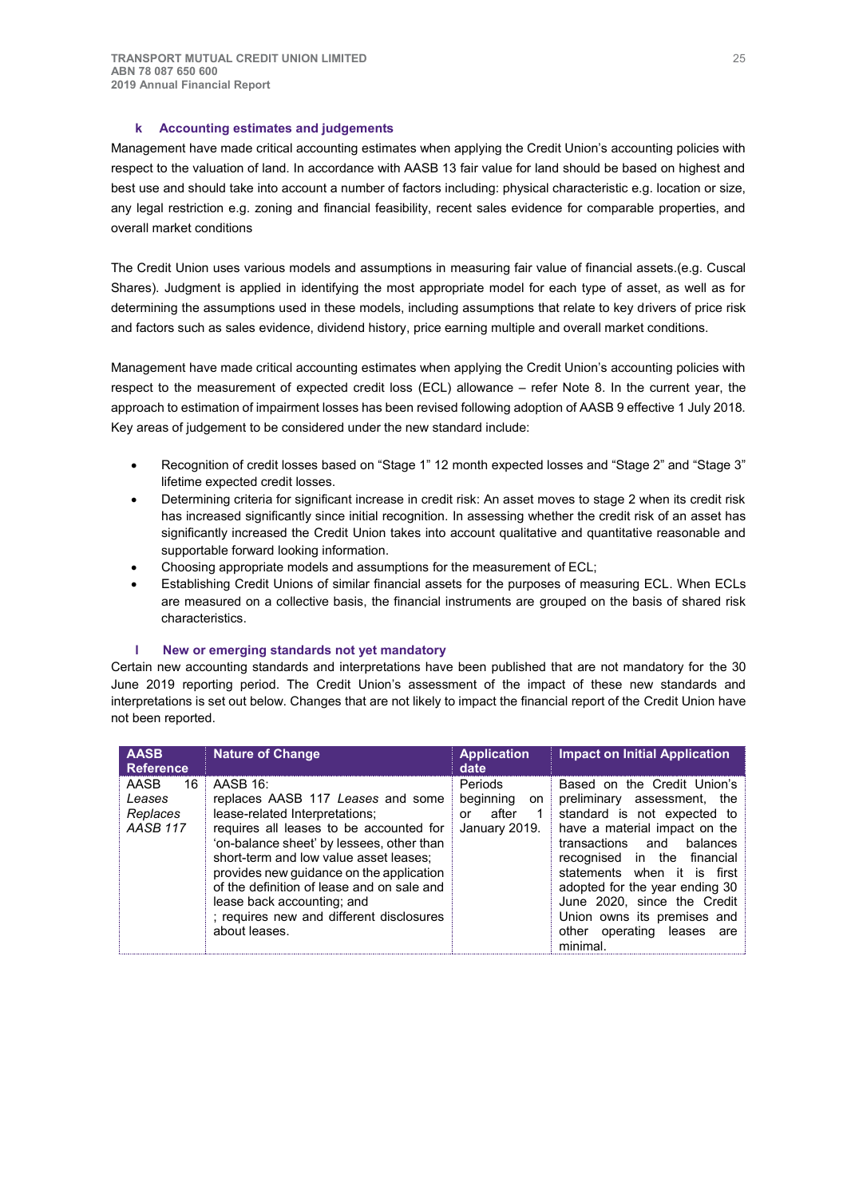### k Accounting estimates and judgements

Management have made critical accounting estimates when applying the Credit Union's accounting policies with respect to the valuation of land. In accordance with AASB 13 fair value for land should be based on highest and best use and should take into account a number of factors including: physical characteristic e.g. location or size, any legal restriction e.g. zoning and financial feasibility, recent sales evidence for comparable properties, and overall market conditions

The Credit Union uses various models and assumptions in measuring fair value of financial assets.(e.g. Cuscal Shares). Judgment is applied in identifying the most appropriate model for each type of asset, as well as for determining the assumptions used in these models, including assumptions that relate to key drivers of price risk and factors such as sales evidence, dividend history, price earning multiple and overall market conditions.

Management have made critical accounting estimates when applying the Credit Union's accounting policies with respect to the measurement of expected credit loss (ECL) allowance – refer Note 8. In the current year, the approach to estimation of impairment losses has been revised following adoption of AASB 9 effective 1 July 2018. Key areas of judgement to be considered under the new standard include:

- Recognition of credit losses based on "Stage 1" 12 month expected losses and "Stage 2" and "Stage 3" lifetime expected credit losses.
- Determining criteria for significant increase in credit risk: An asset moves to stage 2 when its credit risk has increased significantly since initial recognition. In assessing whether the credit risk of an asset has significantly increased the Credit Union takes into account qualitative and quantitative reasonable and supportable forward looking information.
- Choosing appropriate models and assumptions for the measurement of ECL;
- Establishing Credit Unions of similar financial assets for the purposes of measuring ECL. When ECLs are measured on a collective basis, the financial instruments are grouped on the basis of shared risk characteristics.

### l New or emerging standards not yet mandatory

Certain new accounting standards and interpretations have been published that are not mandatory for the 30 June 2019 reporting period. The Credit Union's assessment of the impact of these new standards and interpretations is set out below. Changes that are not likely to impact the financial report of the Credit Union have not been reported.

| AASB Reference | Nature of Change | Application date | Impact on Initial Application |
|---|---|---|---|
| AASB 16 *Leases* *Replaces AASB 117* | AASB 16: replaces AASB 117 *Leases* and some lease-related Interpretations; requires all leases to be accounted for 'on-balance sheet' by lessees, other than short-term and low value asset leases; provides new guidance on the application of the definition of lease and on sale and lease back accounting; and ; requires new and different disclosures about leases. | Periods beginning on or after 1 January 2019. | Based on the Credit Union's preliminary assessment, the standard is not expected to have a material impact on the transactions and balances recognised in the financial statements when it is first adopted for the year ending 30 June 2020, since the Credit Union owns its premises and other operating leases are minimal. |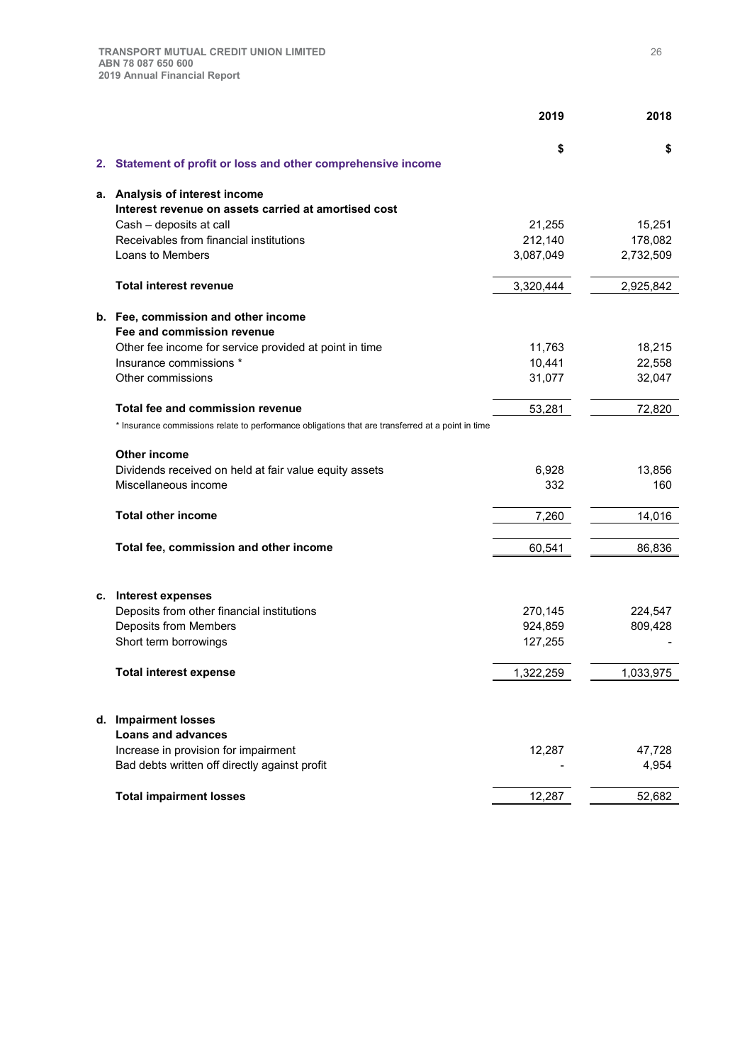## 2. Statement of profit or loss and other comprehensive income

| | 2019 | 2018 |
|---|---|---|
| | $ | $ |
| **a. Analysis of interest income** | | |
| **Interest revenue on assets carried at amortised cost** | | |
| Cash – deposits at call | 21,255 | 15,251 |
| Receivables from financial institutions | 212,140 | 178,082 |
| Loans to Members | 3,087,049 | 2,732,509 |
| **Total interest revenue** | 3,320,444 | 2,925,842 |
| **b. Fee, commission and other income** | | |
| **Fee and commission revenue** | | |
| Other fee income for service provided at point in time | 11,763 | 18,215 |
| Insurance commissions * | 10,441 | 22,558 |
| Other commissions | 31,077 | 32,047 |
| **Total fee and commission revenue** | 53,281 | 72,820 |

\* Insurance commissions relate to performance obligations that are transferred at a point in time

| | 2019 | 2018 |
|---|---|---|
| **Other income** | | |
| Dividends received on held at fair value equity assets | 6,928 | 13,856 |
| Miscellaneous income | 332 | 160 |
| **Total other income** | 7,260 | 14,016 |
| **Total fee, commission and other income** | 60,541 | 86,836 |
| **c. Interest expenses** | | |
| Deposits from other financial institutions | 270,145 | 224,547 |
| Deposits from Members | 924,859 | 809,428 |
| Short term borrowings | 127,255 | - |
| **Total interest expense** | 1,322,259 | 1,033,975 |
| **d. Impairment losses** | | |
| **Loans and advances** | | |
| Increase in provision for impairment | 12,287 | 47,728 |
| Bad debts written off directly against profit | - | 4,954 |
| **Total impairment losses** | 12,287 | 52,682 |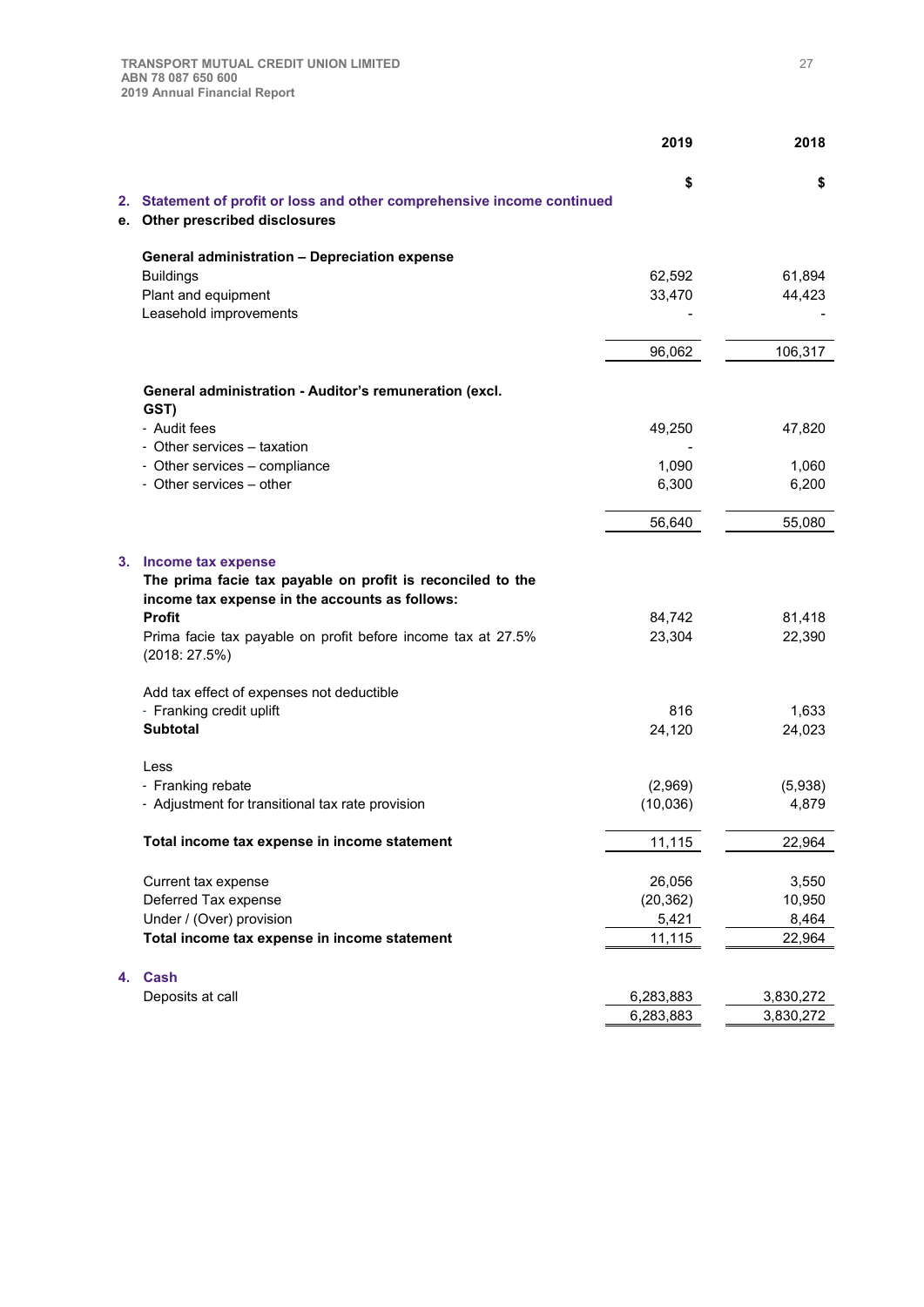| | 2019 | 2018 |
|---|---|---|
| | $ | $ |

## 2. Statement of profit or loss and other comprehensive income continued

### e. Other prescribed disclosures

| | 2019 $ | 2018 $ |
|---|---|---|
| **General administration – Depreciation expense** | | |
| Buildings | 62,592 | 61,894 |
| Plant and equipment | 33,470 | 44,423 |
| Leasehold improvements | - | - |
| | 96,062 | 106,317 |
| **General administration - Auditor's remuneration (excl. GST)** | | |
| - Audit fees | 49,250 | 47,820 |
| - Other services – taxation | - | |
| - Other services – compliance | 1,090 | 1,060 |
| - Other services – other | 6,300 | 6,200 |
| | 56,640 | 55,080 |

## 3. Income tax expense

**The prima facie tax payable on profit is reconciled to the income tax expense in the accounts as follows:**

| | 2019 $ | 2018 $ |
|---|---|---|
| **Profit** | 84,742 | 81,418 |
| Prima facie tax payable on profit before income tax at 27.5% (2018: 27.5%) | 23,304 | 22,390 |
| Add tax effect of expenses not deductible | | |
| - Franking credit uplift | 816 | 1,633 |
| **Subtotal** | 24,120 | 24,023 |
| Less | | |
| - Franking rebate | (2,969) | (5,938) |
| - Adjustment for transitional tax rate provision | (10,036) | 4,879 |
| **Total income tax expense in income statement** | 11,115 | 22,964 |
| Current tax expense | 26,056 | 3,550 |
| Deferred Tax expense | (20,362) | 10,950 |
| Under / (Over) provision | 5,421 | 8,464 |
| **Total income tax expense in income statement** | 11,115 | 22,964 |

## 4. Cash

| | 2019 $ | 2018 $ |
|---|---|---|
| Deposits at call | 6,283,883 | 3,830,272 |
| | 6,283,883 | 3,830,272 |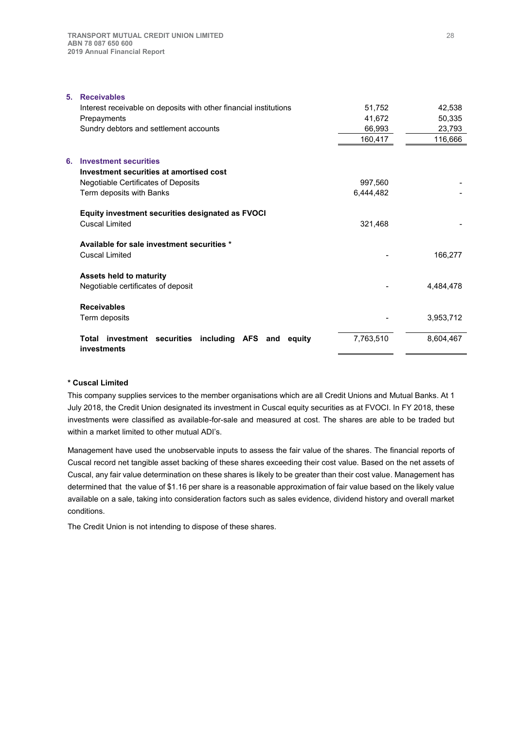## 5. Receivables

| | | |
|---|---|---|
| Interest receivable on deposits with other financial institutions | 51,752 | 42,538 |
| Prepayments | 41,672 | 50,335 |
| Sundry debtors and settlement accounts | 66,993 | 23,793 |
| | 160,417 | 116,666 |

## 6. Investment securities

| | | |
|---|---|---|
| **Investment securities at amortised cost** | | |
| Negotiable Certificates of Deposits | 997,560 | - |
| Term deposits with Banks | 6,444,482 | - |
| **Equity investment securities designated as FVOCI** | | |
| Cuscal Limited | 321,468 | - |
| **Available for sale investment securities *** | | |
| Cuscal Limited | - | 166,277 |
| **Assets held to maturity** | | |
| Negotiable certificates of deposit | - | 4,484,478 |
| **Receivables** | | |
| Term deposits | - | 3,953,712 |
| **Total investment securities including AFS and equity investments** | 7,763,510 | 8,604,467 |

**\* Cuscal Limited**

This company supplies services to the member organisations which are all Credit Unions and Mutual Banks. At 1 July 2018, the Credit Union designated its investment in Cuscal equity securities as at FVOCI. In FY 2018, these investments were classified as available-for-sale and measured at cost. The shares are able to be traded but within a market limited to other mutual ADI's.

Management have used the unobservable inputs to assess the fair value of the shares. The financial reports of Cuscal record net tangible asset backing of these shares exceeding their cost value. Based on the net assets of Cuscal, any fair value determination on these shares is likely to be greater than their cost value. Management has determined that the value of $1.16 per share is a reasonable approximation of fair value based on the likely value available on a sale, taking into consideration factors such as sales evidence, dividend history and overall market conditions.

The Credit Union is not intending to dispose of these shares.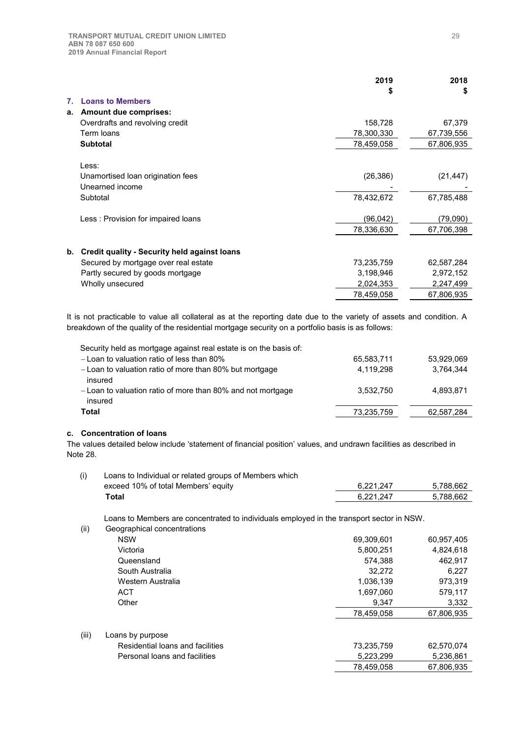## 7. Loans to Members

| | 2019 $ | 2018 $ |
|---|---|---|
| **a. Amount due comprises:** | | |
| Overdrafts and revolving credit | 158,728 | 67,379 |
| Term loans | 78,300,330 | 67,739,556 |
| **Subtotal** | 78,459,058 | 67,806,935 |
| Less: | | |
| Unamortised loan origination fees | (26,386) | (21,447) |
| Unearned income | - | - |
| Subtotal | 78,432,672 | 67,785,488 |
| Less : Provision for impaired loans | (96,042) | (79,090) |
| | 78,336,630 | 67,706,398 |
| **b. Credit quality - Security held against loans** | | |
| Secured by mortgage over real estate | 73,235,759 | 62,587,284 |
| Partly secured by goods mortgage | 3,198,946 | 2,972,152 |
| Wholly unsecured | 2,024,353 | 2,247,499 |
| | 78,459,058 | 67,806,935 |

It is not practicable to value all collateral as at the reporting date due to the variety of assets and condition. A breakdown of the quality of the residential mortgage security on a portfolio basis is as follows:

| | 2019 $ | 2018 $ |
|---|---|---|
| Security held as mortgage against real estate is on the basis of: | | |
| – Loan to valuation ratio of less than 80% | 65,583,711 | 53,929,069 |
| – Loan to valuation ratio of more than 80% but mortgage insured | 4,119,298 | 3,764,344 |
| – Loan to valuation ratio of more than 80% and not mortgage insured | 3,532,750 | 4,893,871 |
| **Total** | 73,235,759 | 62,587,284 |

**c. Concentration of loans**

The values detailed below include 'statement of financial position' values, and undrawn facilities as described in Note 28.

| | 2019 $ | 2018 $ |
|---|---|---|
| (i) Loans to Individual or related groups of Members which exceed 10% of total Members' equity | 6,221,247 | 5,788,662 |
| **Total** | 6,221,247 | 5,788,662 |

Loans to Members are concentrated to individuals employed in the transport sector in NSW.

| | 2019 $ | 2018 $ |
|---|---|---|
| (ii) Geographical concentrations | | |
| NSW | 69,309,601 | 60,957,405 |
| Victoria | 5,800,251 | 4,824,618 |
| Queensland | 574,388 | 462,917 |
| South Australia | 32,272 | 6,227 |
| Western Australia | 1,036,139 | 973,319 |
| ACT | 1,697,060 | 579,117 |
| Other | 9,347 | 3,332 |
| | 78,459,058 | 67,806,935 |
| (iii) Loans by purpose | | |
| Residential loans and facilities | 73,235,759 | 62,570,074 |
| Personal loans and facilities | 5,223,299 | 5,236,861 |
| | 78,459,058 | 67,806,935 |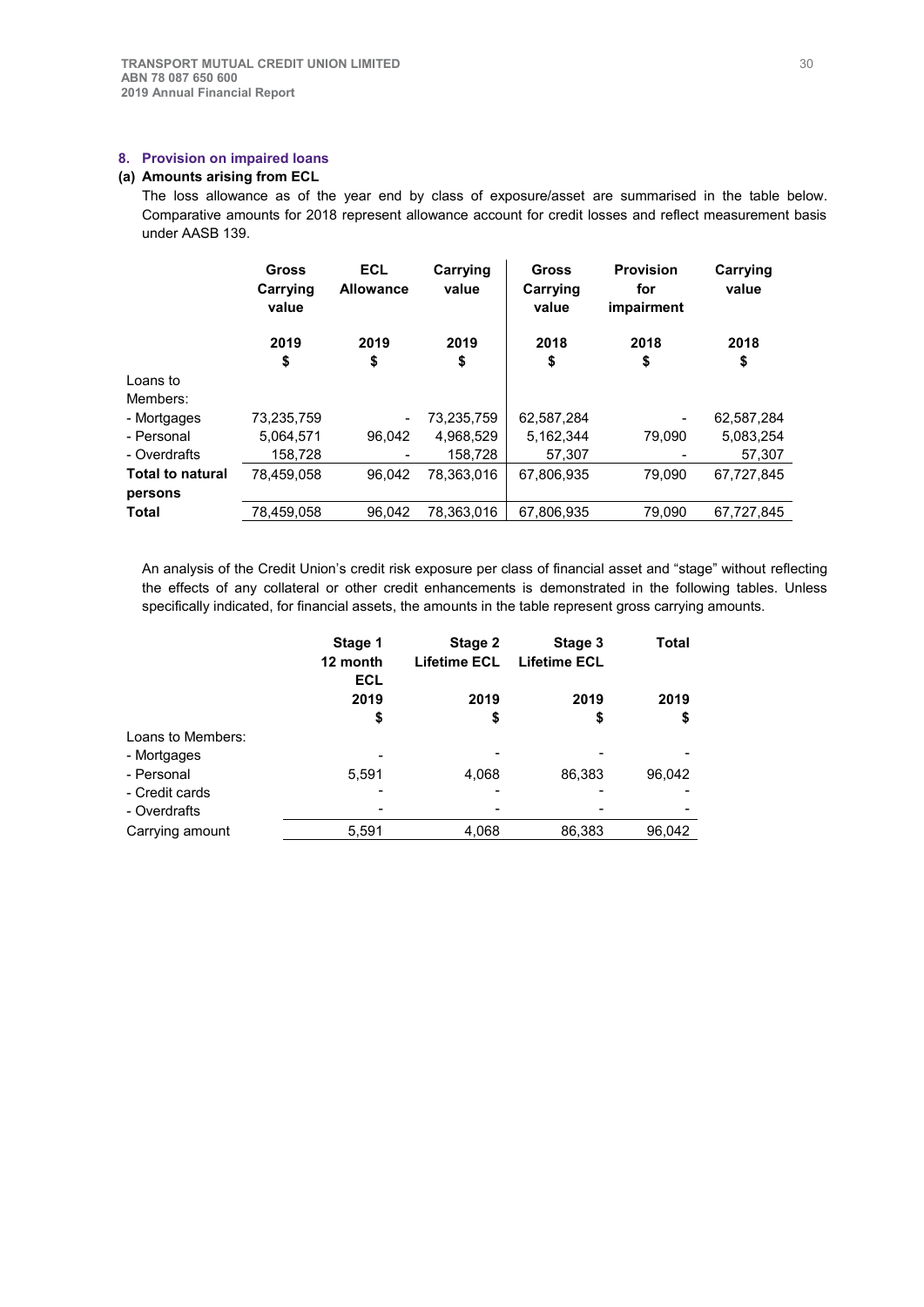## 8. Provision on impaired loans

### (a) Amounts arising from ECL

The loss allowance as of the year end by class of exposure/asset are summarised in the table below. Comparative amounts for 2018 represent allowance account for credit losses and reflect measurement basis under AASB 139.

| | Gross Carrying value | ECL Allowance | Carrying value | Gross Carrying value | Provision for impairment | Carrying value |
|---|---|---|---|---|---|---|
| | 2019 | 2019 | 2019 | 2018 | 2018 | 2018 |
| | $ | $ | $ | $ | $ | $ |
| Loans to Members: | | | | | | |
| - Mortgages | 73,235,759 | - | 73,235,759 | 62,587,284 | - | 62,587,284 |
| - Personal | 5,064,571 | 96,042 | 4,968,529 | 5,162,344 | 79,090 | 5,083,254 |
| - Overdrafts | 158,728 | - | 158,728 | 57,307 | - | 57,307 |
| **Total to natural persons** | 78,459,058 | 96,042 | 78,363,016 | 67,806,935 | 79,090 | 67,727,845 |
| **Total** | 78,459,058 | 96,042 | 78,363,016 | 67,806,935 | 79,090 | 67,727,845 |

An analysis of the Credit Union's credit risk exposure per class of financial asset and "stage" without reflecting the effects of any collateral or other credit enhancements is demonstrated in the following tables. Unless specifically indicated, for financial assets, the amounts in the table represent gross carrying amounts.

| | Stage 1 12 month ECL | Stage 2 Lifetime ECL | Stage 3 Lifetime ECL | Total |
|---|---|---|---|---|
| | 2019 | 2019 | 2019 | 2019 |
| | $ | $ | $ | $ |
| Loans to Members: | | | | |
| - Mortgages | - | - | - | - |
| - Personal | 5,591 | 4,068 | 86,383 | 96,042 |
| - Credit cards | - | - | - | - |
| - Overdrafts | - | - | - | - |
| Carrying amount | 5,591 | 4,068 | 86,383 | 96,042 |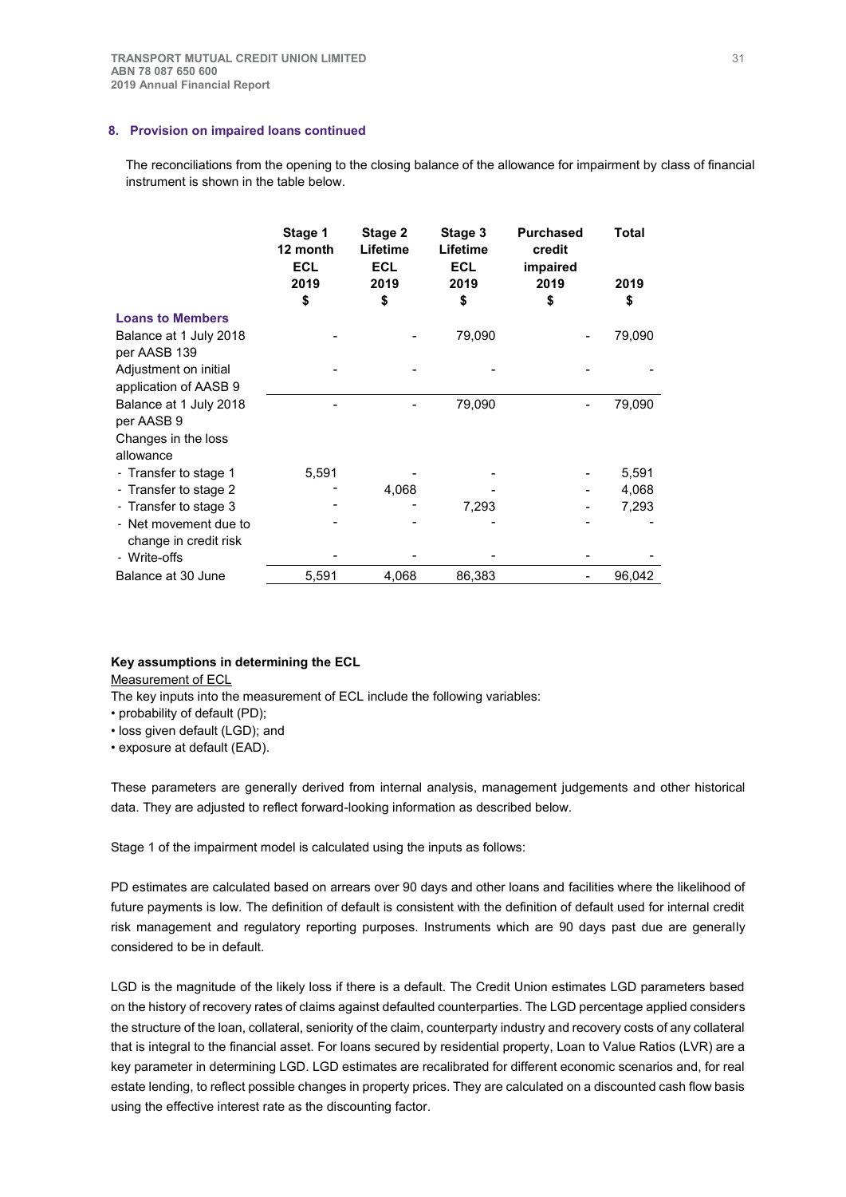## 8. Provision on impaired loans continued

The reconciliations from the opening to the closing balance of the allowance for impairment by class of financial instrument is shown in the table below.

| | Stage 1 12 month ECL 2019 $ | Stage 2 Lifetime ECL 2019 $ | Stage 3 Lifetime ECL 2019 $ | Purchased credit impaired 2019 $ | Total 2019 $ |
|---|---|---|---|---|---|
| **Loans to Members** | | | | | |
| Balance at 1 July 2018 per AASB 139 | - | - | 79,090 | - | 79,090 |
| Adjustment on initial application of AASB 9 | - | - | - | - | - |
| Balance at 1 July 2018 per AASB 9 | - | - | 79,090 | - | 79,090 |
| Changes in the loss allowance | | | | | |
| - Transfer to stage 1 | 5,591 | - | - | - | 5,591 |
| - Transfer to stage 2 | - | 4,068 | - | - | 4,068 |
| - Transfer to stage 3 | - | - | 7,293 | - | 7,293 |
| - Net movement due to change in credit risk | - | - | - | - | - |
| - Write-offs | - | - | - | - | - |
| Balance at 30 June | 5,591 | 4,068 | 86,383 | - | 96,042 |

**Key assumptions in determining the ECL**

Measurement of ECL

The key inputs into the measurement of ECL include the following variables:

- probability of default (PD);
- loss given default (LGD); and
- exposure at default (EAD).

These parameters are generally derived from internal analysis, management judgements and other historical data. They are adjusted to reflect forward-looking information as described below.

Stage 1 of the impairment model is calculated using the inputs as follows:

PD estimates are calculated based on arrears over 90 days and other loans and facilities where the likelihood of future payments is low. The definition of default is consistent with the definition of default used for internal credit risk management and regulatory reporting purposes. Instruments which are 90 days past due are generally considered to be in default.

LGD is the magnitude of the likely loss if there is a default. The Credit Union estimates LGD parameters based on the history of recovery rates of claims against defaulted counterparties. The LGD percentage applied considers the structure of the loan, collateral, seniority of the claim, counterparty industry and recovery costs of any collateral that is integral to the financial asset. For loans secured by residential property, Loan to Value Ratios (LVR) are a key parameter in determining LGD. LGD estimates are recalibrated for different economic scenarios and, for real estate lending, to reflect possible changes in property prices. They are calculated on a discounted cash flow basis using the effective interest rate as the discounting factor.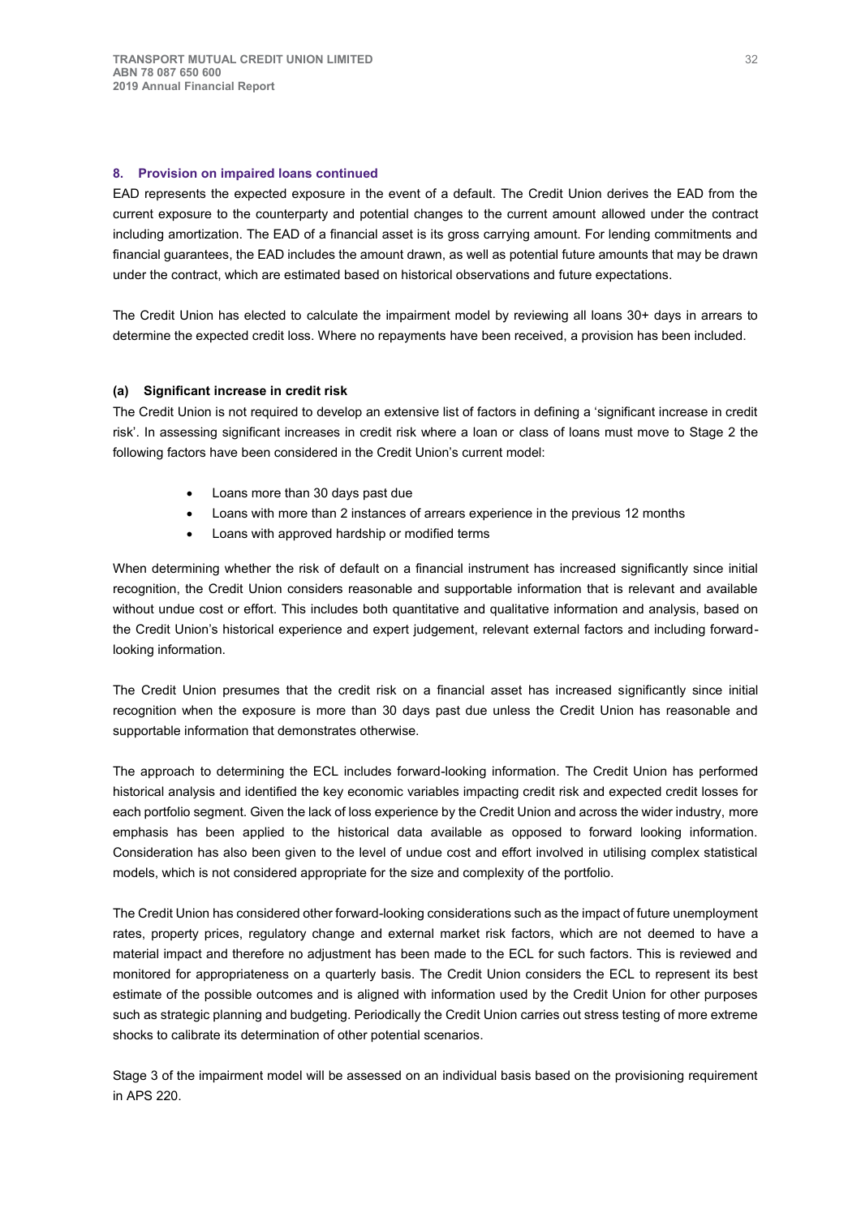## 8. Provision on impaired loans continued

EAD represents the expected exposure in the event of a default. The Credit Union derives the EAD from the current exposure to the counterparty and potential changes to the current amount allowed under the contract including amortization. The EAD of a financial asset is its gross carrying amount. For lending commitments and financial guarantees, the EAD includes the amount drawn, as well as potential future amounts that may be drawn under the contract, which are estimated based on historical observations and future expectations.

The Credit Union has elected to calculate the impairment model by reviewing all loans 30+ days in arrears to determine the expected credit loss. Where no repayments have been received, a provision has been included.

### (a) Significant increase in credit risk

The Credit Union is not required to develop an extensive list of factors in defining a 'significant increase in credit risk'. In assessing significant increases in credit risk where a loan or class of loans must move to Stage 2 the following factors have been considered in the Credit Union's current model:

- Loans more than 30 days past due
- Loans with more than 2 instances of arrears experience in the previous 12 months
- Loans with approved hardship or modified terms

When determining whether the risk of default on a financial instrument has increased significantly since initial recognition, the Credit Union considers reasonable and supportable information that is relevant and available without undue cost or effort. This includes both quantitative and qualitative information and analysis, based on the Credit Union's historical experience and expert judgement, relevant external factors and including forward-looking information.

The Credit Union presumes that the credit risk on a financial asset has increased significantly since initial recognition when the exposure is more than 30 days past due unless the Credit Union has reasonable and supportable information that demonstrates otherwise.

The approach to determining the ECL includes forward-looking information. The Credit Union has performed historical analysis and identified the key economic variables impacting credit risk and expected credit losses for each portfolio segment. Given the lack of loss experience by the Credit Union and across the wider industry, more emphasis has been applied to the historical data available as opposed to forward looking information. Consideration has also been given to the level of undue cost and effort involved in utilising complex statistical models, which is not considered appropriate for the size and complexity of the portfolio.

The Credit Union has considered other forward-looking considerations such as the impact of future unemployment rates, property prices, regulatory change and external market risk factors, which are not deemed to have a material impact and therefore no adjustment has been made to the ECL for such factors. This is reviewed and monitored for appropriateness on a quarterly basis. The Credit Union considers the ECL to represent its best estimate of the possible outcomes and is aligned with information used by the Credit Union for other purposes such as strategic planning and budgeting. Periodically the Credit Union carries out stress testing of more extreme shocks to calibrate its determination of other potential scenarios.

Stage 3 of the impairment model will be assessed on an individual basis based on the provisioning requirement in APS 220.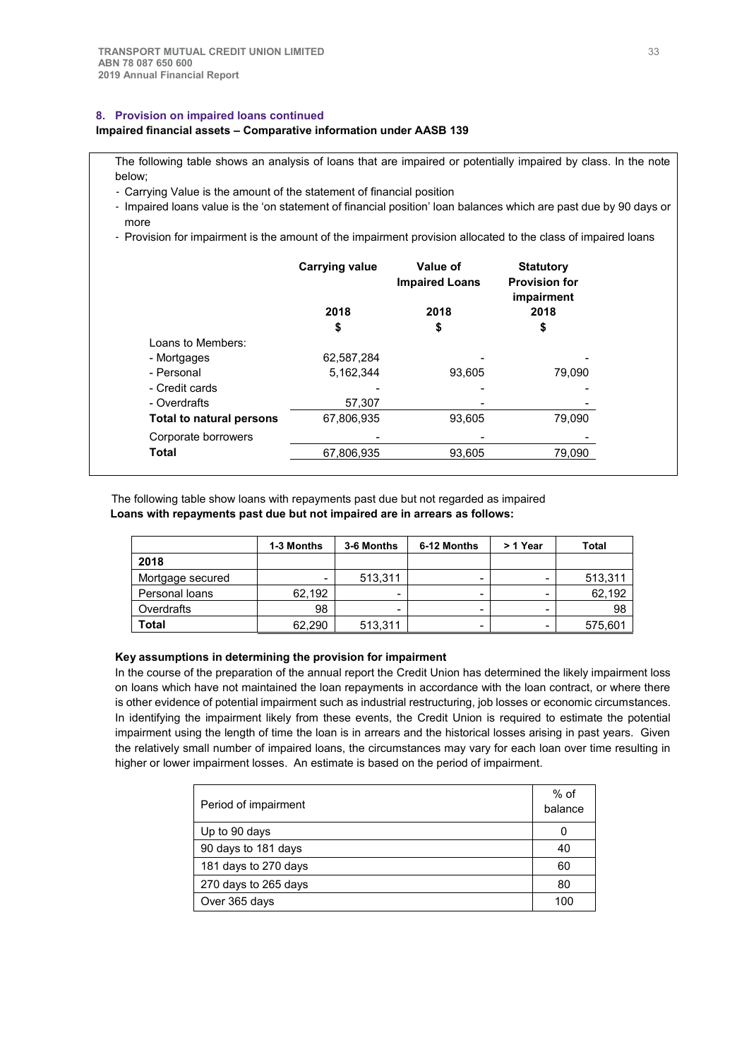## 8. Provision on impaired loans continued

**Impaired financial assets – Comparative information under AASB 139**

The following table shows an analysis of loans that are impaired or potentially impaired by class. In the note below;

- Carrying Value is the amount of the statement of financial position
- Impaired loans value is the 'on statement of financial position' loan balances which are past due by 90 days or more
- Provision for impairment is the amount of the impairment provision allocated to the class of impaired loans

| | Carrying value | Value of Impaired Loans | Statutory Provision for impairment |
|---|---|---|---|
| | 2018 | 2018 | 2018 |
| | $ | $ | $ |
| Loans to Members: | | | |
| - Mortgages | 62,587,284 | - | - |
| - Personal | 5,162,344 | 93,605 | 79,090 |
| - Credit cards | - | - | - |
| - Overdrafts | 57,307 | - | - |
| **Total to natural persons** | 67,806,935 | 93,605 | 79,090 |
| Corporate borrowers | - | - | - |
| **Total** | 67,806,935 | 93,605 | 79,090 |

The following table show loans with repayments past due but not regarded as impaired

**Loans with repayments past due but not impaired are in arrears as follows:**

| | 1-3 Months | 3-6 Months | 6-12 Months | > 1 Year | Total |
|---|---|---|---|---|---|
| **2018** | | | | | |
| Mortgage secured | - | 513,311 | - | - | 513,311 |
| Personal loans | 62,192 | - | - | - | 62,192 |
| Overdrafts | 98 | - | - | - | 98 |
| **Total** | 62,290 | 513,311 | - | - | 575,601 |

**Key assumptions in determining the provision for impairment**

In the course of the preparation of the annual report the Credit Union has determined the likely impairment loss on loans which have not maintained the loan repayments in accordance with the loan contract, or where there is other evidence of potential impairment such as industrial restructuring, job losses or economic circumstances. In identifying the impairment likely from these events, the Credit Union is required to estimate the potential impairment using the length of time the loan is in arrears and the historical losses arising in past years. Given the relatively small number of impaired loans, the circumstances may vary for each loan over time resulting in higher or lower impairment losses. An estimate is based on the period of impairment.

| Period of impairment | % of balance |
|---|---|
| Up to 90 days | 0 |
| 90 days to 181 days | 40 |
| 181 days to 270 days | 60 |
| 270 days to 265 days | 80 |
| Over 365 days | 100 |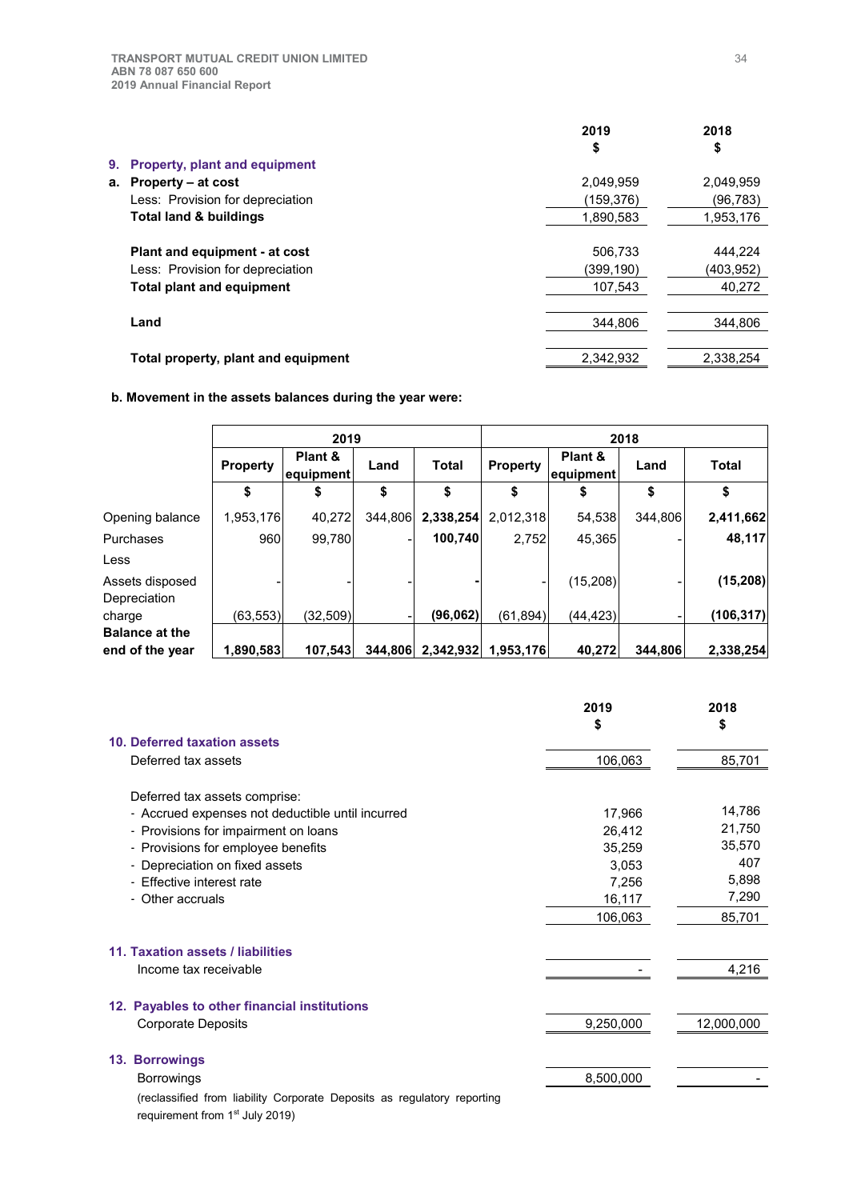## 9. Property, plant and equipment

| | 2019 $ | 2018 $ |
|---|---|---|
| **a. Property – at cost** | 2,049,959 | 2,049,959 |
| Less: Provision for depreciation | (159,376) | (96,783) |
| **Total land & buildings** | 1,890,583 | 1,953,176 |
| | | |
| **Plant and equipment - at cost** | 506,733 | 444,224 |
| Less: Provision for depreciation | (399,190) | (403,952) |
| **Total plant and equipment** | 107,543 | 40,272 |
| | | |
| **Land** | 344,806 | 344,806 |
| | | |
| **Total property, plant and equipment** | 2,342,932 | 2,338,254 |

**b. Movement in the assets balances during the year were:**

| | 2019 | | | | 2018 | | | |
|---|---|---|---|---|---|---|---|---|
| | Property | Plant & equipment | Land | Total | Property | Plant & equipment | Land | Total |
| | $ | $ | $ | $ | $ | $ | $ | $ |
| Opening balance | 1,953,176 | 40,272 | 344,806 | **2,338,254** | 2,012,318 | 54,538 | 344,806 | **2,411,662** |
| Purchases | 960 | 99,780 | - | **100,740** | 2,752 | 45,365 | - | **48,117** |
| Less | | | | | | | | |
| Assets disposed | - | - | - | **-** | - | (15,208) | - | **(15,208)** |
| Depreciation charge | (63,553) | (32,509) | - | **(96,062)** | (61,894) | (44,423) | - | **(106,317)** |
| **Balance at the end of the year** | **1,890,583** | **107,543** | **344,806** | **2,342,932** | **1,953,176** | **40,272** | **344,806** | **2,338,254** |

| | 2019 $ | 2018 $ |
|---|---|---|
| **10. Deferred taxation assets** | | |
| Deferred tax assets | 106,063 | 85,701 |
| | | |
| Deferred tax assets comprise: | | |
| - Accrued expenses not deductible until incurred | 17,966 | 14,786 |
| - Provisions for impairment on loans | 26,412 | 21,750 |
| - Provisions for employee benefits | 35,259 | 35,570 |
| - Depreciation on fixed assets | 3,053 | 407 |
| - Effective interest rate | 7,256 | 5,898 |
| - Other accruals | 16,117 | 7,290 |
| | 106,063 | 85,701 |
| | | |
| **11. Taxation assets / liabilities** | | |
| Income tax receivable | - | 4,216 |
| | | |
| **12. Payables to other financial institutions** | | |
| Corporate Deposits | 9,250,000 | 12,000,000 |
| | | |
| **13. Borrowings** | | |
| Borrowings | 8,500,000 | - |

(reclassified from liability Corporate Deposits as regulatory reporting requirement from 1st July 2019)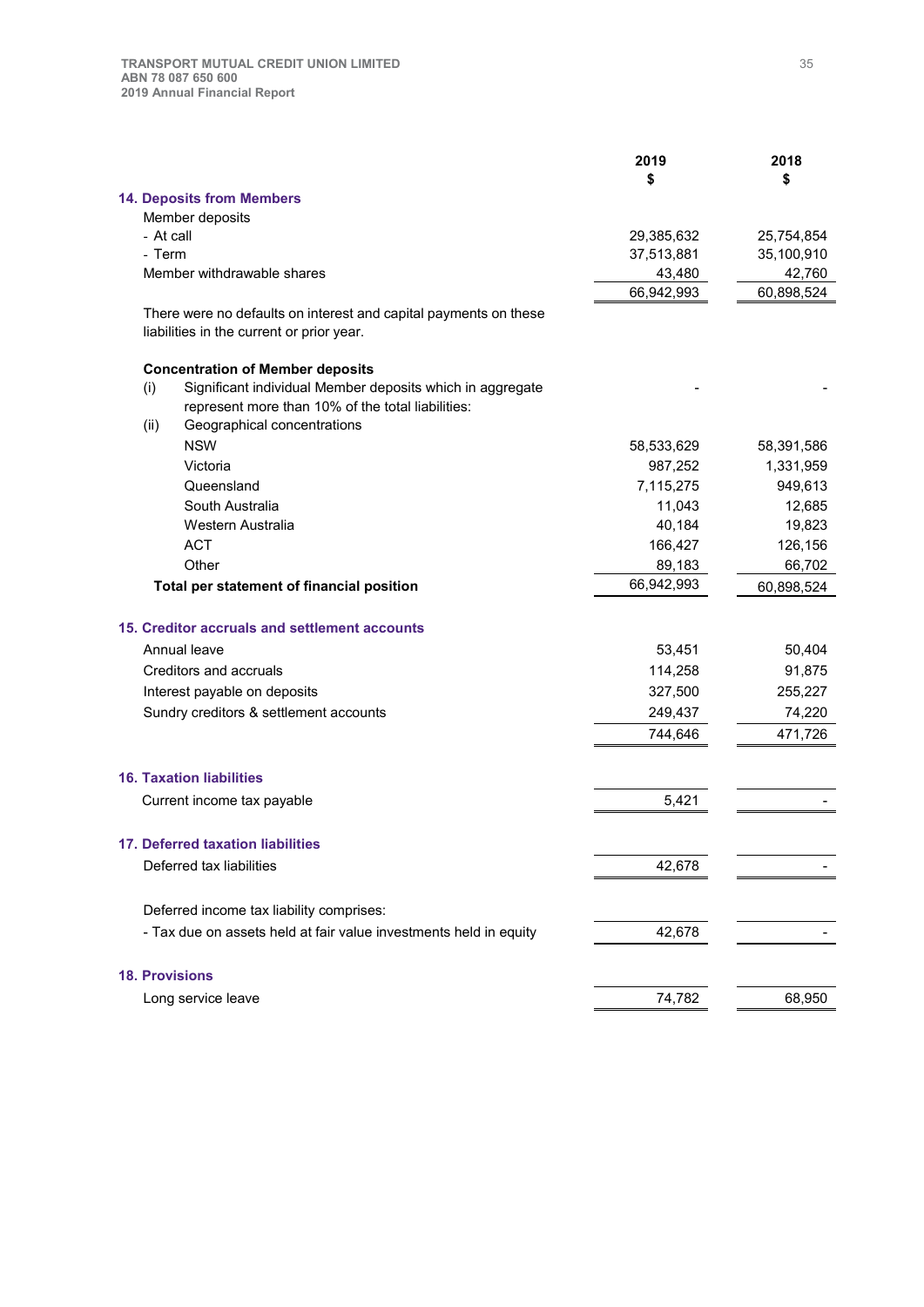| | 2019<br>$ | 2018<br>$ |
|---|---|---|
| **14. Deposits from Members** | | |
| Member deposits | | |
| - At call | 29,385,632 | 25,754,854 |
| - Term | 37,513,881 | 35,100,910 |
| Member withdrawable shares | 43,480 | 42,760 |
| | 66,942,993 | 60,898,524 |

There were no defaults on interest and capital payments on these liabilities in the current or prior year.

**Concentration of Member deposits**

| | 2019<br>$ | 2018<br>$ |
|---|---|---|
| (i) Significant individual Member deposits which in aggregate represent more than 10% of the total liabilities: | - | - |
| (ii) Geographical concentrations | | |
| NSW | 58,533,629 | 58,391,586 |
| Victoria | 987,252 | 1,331,959 |
| Queensland | 7,115,275 | 949,613 |
| South Australia | 11,043 | 12,685 |
| Western Australia | 40,184 | 19,823 |
| ACT | 166,427 | 126,156 |
| Other | 89,183 | 66,702 |
| **Total per statement of financial position** | 66,942,993 | 60,898,524 |

**15. Creditor accruals and settlement accounts**

| | 2019<br>$ | 2018<br>$ |
|---|---|---|
| Annual leave | 53,451 | 50,404 |
| Creditors and accruals | 114,258 | 91,875 |
| Interest payable on deposits | 327,500 | 255,227 |
| Sundry creditors & settlement accounts | 249,437 | 74,220 |
| | 744,646 | 471,726 |

**16. Taxation liabilities**

| | 2019<br>$ | 2018<br>$ |
|---|---|---|
| Current income tax payable | 5,421 | - |

**17. Deferred taxation liabilities**

| | 2019<br>$ | 2018<br>$ |
|---|---|---|
| Deferred tax liabilities | 42,678 | - |
| Deferred income tax liability comprises: | | |
| - Tax due on assets held at fair value investments held in equity | 42,678 | - |

**18. Provisions**

| | 2019<br>$ | 2018<br>$ |
|---|---|---|
| Long service leave | 74,782 | 68,950 |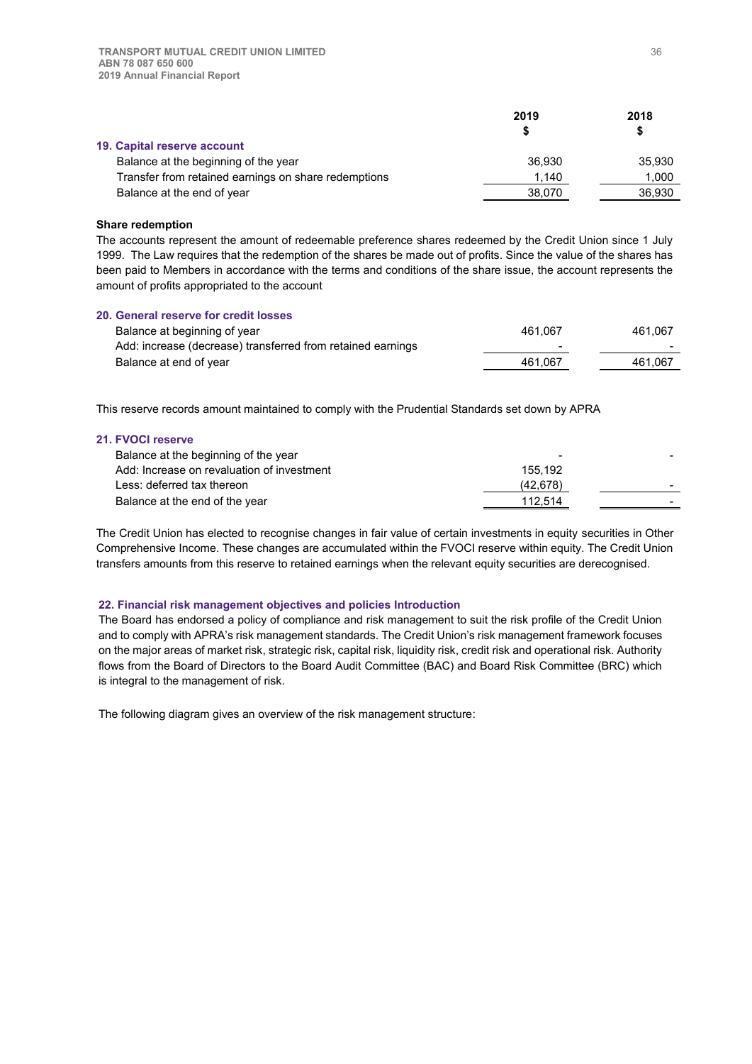| | 2019 $ | 2018 $ |
|---|---|---|
| **19. Capital reserve account** | | |
| Balance at the beginning of the year | 36,930 | 35,930 |
| Transfer from retained earnings on share redemptions | 1,140 | 1,000 |
| Balance at the end of year | 38,070 | 36,930 |

**Share redemption**

The accounts represent the amount of redeemable preference shares redeemed by the Credit Union since 1 July 1999. The Law requires that the redemption of the shares be made out of profits. Since the value of the shares has been paid to Members in accordance with the terms and conditions of the share issue, the account represents the amount of profits appropriated to the account

**20. General reserve for credit losses**

| | 2019 $ | 2018 $ |
|---|---|---|
| Balance at beginning of year | 461,067 | 461,067 |
| Add: increase (decrease) transferred from retained earnings | - | - |
| Balance at end of year | 461,067 | 461,067 |

This reserve records amount maintained to comply with the Prudential Standards set down by APRA

**21. FVOCI reserve**

| | 2019 $ | 2018 $ |
|---|---|---|
| Balance at the beginning of the year | - | - |
| Add: Increase on revaluation of investment | 155,192 | |
| Less: deferred tax thereon | (42,678) | - |
| Balance at the end of the year | 112,514 | - |

The Credit Union has elected to recognise changes in fair value of certain investments in equity securities in Other Comprehensive Income. These changes are accumulated within the FVOCI reserve within equity. The Credit Union transfers amounts from this reserve to retained earnings when the relevant equity securities are derecognised.

**22. Financial risk management objectives and policies Introduction**

The Board has endorsed a policy of compliance and risk management to suit the risk profile of the Credit Union and to comply with APRA's risk management standards. The Credit Union's risk management framework focuses on the major areas of market risk, strategic risk, capital risk, liquidity risk, credit risk and operational risk. Authority flows from the Board of Directors to the Board Audit Committee (BAC) and Board Risk Committee (BRC) which is integral to the management of risk.

The following diagram gives an overview of the risk management structure: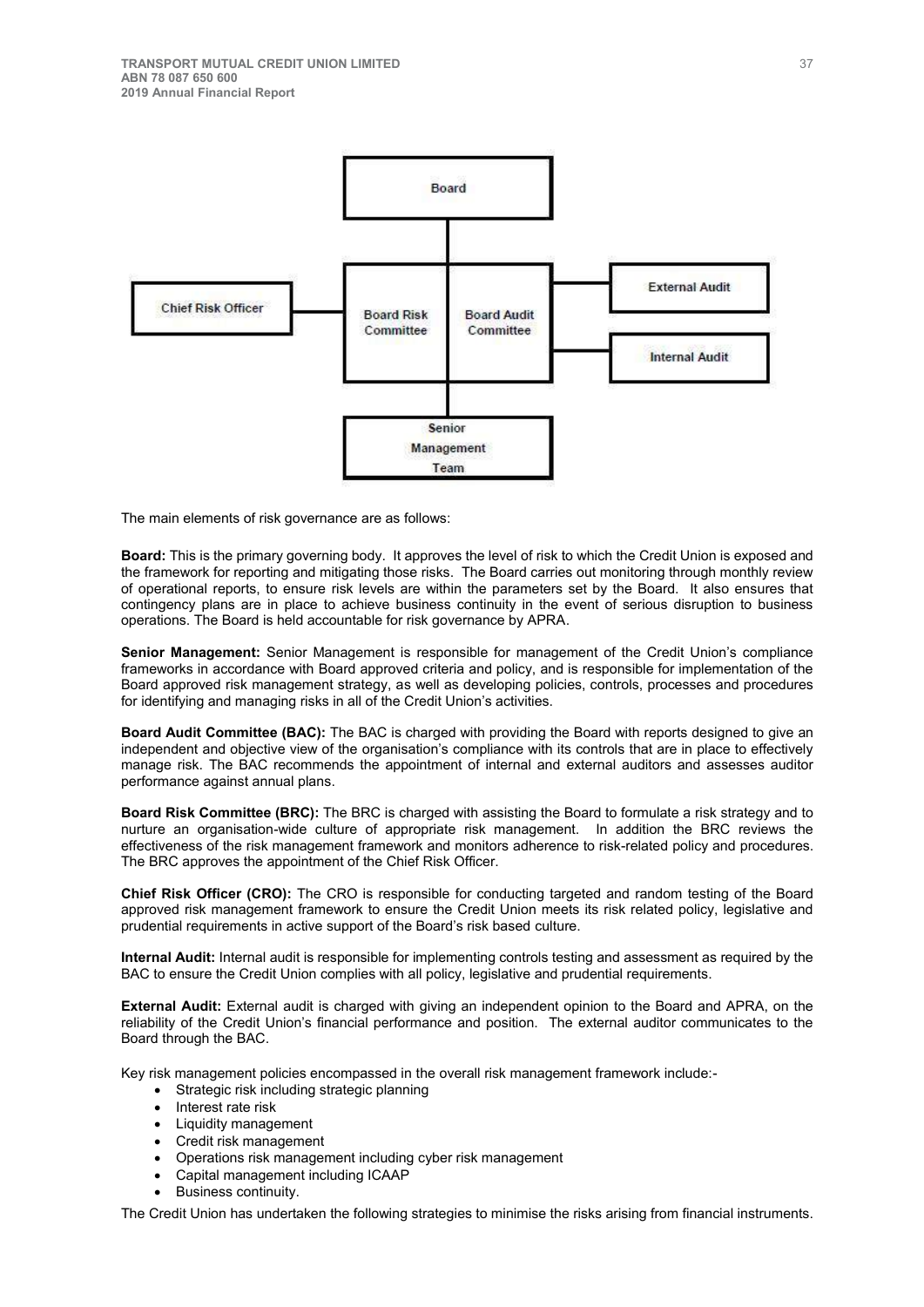The main elements of risk governance are as follows:

**Board:** This is the primary governing body. It approves the level of risk to which the Credit Union is exposed and the framework for reporting and mitigating those risks. The Board carries out monitoring through monthly review of operational reports, to ensure risk levels are within the parameters set by the Board. It also ensures that contingency plans are in place to achieve business continuity in the event of serious disruption to business operations. The Board is held accountable for risk governance by APRA.

**Senior Management:** Senior Management is responsible for management of the Credit Union's compliance frameworks in accordance with Board approved criteria and policy, and is responsible for implementation of the Board approved risk management strategy, as well as developing policies, controls, processes and procedures for identifying and managing risks in all of the Credit Union's activities.

**Board Audit Committee (BAC):** The BAC is charged with providing the Board with reports designed to give an independent and objective view of the organisation's compliance with its controls that are in place to effectively manage risk. The BAC recommends the appointment of internal and external auditors and assesses auditor performance against annual plans.

**Board Risk Committee (BRC):** The BRC is charged with assisting the Board to formulate a risk strategy and to nurture an organisation-wide culture of appropriate risk management. In addition the BRC reviews the effectiveness of the risk management framework and monitors adherence to risk-related policy and procedures. The BRC approves the appointment of the Chief Risk Officer.

**Chief Risk Officer (CRO):** The CRO is responsible for conducting targeted and random testing of the Board approved risk management framework to ensure the Credit Union meets its risk related policy, legislative and prudential requirements in active support of the Board's risk based culture.

**Internal Audit:** Internal audit is responsible for implementing controls testing and assessment as required by the BAC to ensure the Credit Union complies with all policy, legislative and prudential requirements.

**External Audit:** External audit is charged with giving an independent opinion to the Board and APRA, on the reliability of the Credit Union's financial performance and position. The external auditor communicates to the Board through the BAC.

Key risk management policies encompassed in the overall risk management framework include:-

- Strategic risk including strategic planning
- Interest rate risk
- Liquidity management
- Credit risk management
- Operations risk management including cyber risk management
- Capital management including ICAAP
- Business continuity.

The Credit Union has undertaken the following strategies to minimise the risks arising from financial instruments.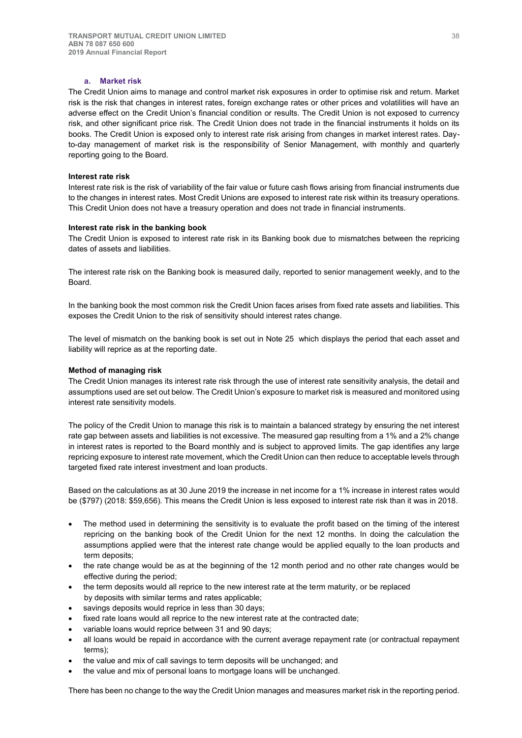### a. Market risk

The Credit Union aims to manage and control market risk exposures in order to optimise risk and return. Market risk is the risk that changes in interest rates, foreign exchange rates or other prices and volatilities will have an adverse effect on the Credit Union's financial condition or results. The Credit Union is not exposed to currency risk, and other significant price risk. The Credit Union does not trade in the financial instruments it holds on its books. The Credit Union is exposed only to interest rate risk arising from changes in market interest rates. Day-to-day management of market risk is the responsibility of Senior Management, with monthly and quarterly reporting going to the Board.

**Interest rate risk**

Interest rate risk is the risk of variability of the fair value or future cash flows arising from financial instruments due to the changes in interest rates. Most Credit Unions are exposed to interest rate risk within its treasury operations. This Credit Union does not have a treasury operation and does not trade in financial instruments.

**Interest rate risk in the banking book**

The Credit Union is exposed to interest rate risk in its Banking book due to mismatches between the repricing dates of assets and liabilities.

The interest rate risk on the Banking book is measured daily, reported to senior management weekly, and to the Board.

In the banking book the most common risk the Credit Union faces arises from fixed rate assets and liabilities. This exposes the Credit Union to the risk of sensitivity should interest rates change.

The level of mismatch on the banking book is set out in Note 25 which displays the period that each asset and liability will reprice as at the reporting date.

**Method of managing risk**

The Credit Union manages its interest rate risk through the use of interest rate sensitivity analysis, the detail and assumptions used are set out below. The Credit Union's exposure to market risk is measured and monitored using interest rate sensitivity models.

The policy of the Credit Union to manage this risk is to maintain a balanced strategy by ensuring the net interest rate gap between assets and liabilities is not excessive. The measured gap resulting from a 1% and a 2% change in interest rates is reported to the Board monthly and is subject to approved limits. The gap identifies any large repricing exposure to interest rate movement, which the Credit Union can then reduce to acceptable levels through targeted fixed rate interest investment and loan products.

Based on the calculations as at 30 June 2019 the increase in net income for a 1% increase in interest rates would be ($797) (2018: $59,656). This means the Credit Union is less exposed to interest rate risk than it was in 2018.

- The method used in determining the sensitivity is to evaluate the profit based on the timing of the interest repricing on the banking book of the Credit Union for the next 12 months. In doing the calculation the assumptions applied were that the interest rate change would be applied equally to the loan products and term deposits;
- the rate change would be as at the beginning of the 12 month period and no other rate changes would be effective during the period;
- the term deposits would all reprice to the new interest rate at the term maturity, or be replaced by deposits with similar terms and rates applicable;
- savings deposits would reprice in less than 30 days;
- fixed rate loans would all reprice to the new interest rate at the contracted date;
- variable loans would reprice between 31 and 90 days;
- all loans would be repaid in accordance with the current average repayment rate (or contractual repayment terms);
- the value and mix of call savings to term deposits will be unchanged; and
- the value and mix of personal loans to mortgage loans will be unchanged.

There has been no change to the way the Credit Union manages and measures market risk in the reporting period.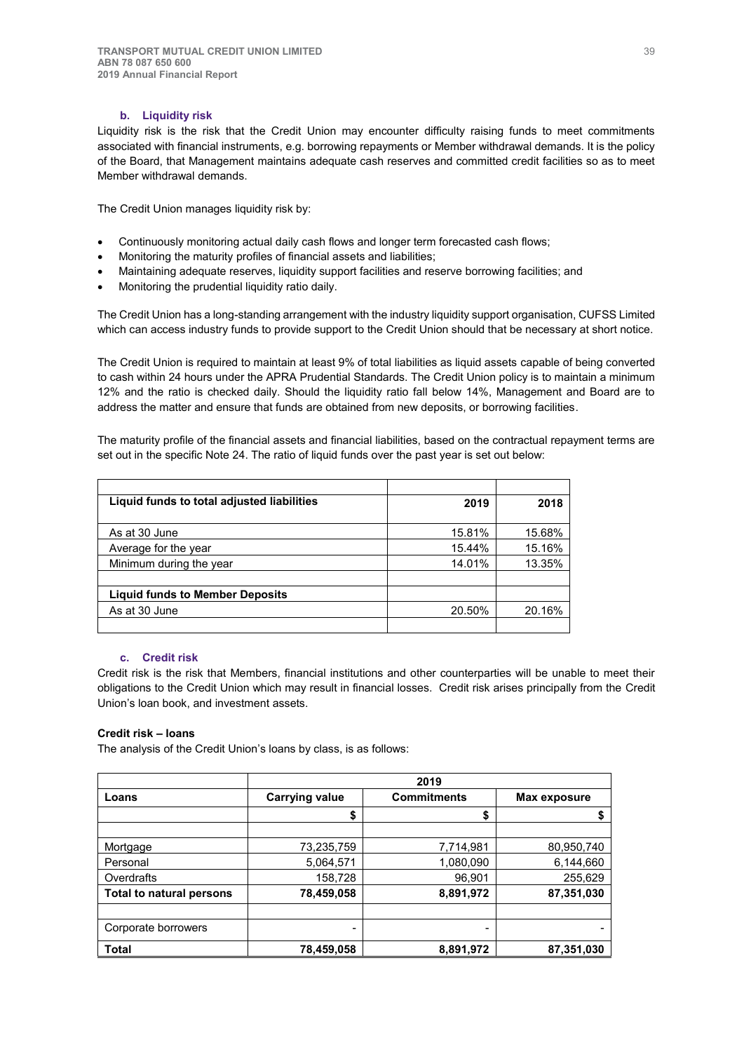### b. Liquidity risk

Liquidity risk is the risk that the Credit Union may encounter difficulty raising funds to meet commitments associated with financial instruments, e.g. borrowing repayments or Member withdrawal demands. It is the policy of the Board, that Management maintains adequate cash reserves and committed credit facilities so as to meet Member withdrawal demands.

The Credit Union manages liquidity risk by:

- Continuously monitoring actual daily cash flows and longer term forecasted cash flows;
- Monitoring the maturity profiles of financial assets and liabilities;
- Maintaining adequate reserves, liquidity support facilities and reserve borrowing facilities; and
- Monitoring the prudential liquidity ratio daily.

The Credit Union has a long-standing arrangement with the industry liquidity support organisation, CUFSS Limited which can access industry funds to provide support to the Credit Union should that be necessary at short notice.

The Credit Union is required to maintain at least 9% of total liabilities as liquid assets capable of being converted to cash within 24 hours under the APRA Prudential Standards. The Credit Union policy is to maintain a minimum 12% and the ratio is checked daily. Should the liquidity ratio fall below 14%, Management and Board are to address the matter and ensure that funds are obtained from new deposits, or borrowing facilities.

The maturity profile of the financial assets and financial liabilities, based on the contractual repayment terms are set out in the specific Note 24. The ratio of liquid funds over the past year is set out below:

| | | |
|---|---|---|
| **Liquid funds to total adjusted liabilities** | **2019** | **2018** |
| As at 30 June | 15.81% | 15.68% |
| Average for the year | 15.44% | 15.16% |
| Minimum during the year | 14.01% | 13.35% |
| | | |
| **Liquid funds to Member Deposits** | | |
| As at 30 June | 20.50% | 20.16% |
| | | |

### c. Credit risk

Credit risk is the risk that Members, financial institutions and other counterparties will be unable to meet their obligations to the Credit Union which may result in financial losses. Credit risk arises principally from the Credit Union's loan book, and investment assets.

**Credit risk – loans**

The analysis of the Credit Union's loans by class, is as follows:

| | 2019 | | |
|---|---|---|---|
| **Loans** | **Carrying value** | **Commitments** | **Max exposure** |
| | **$** | **$** | **$** |
| | | | |
| Mortgage | 73,235,759 | 7,714,981 | 80,950,740 |
| Personal | 5,064,571 | 1,080,090 | 6,144,660 |
| Overdrafts | 158,728 | 96,901 | 255,629 |
| **Total to natural persons** | **78,459,058** | **8,891,972** | **87,351,030** |
| | | | |
| Corporate borrowers | - | - | - |
| **Total** | **78,459,058** | **8,891,972** | **87,351,030** |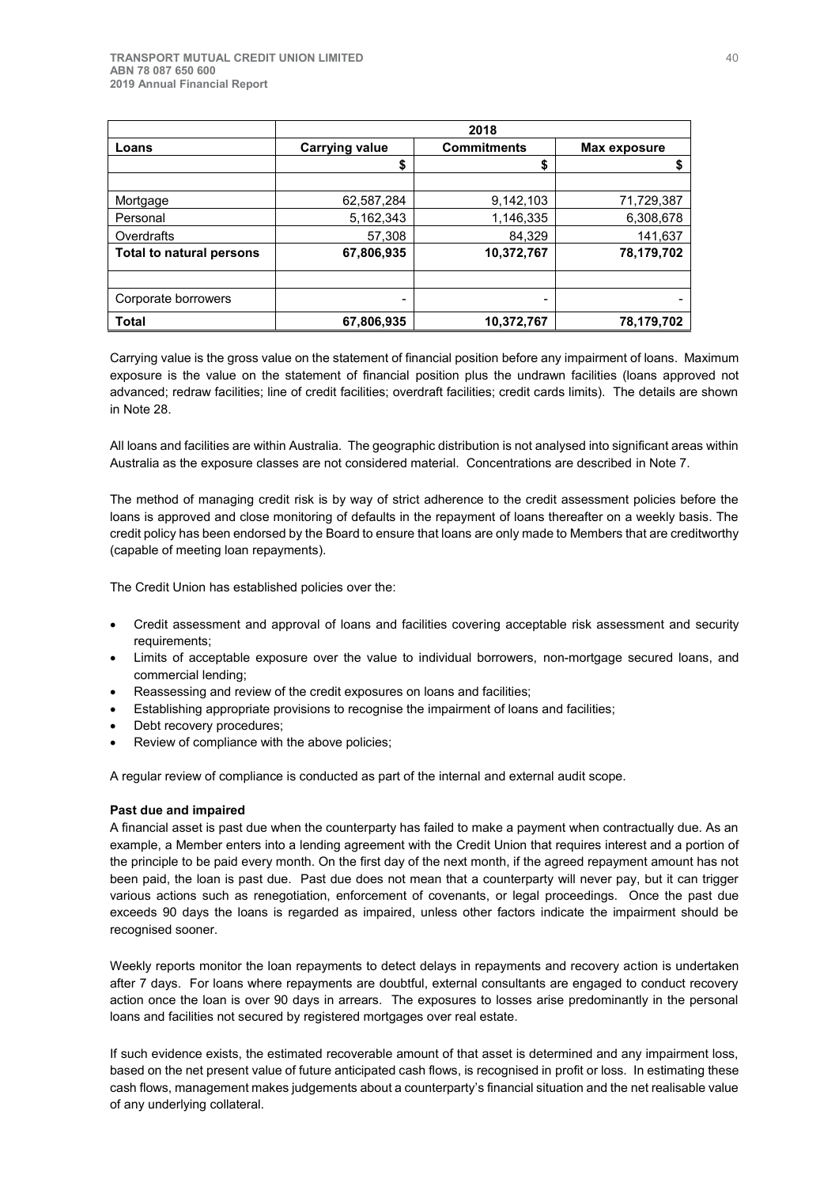| | 2018 | | |
|---|---|---|---|
| **Loans** | **Carrying value** | **Commitments** | **Max exposure** |
| | **$** | **$** | **$** |
| | | | |
| Mortgage | 62,587,284 | 9,142,103 | 71,729,387 |
| Personal | 5,162,343 | 1,146,335 | 6,308,678 |
| Overdrafts | 57,308 | 84,329 | 141,637 |
| **Total to natural persons** | **67,806,935** | **10,372,767** | **78,179,702** |
| | | | |
| Corporate borrowers | - | - | - |
| **Total** | **67,806,935** | **10,372,767** | **78,179,702** |

Carrying value is the gross value on the statement of financial position before any impairment of loans. Maximum exposure is the value on the statement of financial position plus the undrawn facilities (loans approved not advanced; redraw facilities; line of credit facilities; overdraft facilities; credit cards limits). The details are shown in Note 28.

All loans and facilities are within Australia. The geographic distribution is not analysed into significant areas within Australia as the exposure classes are not considered material. Concentrations are described in Note 7.

The method of managing credit risk is by way of strict adherence to the credit assessment policies before the loans is approved and close monitoring of defaults in the repayment of loans thereafter on a weekly basis. The credit policy has been endorsed by the Board to ensure that loans are only made to Members that are creditworthy (capable of meeting loan repayments).

The Credit Union has established policies over the:

- Credit assessment and approval of loans and facilities covering acceptable risk assessment and security requirements;
- Limits of acceptable exposure over the value to individual borrowers, non-mortgage secured loans, and commercial lending;
- Reassessing and review of the credit exposures on loans and facilities;
- Establishing appropriate provisions to recognise the impairment of loans and facilities;
- Debt recovery procedures;
- Review of compliance with the above policies;

A regular review of compliance is conducted as part of the internal and external audit scope.

**Past due and impaired**

A financial asset is past due when the counterparty has failed to make a payment when contractually due. As an example, a Member enters into a lending agreement with the Credit Union that requires interest and a portion of the principle to be paid every month. On the first day of the next month, if the agreed repayment amount has not been paid, the loan is past due. Past due does not mean that a counterparty will never pay, but it can trigger various actions such as renegotiation, enforcement of covenants, or legal proceedings. Once the past due exceeds 90 days the loans is regarded as impaired, unless other factors indicate the impairment should be recognised sooner.

Weekly reports monitor the loan repayments to detect delays in repayments and recovery action is undertaken after 7 days. For loans where repayments are doubtful, external consultants are engaged to conduct recovery action once the loan is over 90 days in arrears. The exposures to losses arise predominantly in the personal loans and facilities not secured by registered mortgages over real estate.

If such evidence exists, the estimated recoverable amount of that asset is determined and any impairment loss, based on the net present value of future anticipated cash flows, is recognised in profit or loss. In estimating these cash flows, management makes judgements about a counterparty's financial situation and the net realisable value of any underlying collateral.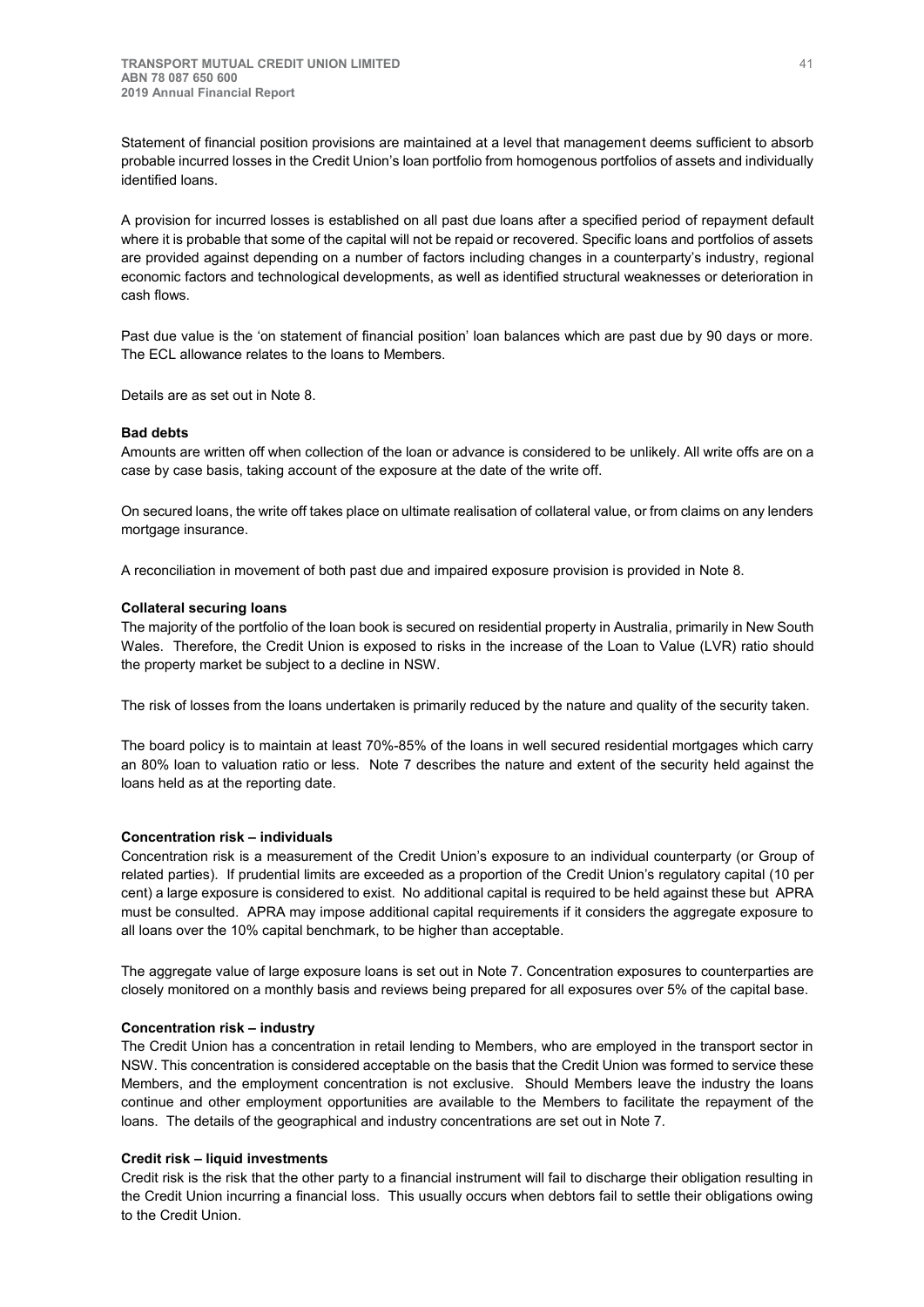Statement of financial position provisions are maintained at a level that management deems sufficient to absorb probable incurred losses in the Credit Union's loan portfolio from homogenous portfolios of assets and individually identified loans.

A provision for incurred losses is established on all past due loans after a specified period of repayment default where it is probable that some of the capital will not be repaid or recovered. Specific loans and portfolios of assets are provided against depending on a number of factors including changes in a counterparty's industry, regional economic factors and technological developments, as well as identified structural weaknesses or deterioration in cash flows.

Past due value is the 'on statement of financial position' loan balances which are past due by 90 days or more. The ECL allowance relates to the loans to Members.

Details are as set out in Note 8.

**Bad debts**

Amounts are written off when collection of the loan or advance is considered to be unlikely. All write offs are on a case by case basis, taking account of the exposure at the date of the write off.

On secured loans, the write off takes place on ultimate realisation of collateral value, or from claims on any lenders mortgage insurance.

A reconciliation in movement of both past due and impaired exposure provision is provided in Note 8.

**Collateral securing loans**

The majority of the portfolio of the loan book is secured on residential property in Australia, primarily in New South Wales. Therefore, the Credit Union is exposed to risks in the increase of the Loan to Value (LVR) ratio should the property market be subject to a decline in NSW.

The risk of losses from the loans undertaken is primarily reduced by the nature and quality of the security taken.

The board policy is to maintain at least 70%-85% of the loans in well secured residential mortgages which carry an 80% loan to valuation ratio or less. Note 7 describes the nature and extent of the security held against the loans held as at the reporting date.

**Concentration risk – individuals**

Concentration risk is a measurement of the Credit Union's exposure to an individual counterparty (or Group of related parties). If prudential limits are exceeded as a proportion of the Credit Union's regulatory capital (10 per cent) a large exposure is considered to exist. No additional capital is required to be held against these but APRA must be consulted. APRA may impose additional capital requirements if it considers the aggregate exposure to all loans over the 10% capital benchmark, to be higher than acceptable.

The aggregate value of large exposure loans is set out in Note 7. Concentration exposures to counterparties are closely monitored on a monthly basis and reviews being prepared for all exposures over 5% of the capital base.

**Concentration risk – industry**

The Credit Union has a concentration in retail lending to Members, who are employed in the transport sector in NSW. This concentration is considered acceptable on the basis that the Credit Union was formed to service these Members, and the employment concentration is not exclusive. Should Members leave the industry the loans continue and other employment opportunities are available to the Members to facilitate the repayment of the loans. The details of the geographical and industry concentrations are set out in Note 7.

**Credit risk – liquid investments**

Credit risk is the risk that the other party to a financial instrument will fail to discharge their obligation resulting in the Credit Union incurring a financial loss. This usually occurs when debtors fail to settle their obligations owing to the Credit Union.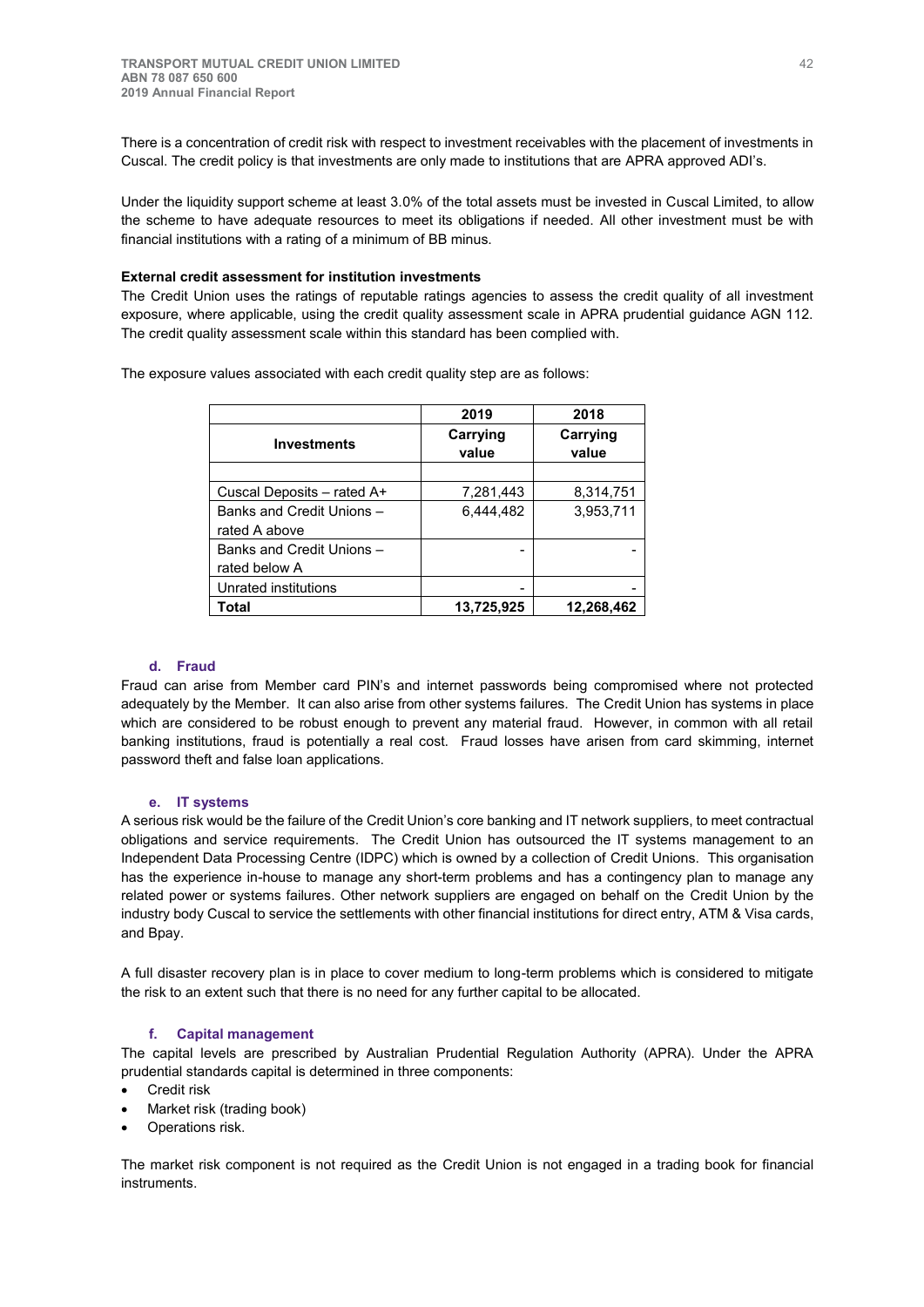There is a concentration of credit risk with respect to investment receivables with the placement of investments in Cuscal. The credit policy is that investments are only made to institutions that are APRA approved ADI's.

Under the liquidity support scheme at least 3.0% of the total assets must be invested in Cuscal Limited, to allow the scheme to have adequate resources to meet its obligations if needed. All other investment must be with financial institutions with a rating of a minimum of BB minus.

**External credit assessment for institution investments**

The Credit Union uses the ratings of reputable ratings agencies to assess the credit quality of all investment exposure, where applicable, using the credit quality assessment scale in APRA prudential guidance AGN 112. The credit quality assessment scale within this standard has been complied with.

The exposure values associated with each credit quality step are as follows:

| Investments | 2019 Carrying value | 2018 Carrying value |
|---|---|---|
| | | |
| Cuscal Deposits – rated A+ | 7,281,443 | 8,314,751 |
| Banks and Credit Unions – rated A above | 6,444,482 | 3,953,711 |
| Banks and Credit Unions – rated below A | - | - |
| Unrated institutions | - | - |
| **Total** | **13,725,925** | **12,268,462** |

#### d. Fraud

Fraud can arise from Member card PIN's and internet passwords being compromised where not protected adequately by the Member. It can also arise from other systems failures. The Credit Union has systems in place which are considered to be robust enough to prevent any material fraud. However, in common with all retail banking institutions, fraud is potentially a real cost. Fraud losses have arisen from card skimming, internet password theft and false loan applications.

#### e. IT systems

A serious risk would be the failure of the Credit Union's core banking and IT network suppliers, to meet contractual obligations and service requirements. The Credit Union has outsourced the IT systems management to an Independent Data Processing Centre (IDPC) which is owned by a collection of Credit Unions. This organisation has the experience in-house to manage any short-term problems and has a contingency plan to manage any related power or systems failures. Other network suppliers are engaged on behalf on the Credit Union by the industry body Cuscal to service the settlements with other financial institutions for direct entry, ATM & Visa cards, and Bpay.

A full disaster recovery plan is in place to cover medium to long-term problems which is considered to mitigate the risk to an extent such that there is no need for any further capital to be allocated.

#### f. Capital management

The capital levels are prescribed by Australian Prudential Regulation Authority (APRA). Under the APRA prudential standards capital is determined in three components:

- Credit risk
- Market risk (trading book)
- Operations risk.

The market risk component is not required as the Credit Union is not engaged in a trading book for financial instruments.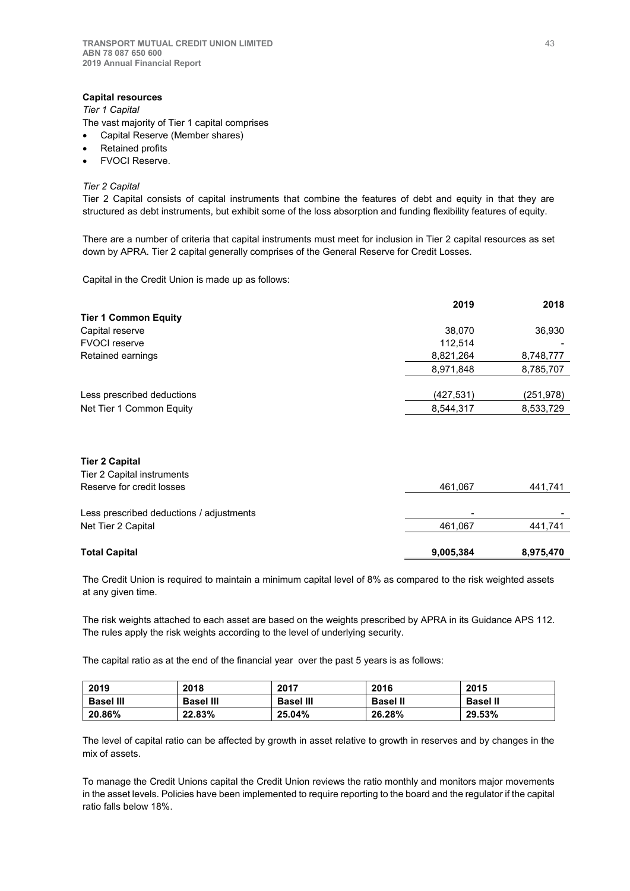**Capital resources**

*Tier 1 Capital*

The vast majority of Tier 1 capital comprises

- Capital Reserve (Member shares)
- Retained profits
- FVOCI Reserve.

*Tier 2 Capital*

Tier 2 Capital consists of capital instruments that combine the features of debt and equity in that they are structured as debt instruments, but exhibit some of the loss absorption and funding flexibility features of equity.

There are a number of criteria that capital instruments must meet for inclusion in Tier 2 capital resources as set down by APRA. Tier 2 capital generally comprises of the General Reserve for Credit Losses.

Capital in the Credit Union is made up as follows:

| | 2019 | 2018 |
|---|---|---|
| **Tier 1 Common Equity** | | |
| Capital reserve | 38,070 | 36,930 |
| FVOCI reserve | 112,514 | - |
| Retained earnings | 8,821,264 | 8,748,777 |
| | 8,971,848 | 8,785,707 |
| Less prescribed deductions | (427,531) | (251,978) |
| Net Tier 1 Common Equity | 8,544,317 | 8,533,729 |
| **Tier 2 Capital** | | |
| Tier 2 Capital instruments | | |
| Reserve for credit losses | 461,067 | 441,741 |
| Less prescribed deductions / adjustments | - | - |
| Net Tier 2 Capital | 461,067 | 441,741 |
| **Total Capital** | **9,005,384** | **8,975,470** |

The Credit Union is required to maintain a minimum capital level of 8% as compared to the risk weighted assets at any given time.

The risk weights attached to each asset are based on the weights prescribed by APRA in its Guidance APS 112. The rules apply the risk weights according to the level of underlying security.

The capital ratio as at the end of the financial year over the past 5 years is as follows:

| 2019 | 2018 | 2017 | 2016 | 2015 |
|---|---|---|---|---|
| **Basel III** | **Basel III** | **Basel III** | **Basel II** | **Basel II** |
| **20.86%** | **22.83%** | **25.04%** | **26.28%** | **29.53%** |

The level of capital ratio can be affected by growth in asset relative to growth in reserves and by changes in the mix of assets.

To manage the Credit Unions capital the Credit Union reviews the ratio monthly and monitors major movements in the asset levels. Policies have been implemented to require reporting to the board and the regulator if the capital ratio falls below 18%.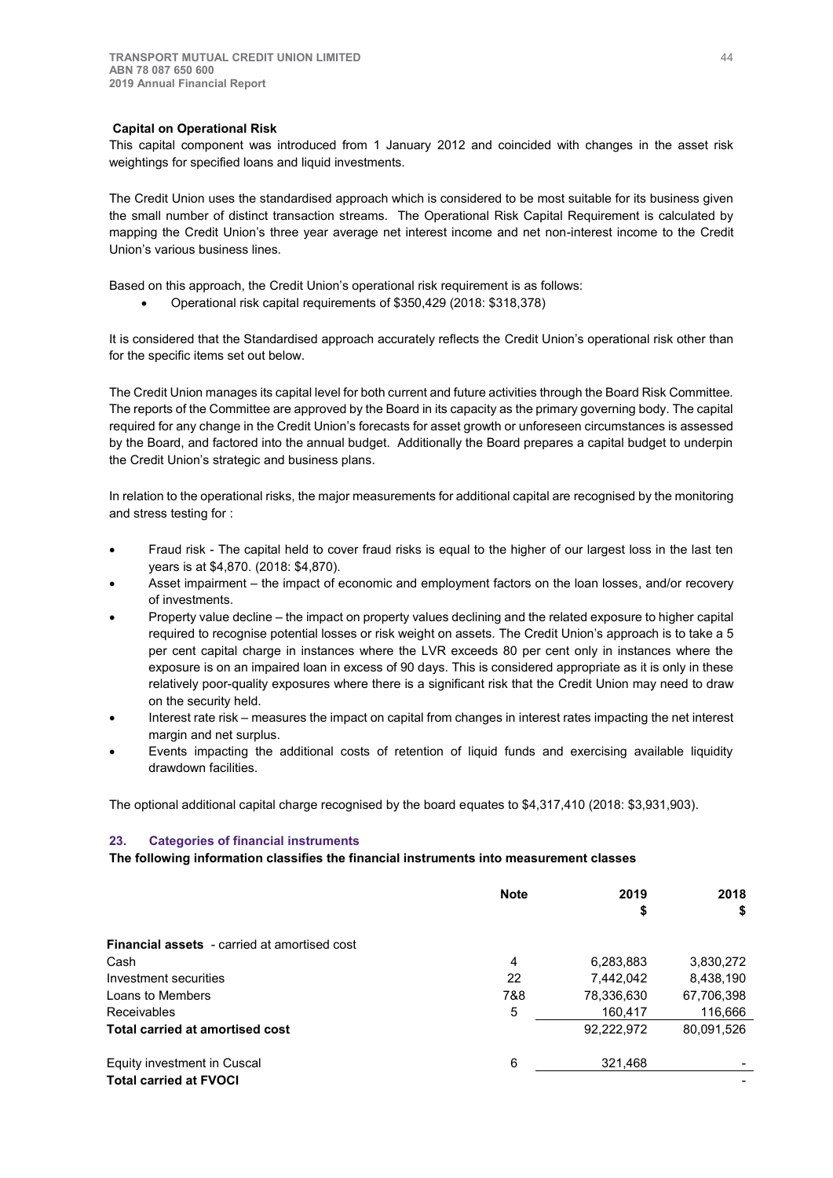### Capital on Operational Risk

This capital component was introduced from 1 January 2012 and coincided with changes in the asset risk weightings for specified loans and liquid investments.

The Credit Union uses the standardised approach which is considered to be most suitable for its business given the small number of distinct transaction streams. The Operational Risk Capital Requirement is calculated by mapping the Credit Union's three year average net interest income and net non-interest income to the Credit Union's various business lines.

Based on this approach, the Credit Union's operational risk requirement is as follows:

- Operational risk capital requirements of $350,429 (2018: $318,378)

It is considered that the Standardised approach accurately reflects the Credit Union's operational risk other than for the specific items set out below.

The Credit Union manages its capital level for both current and future activities through the Board Risk Committee. The reports of the Committee are approved by the Board in its capacity as the primary governing body. The capital required for any change in the Credit Union's forecasts for asset growth or unforeseen circumstances is assessed by the Board, and factored into the annual budget. Additionally the Board prepares a capital budget to underpin the Credit Union's strategic and business plans.

In relation to the operational risks, the major measurements for additional capital are recognised by the monitoring and stress testing for :

- Fraud risk - The capital held to cover fraud risks is equal to the higher of our largest loss in the last ten years is at $4,870. (2018: $4,870).
- Asset impairment – the impact of economic and employment factors on the loan losses, and/or recovery of investments.
- Property value decline – the impact on property values declining and the related exposure to higher capital required to recognise potential losses or risk weight on assets. The Credit Union's approach is to take a 5 per cent capital charge in instances where the LVR exceeds 80 per cent only in instances where the exposure is on an impaired loan in excess of 90 days. This is considered appropriate as it is only in these relatively poor-quality exposures where there is a significant risk that the Credit Union may need to draw on the security held.
- Interest rate risk – measures the impact on capital from changes in interest rates impacting the net interest margin and net surplus.
- Events impacting the additional costs of retention of liquid funds and exercising available liquidity drawdown facilities.

The optional additional capital charge recognised by the board equates to $4,317,410 (2018: $3,931,903).

## 23. Categories of financial instruments

**The following information classifies the financial instruments into measurement classes**

| | Note | 2019 $ | 2018 $ |
|---|---|---|---|
| **Financial assets** - carried at amortised cost | | | |
| Cash | 4 | 6,283,883 | 3,830,272 |
| Investment securities | 22 | 7,442,042 | 8,438,190 |
| Loans to Members | 7&8 | 78,336,630 | 67,706,398 |
| Receivables | 5 | 160,417 | 116,666 |
| **Total carried at amortised cost** | | 92,222,972 | 80,091,526 |
| Equity investment in Cuscal | 6 | 321,468 | - |
| **Total carried at FVOCI** | | | - |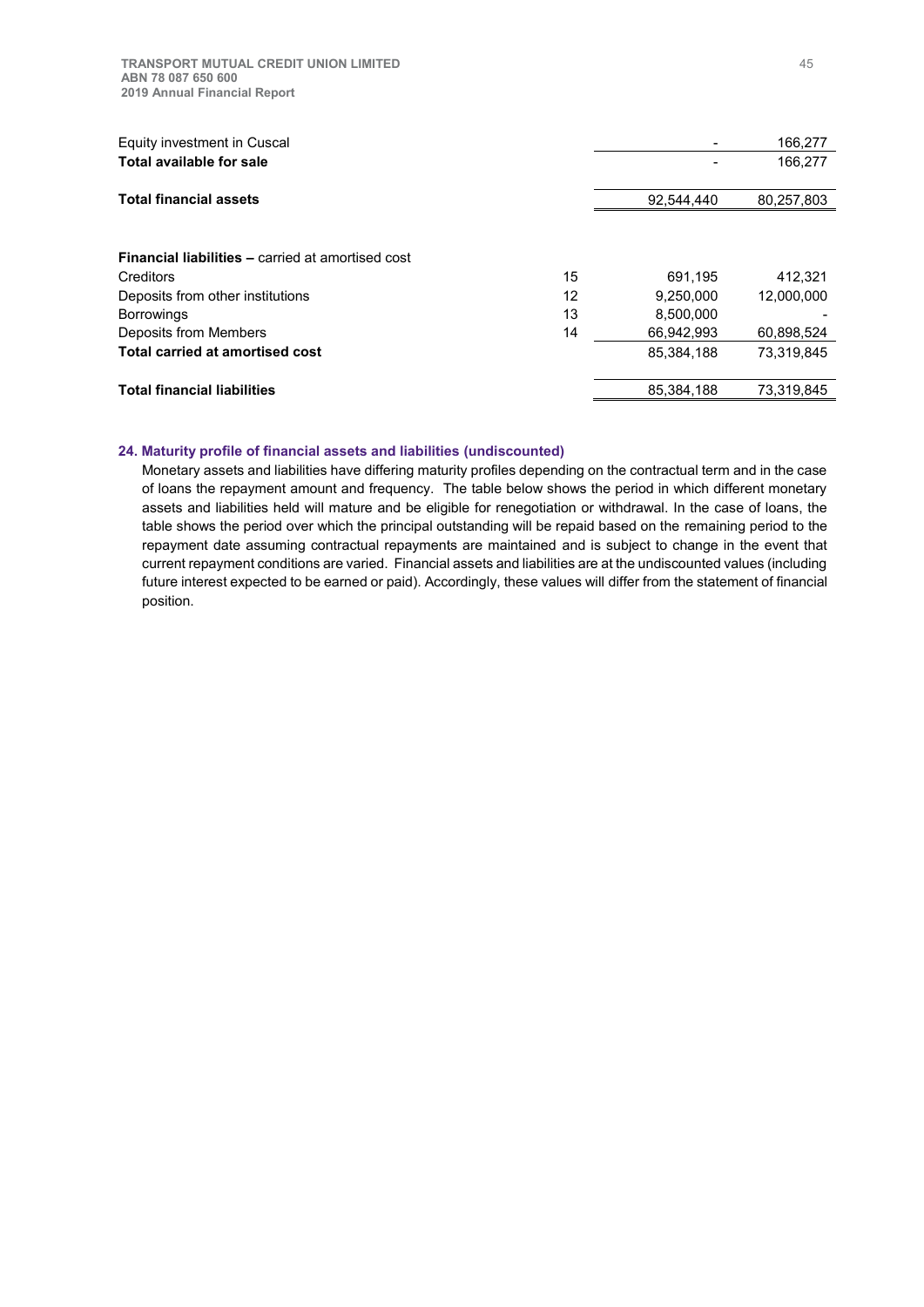| | | | |
|---|---|---|---|
| Equity investment in Cuscal | | - | 166,277 |
| **Total available for sale** | | - | 166,277 |
| **Total financial assets** | | 92,544,440 | 80,257,803 |
| | | | |
| **Financial liabilities –** carried at amortised cost | | | |
| Creditors | 15 | 691,195 | 412,321 |
| Deposits from other institutions | 12 | 9,250,000 | 12,000,000 |
| Borrowings | 13 | 8,500,000 | - |
| Deposits from Members | 14 | 66,942,993 | 60,898,524 |
| **Total carried at amortised cost** | | 85,384,188 | 73,319,845 |
| **Total financial liabilities** | | 85,384,188 | 73,319,845 |

## 24. Maturity profile of financial assets and liabilities (undiscounted)

Monetary assets and liabilities have differing maturity profiles depending on the contractual term and in the case of loans the repayment amount and frequency. The table below shows the period in which different monetary assets and liabilities held will mature and be eligible for renegotiation or withdrawal. In the case of loans, the table shows the period over which the principal outstanding will be repaid based on the remaining period to the repayment date assuming contractual repayments are maintained and is subject to change in the event that current repayment conditions are varied. Financial assets and liabilities are at the undiscounted values (including future interest expected to be earned or paid). Accordingly, these values will differ from the statement of financial position.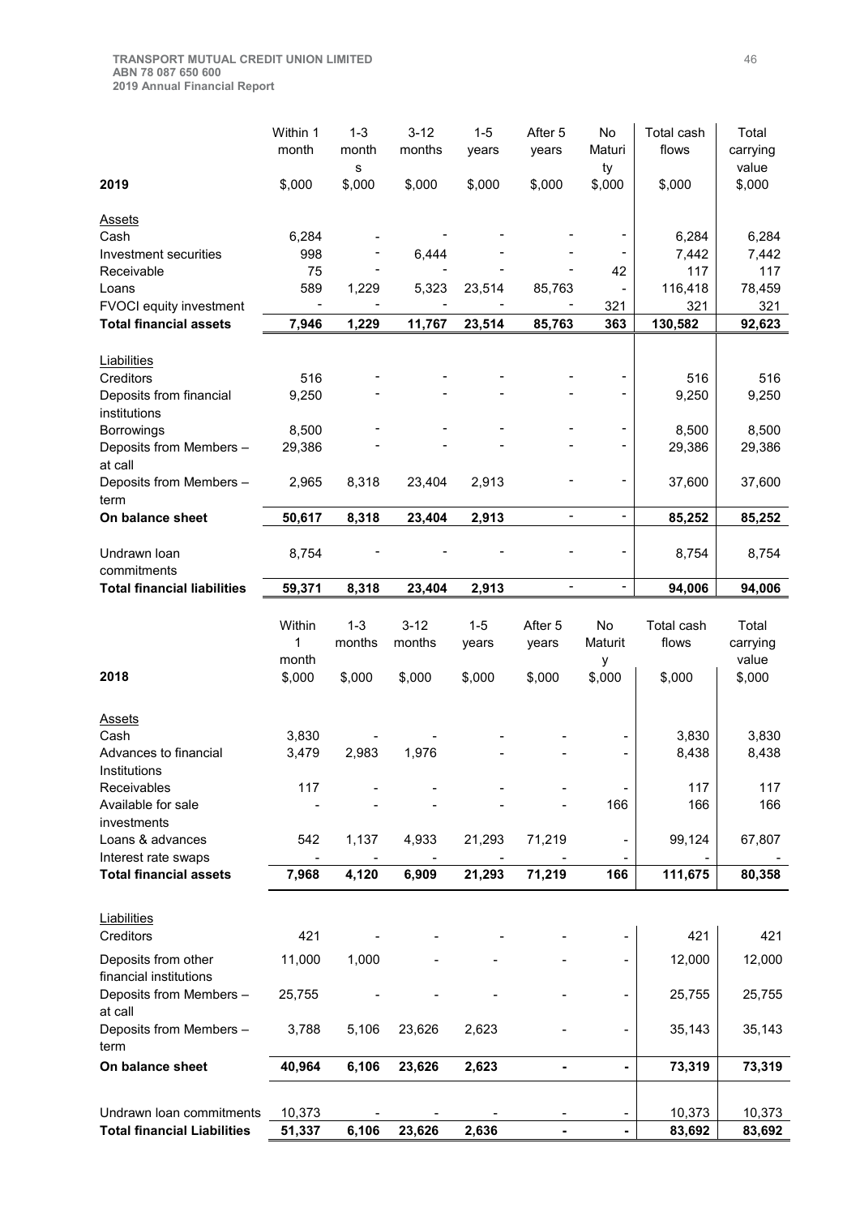| 2019 | Within 1 month $,000 | 1-3 months $,000 | 3-12 months $,000 | 1-5 years $,000 | After 5 years $,000 | No Maturity $,000 | Total cash flows $,000 | Total carrying value $,000 |
|---|---|---|---|---|---|---|---|---|
| Assets | | | | | | | | |
| Cash | 6,284 | - | - | - | - | - | 6,284 | 6,284 |
| Investment securities | 998 | - | 6,444 | - | - | - | 7,442 | 7,442 |
| Receivable | 75 | - | - | - | - | 42 | 117 | 117 |
| Loans | 589 | 1,229 | 5,323 | 23,514 | 85,763 | - | 116,418 | 78,459 |
| FVOCI equity investment | - | - | - | - | - | 321 | 321 | 321 |
| **Total financial assets** | **7,946** | **1,229** | **11,767** | **23,514** | **85,763** | **363** | **130,582** | **92,623** |
| Liabilities | | | | | | | | |
| Creditors | 516 | - | - | - | - | - | 516 | 516 |
| Deposits from financial institutions | 9,250 | - | - | - | - | - | 9,250 | 9,250 |
| Borrowings | 8,500 | - | - | - | - | - | 8,500 | 8,500 |
| Deposits from Members – at call | 29,386 | - | - | - | - | - | 29,386 | 29,386 |
| Deposits from Members – term | 2,965 | 8,318 | 23,404 | 2,913 | - | - | 37,600 | 37,600 |
| **On balance sheet** | **50,617** | **8,318** | **23,404** | **2,913** | - | - | **85,252** | **85,252** |
| Undrawn loan commitments | 8,754 | - | - | - | - | - | 8,754 | 8,754 |
| **Total financial liabilities** | **59,371** | **8,318** | **23,404** | **2,913** | - | - | **94,006** | **94,006** |

| 2018 | Within 1 month $,000 | 1-3 months $,000 | 3-12 months $,000 | 1-5 years $,000 | After 5 years $,000 | No Maturity $,000 | Total cash flows $,000 | Total carrying value $,000 |
|---|---|---|---|---|---|---|---|---|
| Assets | | | | | | | | |
| Cash | 3,830 | - | - | - | - | - | 3,830 | 3,830 |
| Advances to financial Institutions | 3,479 | 2,983 | 1,976 | - | - | - | 8,438 | 8,438 |
| Receivables | 117 | - | - | - | - | - | 117 | 117 |
| Available for sale investments | - | - | - | - | - | 166 | 166 | 166 |
| Loans & advances | 542 | 1,137 | 4,933 | 21,293 | 71,219 | - | 99,124 | 67,807 |
| Interest rate swaps | - | - | - | - | - | - | - | - |
| **Total financial assets** | **7,968** | **4,120** | **6,909** | **21,293** | **71,219** | **166** | **111,675** | **80,358** |
| Liabilities | | | | | | | | |
| Creditors | 421 | - | - | - | - | - | 421 | 421 |
| Deposits from other financial institutions | 11,000 | 1,000 | - | - | - | - | 12,000 | 12,000 |
| Deposits from Members – at call | 25,755 | - | - | - | - | - | 25,755 | 25,755 |
| Deposits from Members – term | 3,788 | 5,106 | 23,626 | 2,623 | - | - | 35,143 | 35,143 |
| **On balance sheet** | **40,964** | **6,106** | **23,626** | **2,623** | **-** | **-** | **73,319** | **73,319** |
| Undrawn loan commitments | 10,373 | - | - | - | - | - | 10,373 | 10,373 |
| **Total financial Liabilities** | **51,337** | **6,106** | **23,626** | **2,636** | **-** | **-** | **83,692** | **83,692** |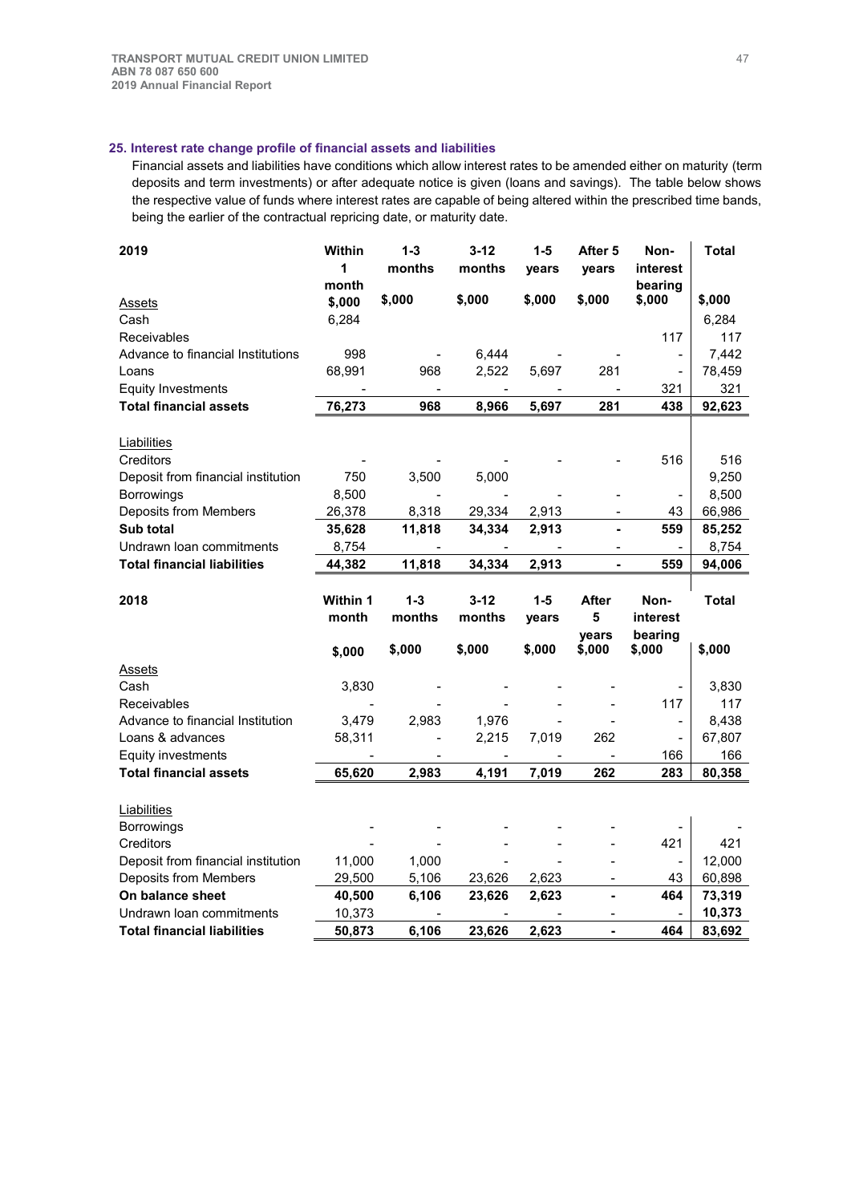## 25. Interest rate change profile of financial assets and liabilities

Financial assets and liabilities have conditions which allow interest rates to be amended either on maturity (term deposits and term investments) or after adequate notice is given (loans and savings). The table below shows the respective value of funds where interest rates are capable of being altered within the prescribed time bands, being the earlier of the contractual repricing date, or maturity date.

| 2019 | Within 1 month | 1-3 months | 3-12 months | 1-5 years | After 5 years | Non-interest bearing | Total |
|---|---|---|---|---|---|---|---|
| Assets | $,000 | $,000 | $,000 | $,000 | $,000 | $,000 | $,000 |
| Cash | 6,284 | | | | | | 6,284 |
| Receivables | | | | | | 117 | 117 |
| Advance to financial Institutions | 998 | - | 6,444 | - | - | - | 7,442 |
| Loans | 68,991 | 968 | 2,522 | 5,697 | 281 | - | 78,459 |
| Equity Investments | - | - | - | - | - | 321 | 321 |
| **Total financial assets** | **76,273** | **968** | **8,966** | **5,697** | **281** | **438** | **92,623** |
| Liabilities | | | | | | | |
| Creditors | - | - | - | - | - | 516 | 516 |
| Deposit from financial institution | 750 | 3,500 | 5,000 | | | | 9,250 |
| Borrowings | 8,500 | - | - | - | - | - | 8,500 |
| Deposits from Members | 26,378 | 8,318 | 29,334 | 2,913 | - | 43 | 66,986 |
| **Sub total** | **35,628** | **11,818** | **34,334** | **2,913** | **-** | **559** | **85,252** |
| Undrawn loan commitments | 8,754 | - | - | - | - | - | 8,754 |
| **Total financial liabilities** | **44,382** | **11,818** | **34,334** | **2,913** | **-** | **559** | **94,006** |

| 2018 | Within 1 month | 1-3 months | 3-12 months | 1-5 years | After 5 years | Non-interest bearing | Total |
|---|---|---|---|---|---|---|---|
| | $,000 | $,000 | $,000 | $,000 | $,000 | $,000 | $,000 |
| Assets | | | | | | | |
| Cash | 3,830 | - | - | - | - | - | 3,830 |
| Receivables | - | - | - | - | - | 117 | 117 |
| Advance to financial Institution | 3,479 | 2,983 | 1,976 | - | - | - | 8,438 |
| Loans & advances | 58,311 | - | 2,215 | 7,019 | 262 | - | 67,807 |
| Equity investments | - | - | - | - | - | 166 | 166 |
| **Total financial assets** | **65,620** | **2,983** | **4,191** | **7,019** | **262** | **283** | **80,358** |
| Liabilities | | | | | | | |
| Borrowings | - | - | - | - | - | - | - |
| Creditors | - | - | - | - | - | 421 | 421 |
| Deposit from financial institution | 11,000 | 1,000 | - | - | - | - | 12,000 |
| Deposits from Members | 29,500 | 5,106 | 23,626 | 2,623 | - | 43 | 60,898 |
| **On balance sheet** | **40,500** | **6,106** | **23,626** | **2,623** | **-** | **464** | **73,319** |
| Undrawn loan commitments | 10,373 | - | - | - | - | - | **10,373** |
| **Total financial liabilities** | **50,873** | **6,106** | **23,626** | **2,623** | **-** | **464** | **83,692** |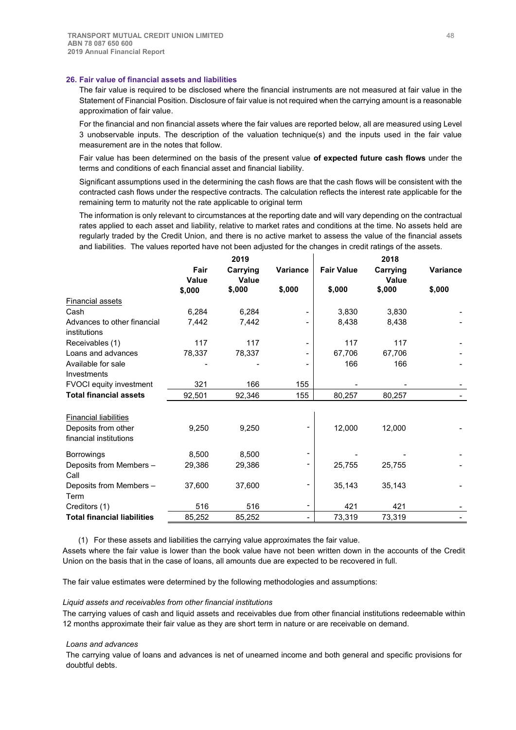## 26. Fair value of financial assets and liabilities

The fair value is required to be disclosed where the financial instruments are not measured at fair value in the Statement of Financial Position. Disclosure of fair value is not required when the carrying amount is a reasonable approximation of fair value.

For the financial and non financial assets where the fair values are reported below, all are measured using Level 3 unobservable inputs. The description of the valuation technique(s) and the inputs used in the fair value measurement are in the notes that follow.

Fair value has been determined on the basis of the present value **of expected future cash flows** under the terms and conditions of each financial asset and financial liability.

Significant assumptions used in the determining the cash flows are that the cash flows will be consistent with the contracted cash flows under the respective contracts. The calculation reflects the interest rate applicable for the remaining term to maturity not the rate applicable to original term

The information is only relevant to circumstances at the reporting date and will vary depending on the contractual rates applied to each asset and liability, relative to market rates and conditions at the time. No assets held are regularly traded by the Credit Union, and there is no active market to assess the value of the financial assets and liabilities. The values reported have not been adjusted for the changes in credit ratings of the assets.

| | 2019 | | | 2018 | | |
|---|---|---|---|---|---|---|
| | Fair Value | Carrying Value | Variance | Fair Value | Carrying Value | Variance |
| | $,000 | $,000 | $,000 | $,000 | $,000 | $,000 |
| Financial assets | | | | | | |
| Cash | 6,284 | 6,284 | - | 3,830 | 3,830 | - |
| Advances to other financial institutions | 7,442 | 7,442 | - | 8,438 | 8,438 | - |
| Receivables (1) | 117 | 117 | - | 117 | 117 | - |
| Loans and advances | 78,337 | 78,337 | - | 67,706 | 67,706 | - |
| Available for sale Investments | - | - | - | 166 | 166 | - |
| FVOCI equity investment | 321 | 166 | 155 | - | - | - |
| **Total financial assets** | 92,501 | 92,346 | 155 | 80,257 | 80,257 | - |
| Financial liabilities | | | | | | |
| Deposits from other financial institutions | 9,250 | 9,250 | - | 12,000 | 12,000 | - |
| Borrowings | 8,500 | 8,500 | - | - | - | - |
| Deposits from Members – Call | 29,386 | 29,386 | - | 25,755 | 25,755 | - |
| Deposits from Members – Term | 37,600 | 37,600 | - | 35,143 | 35,143 | - |
| Creditors (1) | 516 | 516 | - | 421 | 421 | - |
| **Total financial liabilities** | 85,252 | 85,252 | - | 73,319 | 73,319 | - |

(1) For these assets and liabilities the carrying value approximates the fair value.

Assets where the fair value is lower than the book value have not been written down in the accounts of the Credit Union on the basis that in the case of loans, all amounts due are expected to be recovered in full.

The fair value estimates were determined by the following methodologies and assumptions:

*Liquid assets and receivables from other financial institutions*

The carrying values of cash and liquid assets and receivables due from other financial institutions redeemable within 12 months approximate their fair value as they are short term in nature or are receivable on demand.

*Loans and advances*

The carrying value of loans and advances is net of unearned income and both general and specific provisions for doubtful debts.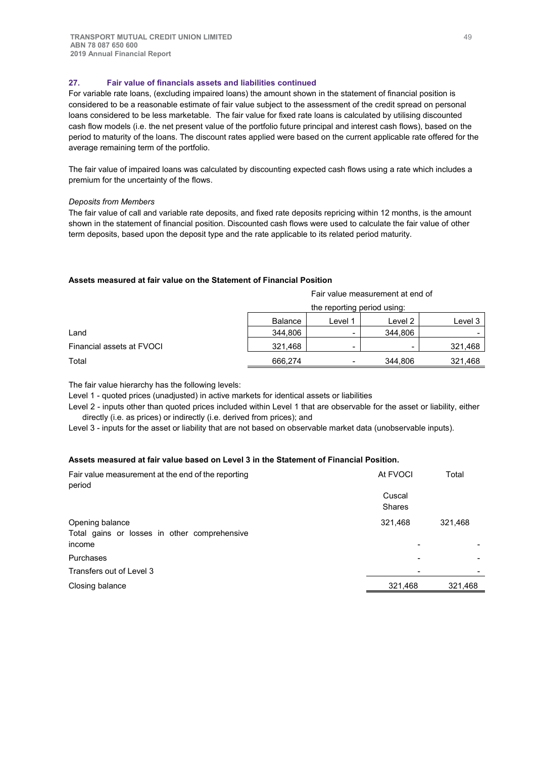## 27. Fair value of financials assets and liabilities continued

For variable rate loans, (excluding impaired loans) the amount shown in the statement of financial position is considered to be a reasonable estimate of fair value subject to the assessment of the credit spread on personal loans considered to be less marketable. The fair value for fixed rate loans is calculated by utilising discounted cash flow models (i.e. the net present value of the portfolio future principal and interest cash flows), based on the period to maturity of the loans. The discount rates applied were based on the current applicable rate offered for the average remaining term of the portfolio.

The fair value of impaired loans was calculated by discounting expected cash flows using a rate which includes a premium for the uncertainty of the flows.

*Deposits from Members*

The fair value of call and variable rate deposits, and fixed rate deposits repricing within 12 months, is the amount shown in the statement of financial position. Discounted cash flows were used to calculate the fair value of other term deposits, based upon the deposit type and the rate applicable to its related period maturity.

**Assets measured at fair value on the Statement of Financial Position**

| | | Fair value measurement at end of the reporting period using: | | |
|---|---|---|---|---|
| | Balance | Level 1 | Level 2 | Level 3 |
| Land | 344,806 | - | 344,806 | - |
| Financial assets at FVOCI | 321,468 | - | - | 321,468 |
| Total | 666,274 | - | 344,806 | 321,468 |

The fair value hierarchy has the following levels:

Level 1 - quoted prices (unadjusted) in active markets for identical assets or liabilities

Level 2 - inputs other than quoted prices included within Level 1 that are observable for the asset or liability, either directly (i.e. as prices) or indirectly (i.e. derived from prices); and

Level 3 - inputs for the asset or liability that are not based on observable market data (unobservable inputs).

**Assets measured at fair value based on Level 3 in the Statement of Financial Position.**

| Fair value measurement at the end of the reporting period | At FVOCI | Total |
|---|---|---|
| | Cuscal Shares | |
| Opening balance | 321,468 | 321,468 |
| Total gains or losses in other comprehensive income | - | - |
| Purchases | - | - |
| Transfers out of Level 3 | - | - |
| Closing balance | 321,468 | 321,468 |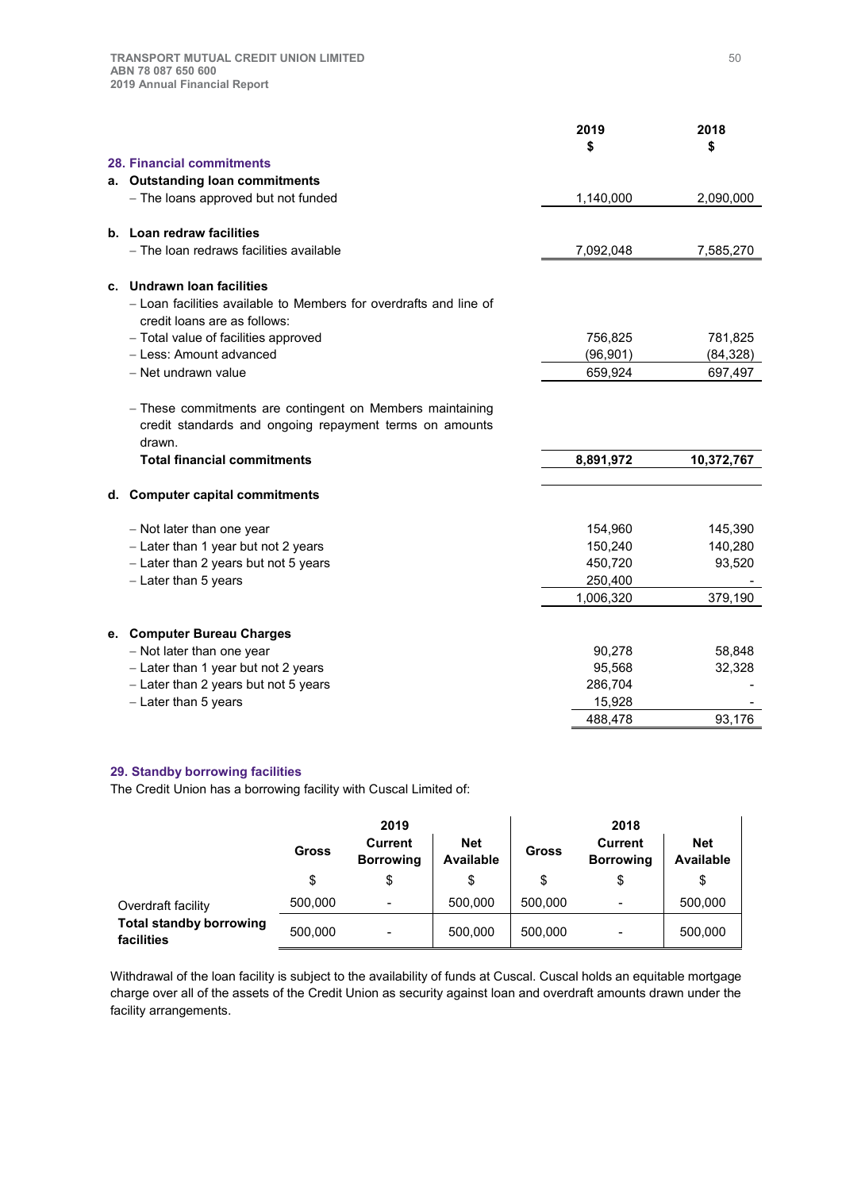| | 2019 | 2018 |
|---|---|---|
| | $ | $ |
| **28. Financial commitments** | | |
| **a. Outstanding loan commitments** | | |
| – The loans approved but not funded | 1,140,000 | 2,090,000 |
| **b. Loan redraw facilities** | | |
| – The loan redraws facilities available | 7,092,048 | 7,585,270 |
| **c. Undrawn loan facilities** | | |
| – Loan facilities available to Members for overdrafts and line of credit loans are as follows: | | |
| – Total value of facilities approved | 756,825 | 781,825 |
| – Less: Amount advanced | (96,901) | (84,328) |
| – Net undrawn value | 659,924 | 697,497 |
| – These commitments are contingent on Members maintaining credit standards and ongoing repayment terms on amounts drawn. | | |
| **Total financial commitments** | **8,891,972** | **10,372,767** |
| **d. Computer capital commitments** | | |
| – Not later than one year | 154,960 | 145,390 |
| – Later than 1 year but not 2 years | 150,240 | 140,280 |
| – Later than 2 years but not 5 years | 450,720 | 93,520 |
| – Later than 5 years | 250,400 | - |
| | 1,006,320 | 379,190 |
| **e. Computer Bureau Charges** | | |
| – Not later than one year | 90,278 | 58,848 |
| – Later than 1 year but not 2 years | 95,568 | 32,328 |
| – Later than 2 years but not 5 years | 286,704 | - |
| – Later than 5 years | 15,928 | - |
| | 488,478 | 93,176 |

## 29. Standby borrowing facilities

The Credit Union has a borrowing facility with Cuscal Limited of:

| | 2019 | | | 2018 | | |
|---|---|---|---|---|---|---|
| | **Gross** | **Current Borrowing** | **Net Available** | **Gross** | **Current Borrowing** | **Net Available** |
| | $ | $ | $ | $ | $ | $ |
| Overdraft facility | 500,000 | - | 500,000 | 500,000 | - | 500,000 |
| **Total standby borrowing facilities** | 500,000 | - | 500,000 | 500,000 | - | 500,000 |

Withdrawal of the loan facility is subject to the availability of funds at Cuscal. Cuscal holds an equitable mortgage charge over all of the assets of the Credit Union as security against loan and overdraft amounts drawn under the facility arrangements.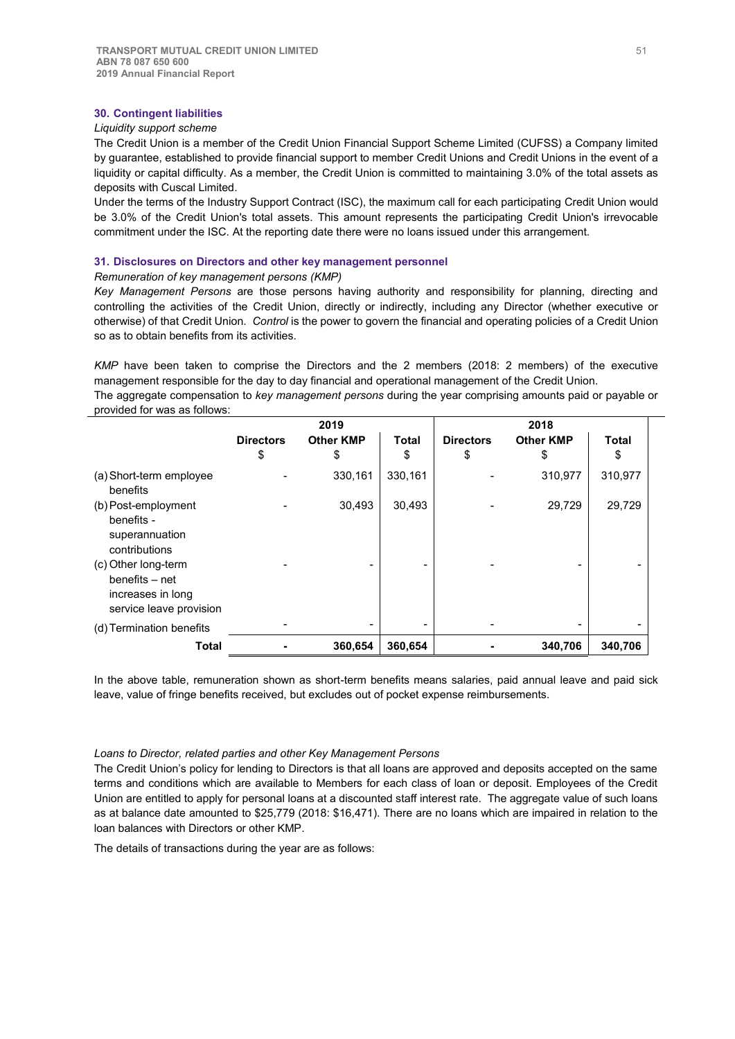## 30. Contingent liabilities

*Liquidity support scheme*

The Credit Union is a member of the Credit Union Financial Support Scheme Limited (CUFSS) a Company limited by guarantee, established to provide financial support to member Credit Unions and Credit Unions in the event of a liquidity or capital difficulty. As a member, the Credit Union is committed to maintaining 3.0% of the total assets as deposits with Cuscal Limited.

Under the terms of the Industry Support Contract (ISC), the maximum call for each participating Credit Union would be 3.0% of the Credit Union's total assets. This amount represents the participating Credit Union's irrevocable commitment under the ISC. At the reporting date there were no loans issued under this arrangement.

## 31. Disclosures on Directors and other key management personnel

*Remuneration of key management persons (KMP)*

*Key Management Persons* are those persons having authority and responsibility for planning, directing and controlling the activities of the Credit Union, directly or indirectly, including any Director (whether executive or otherwise) of that Credit Union. *Control* is the power to govern the financial and operating policies of a Credit Union so as to obtain benefits from its activities.

*KMP* have been taken to comprise the Directors and the 2 members (2018: 2 members) of the executive management responsible for the day to day financial and operational management of the Credit Union.

The aggregate compensation to *key management persons* during the year comprising amounts paid or payable or provided for was as follows:

| | 2019 | | | 2018 | | |
|---|---|---|---|---|---|---|
| | **Directors** $ | **Other KMP** $ | **Total** $ | **Directors** $ | **Other KMP** $ | **Total** $ |
| (a) Short-term employee benefits | - | 330,161 | 330,161 | - | 310,977 | 310,977 |
| (b) Post-employment benefits - superannuation contributions | - | 30,493 | 30,493 | - | 29,729 | 29,729 |
| (c) Other long-term benefits – net increases in long service leave provision | - | - | - | - | - | - |
| (d) Termination benefits | - | - | - | - | - | - |
| **Total** | **-** | **360,654** | **360,654** | **-** | **340,706** | **340,706** |

In the above table, remuneration shown as short-term benefits means salaries, paid annual leave and paid sick leave, value of fringe benefits received, but excludes out of pocket expense reimbursements.

*Loans to Director, related parties and other Key Management Persons*

The Credit Union's policy for lending to Directors is that all loans are approved and deposits accepted on the same terms and conditions which are available to Members for each class of loan or deposit. Employees of the Credit Union are entitled to apply for personal loans at a discounted staff interest rate. The aggregate value of such loans as at balance date amounted to $25,779 (2018: $16,471). There are no loans which are impaired in relation to the loan balances with Directors or other KMP.

The details of transactions during the year are as follows: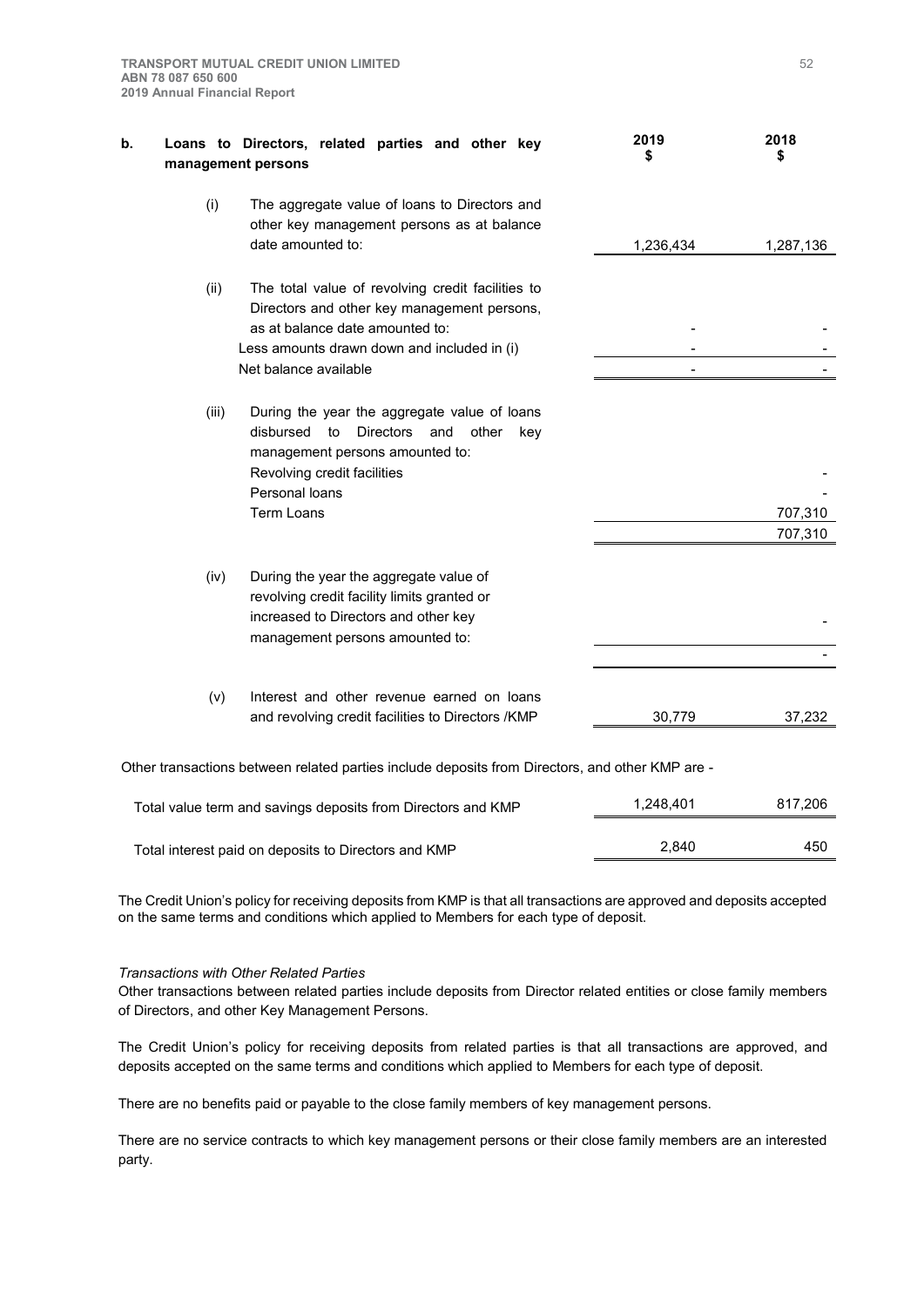| b. | Loans to Directors, related parties and other key management persons | 2019 $ | 2018 $ |
|---|---|---|---|
| (i) | The aggregate value of loans to Directors and other key management persons as at balance date amounted to: | 1,236,434 | 1,287,136 |
| (ii) | The total value of revolving credit facilities to Directors and other key management persons, as at balance date amounted to: | - | - |
| | Less amounts drawn down and included in (i) | - | - |
| | Net balance available | - | - |
| (iii) | During the year the aggregate value of loans disbursed to Directors and other key management persons amounted to: | | |
| | Revolving credit facilities | | - |
| | Personal loans | | - |
| | Term Loans | | 707,310 |
| | | | 707,310 |
| (iv) | During the year the aggregate value of revolving credit facility limits granted or increased to Directors and other key management persons amounted to: | | - |
| | | | - |
| (v) | Interest and other revenue earned on loans and revolving credit facilities to Directors /KMP | 30,779 | 37,232 |

Other transactions between related parties include deposits from Directors, and other KMP are -

| | 2019 $ | 2018 $ |
|---|---|---|
| Total value term and savings deposits from Directors and KMP | 1,248,401 | 817,206 |
| Total interest paid on deposits to Directors and KMP | 2,840 | 450 |

The Credit Union's policy for receiving deposits from KMP is that all transactions are approved and deposits accepted on the same terms and conditions which applied to Members for each type of deposit.

*Transactions with Other Related Parties*

Other transactions between related parties include deposits from Director related entities or close family members of Directors, and other Key Management Persons.

The Credit Union's policy for receiving deposits from related parties is that all transactions are approved, and deposits accepted on the same terms and conditions which applied to Members for each type of deposit.

There are no benefits paid or payable to the close family members of key management persons.

There are no service contracts to which key management persons or their close family members are an interested party.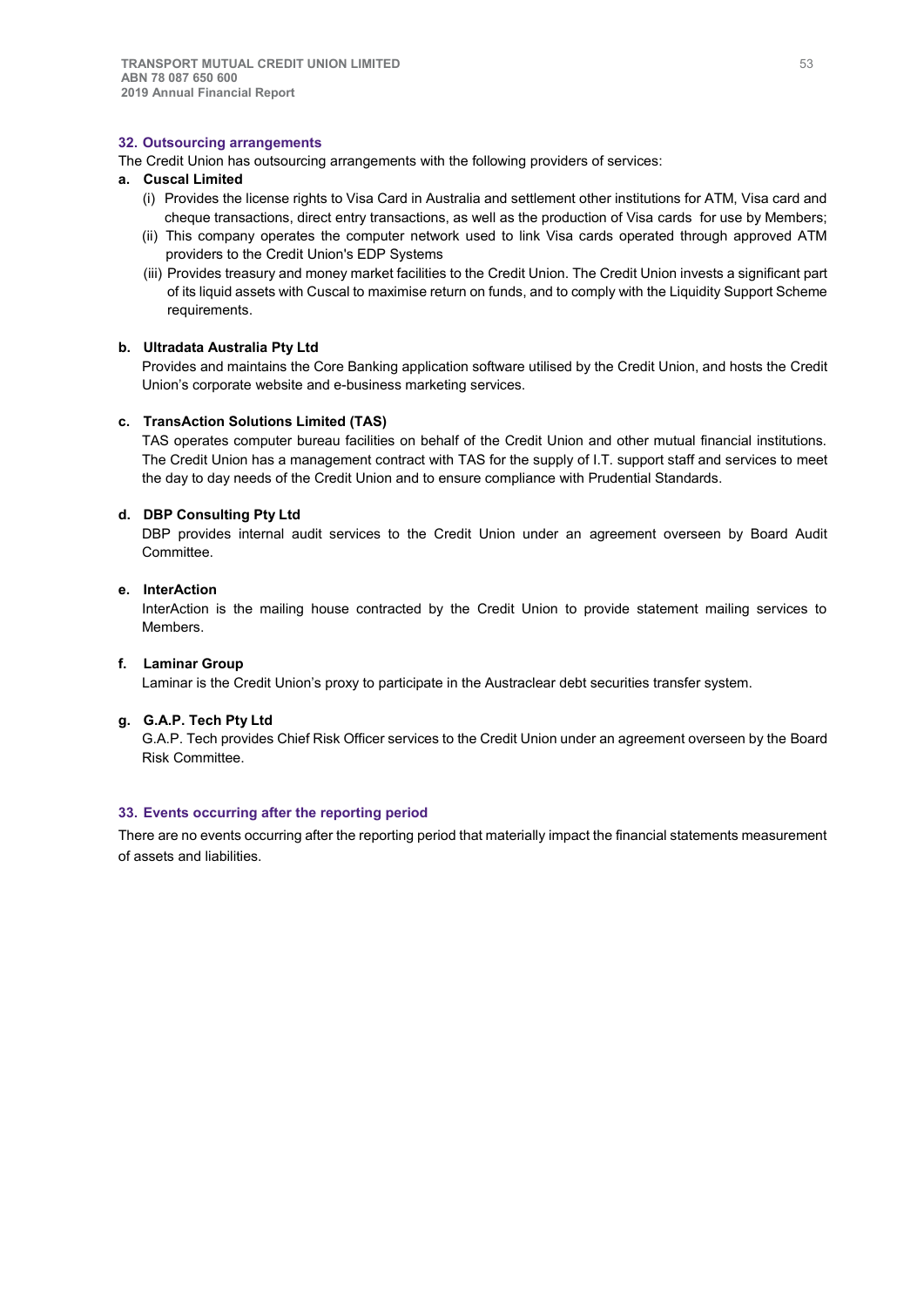## 32. Outsourcing arrangements

The Credit Union has outsourcing arrangements with the following providers of services:

**a. Cuscal Limited**

(i) Provides the license rights to Visa Card in Australia and settlement other institutions for ATM, Visa card and cheque transactions, direct entry transactions, as well as the production of Visa cards for use by Members;

(ii) This company operates the computer network used to link Visa cards operated through approved ATM providers to the Credit Union's EDP Systems

(iii) Provides treasury and money market facilities to the Credit Union. The Credit Union invests a significant part of its liquid assets with Cuscal to maximise return on funds, and to comply with the Liquidity Support Scheme requirements.

**b. Ultradata Australia Pty Ltd**

Provides and maintains the Core Banking application software utilised by the Credit Union, and hosts the Credit Union's corporate website and e-business marketing services.

**c. TransAction Solutions Limited (TAS)**

TAS operates computer bureau facilities on behalf of the Credit Union and other mutual financial institutions. The Credit Union has a management contract with TAS for the supply of I.T. support staff and services to meet the day to day needs of the Credit Union and to ensure compliance with Prudential Standards.

**d. DBP Consulting Pty Ltd**

DBP provides internal audit services to the Credit Union under an agreement overseen by Board Audit Committee.

**e. InterAction**

InterAction is the mailing house contracted by the Credit Union to provide statement mailing services to Members.

**f. Laminar Group**

Laminar is the Credit Union's proxy to participate in the Austraclear debt securities transfer system.

**g. G.A.P. Tech Pty Ltd**

G.A.P. Tech provides Chief Risk Officer services to the Credit Union under an agreement overseen by the Board Risk Committee.

## 33. Events occurring after the reporting period

There are no events occurring after the reporting period that materially impact the financial statements measurement of assets and liabilities.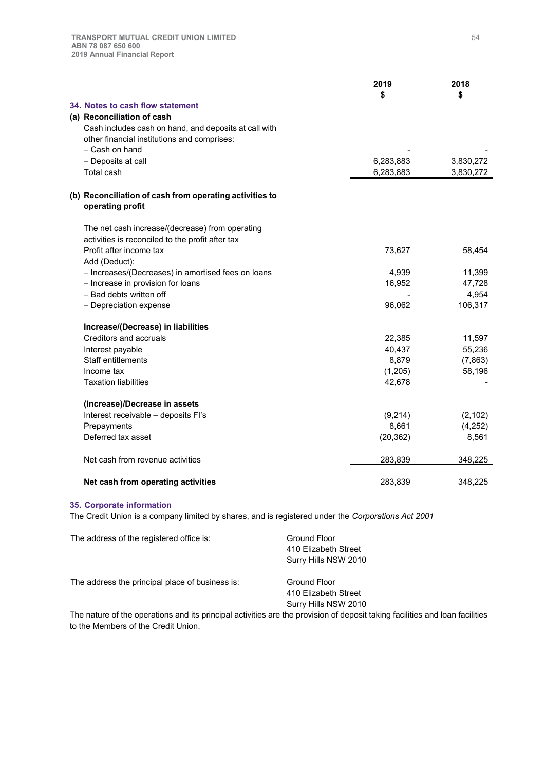## 34. Notes to cash flow statement

### (a) Reconciliation of cash

| | 2019 $ | 2018 $ |
|---|---|---|
| Cash includes cash on hand, and deposits at call with other financial institutions and comprises: | | |
| – Cash on hand | - | - |
| – Deposits at call | 6,283,883 | 3,830,272 |
| Total cash | 6,283,883 | 3,830,272 |

### (b) Reconciliation of cash from operating activities to operating profit

| | 2019 $ | 2018 $ |
|---|---|---|
| The net cash increase/(decrease) from operating activities is reconciled to the profit after tax | | |
| Profit after income tax | 73,627 | 58,454 |
| Add (Deduct): | | |
| – Increases/(Decreases) in amortised fees on loans | 4,939 | 11,399 |
| – Increase in provision for loans | 16,952 | 47,728 |
| – Bad debts written off | - | 4,954 |
| – Depreciation expense | 96,062 | 106,317 |
| **Increase/(Decrease) in liabilities** | | |
| Creditors and accruals | 22,385 | 11,597 |
| Interest payable | 40,437 | 55,236 |
| Staff entitlements | 8,879 | (7,863) |
| Income tax | (1,205) | 58,196 |
| Taxation liabilities | 42,678 | - |
| **(Increase)/Decrease in assets** | | |
| Interest receivable – deposits FI's | (9,214) | (2,102) |
| Prepayments | 8,661 | (4,252) |
| Deferred tax asset | (20,362) | 8,561 |
| Net cash from revenue activities | 283,839 | 348,225 |
| **Net cash from operating activities** | 283,839 | 348,225 |

## 35. Corporate information

The Credit Union is a company limited by shares, and is registered under the *Corporations Act 2001*

| | |
|---|---|
| The address of the registered office is: | Ground Floor<br>410 Elizabeth Street<br>Surry Hills NSW 2010 |
| The address the principal place of business is: | Ground Floor<br>410 Elizabeth Street<br>Surry Hills NSW 2010 |

The nature of the operations and its principal activities are the provision of deposit taking facilities and loan facilities to the Members of the Credit Union.